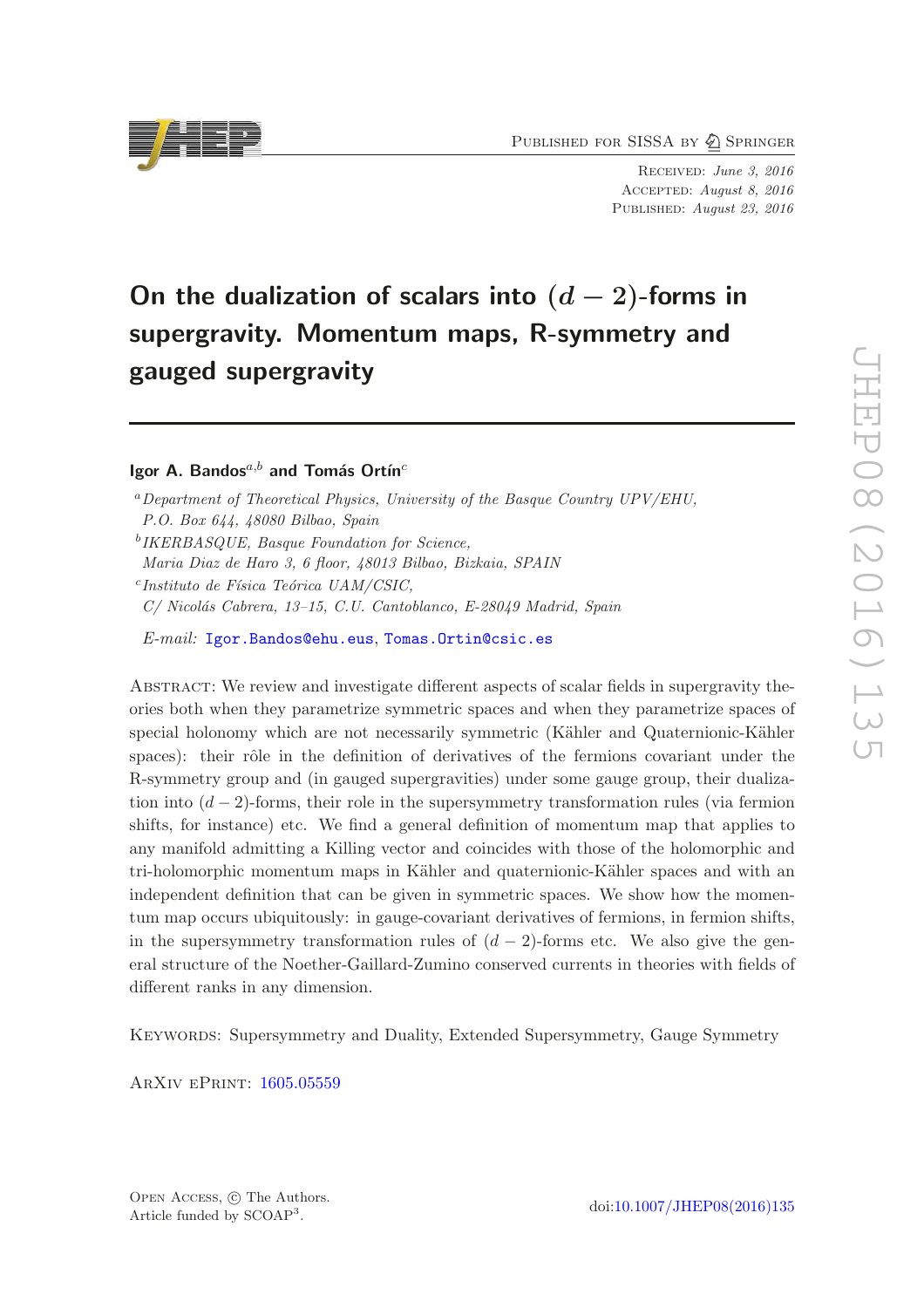Published for SISSA by Springer

Received: *June 3, 2016*
Accepted: *August 8, 2016*
Published: *August 23, 2016*

# On the dualization of scalars into $(d-2)$-forms in supergravity. Momentum maps, R-symmetry and gauged supergravity

**Igor A. Bandos**[a,b] **and Tomás Ortín**[c]

[a] *Department of Theoretical Physics, University of the Basque Country UPV/EHU, P.O. Box 644, 48080 Bilbao, Spain*

[b] *IKERBASQUE, Basque Foundation for Science, Maria Diaz de Haro 3, 6 floor, 48013 Bilbao, Bizkaia, SPAIN*

[c] *Instituto de Física Teórica UAM/CSIC, C/ Nicolás Cabrera, 13–15, C.U. Cantoblanco, E-28049 Madrid, Spain*

*E-mail:* Igor.Bandos@ehu.eus, Tomas.Ortin@csic.es

Abstract: We review and investigate different aspects of scalar fields in supergravity theories both when they parametrize symmetric spaces and when they parametrize spaces of special holonomy which are not necessarily symmetric (Kähler and Quaternionic-Kähler spaces): their rôle in the definition of derivatives of the fermions covariant under the R-symmetry group and (in gauged supergravities) under some gauge group, their dualization into $(d-2)$-forms, their role in the supersymmetry transformation rules (via fermion shifts, for instance) etc. We find a general definition of momentum map that applies to any manifold admitting a Killing vector and coincides with those of the holomorphic and tri-holomorphic momentum maps in Kähler and quaternionic-Kähler spaces and with an independent definition that can be given in symmetric spaces. We show how the momentum map occurs ubiquitously: in gauge-covariant derivatives of fermions, in fermion shifts, in the supersymmetry transformation rules of $(d-2)$-forms etc. We also give the general structure of the Noether-Gaillard-Zumino conserved currents in theories with fields of different ranks in any dimension.

Keywords: Supersymmetry and Duality, Extended Supersymmetry, Gauge Symmetry

ArXiv ePrint: 1605.05559

Open Access, © The Authors.
Article funded by SCOAP[3].

doi:10.1007/JHEP08(2016)135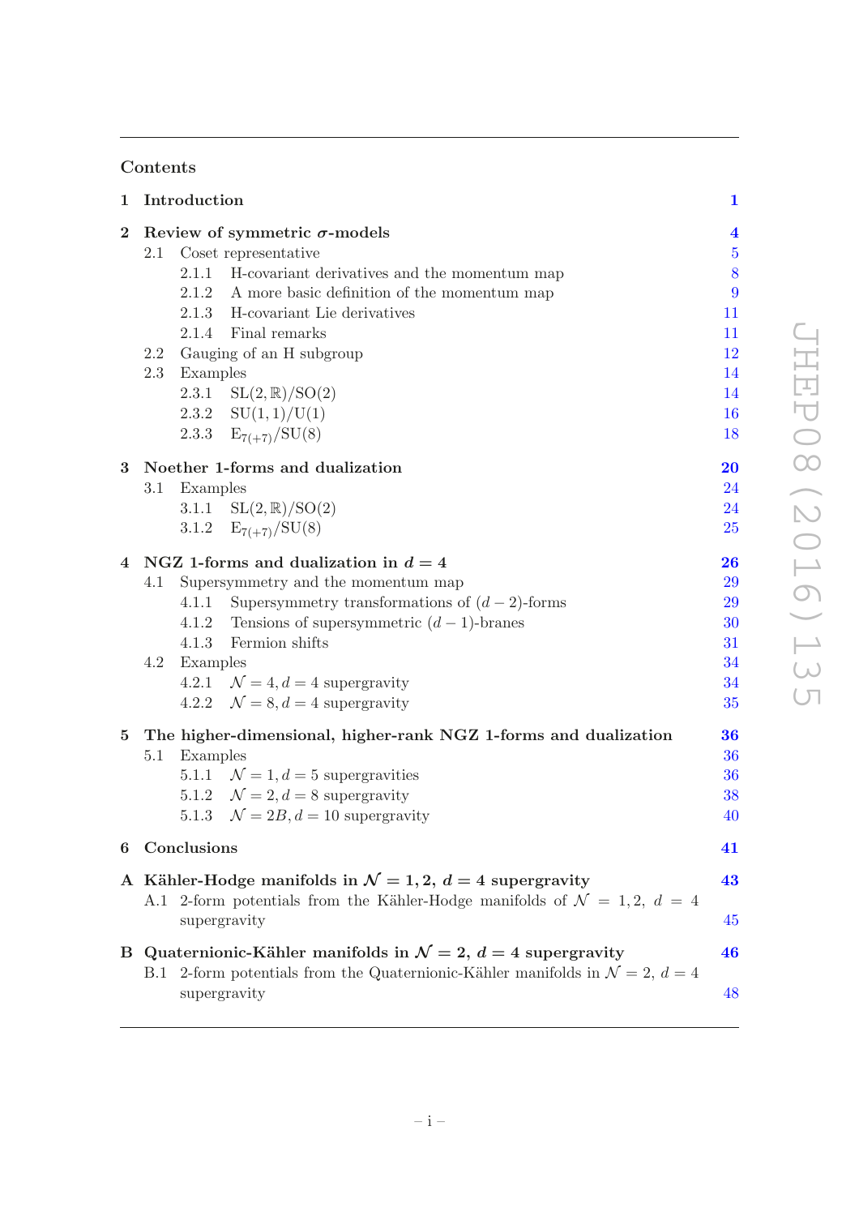## Contents

**1 Introduction** **1**

**2 Review of symmetric $\sigma$-models** **4**
- 2.1 Coset representative 5
  - 2.1.1 H-covariant derivatives and the momentum map 8
  - 2.1.2 A more basic definition of the momentum map 9
  - 2.1.3 H-covariant Lie derivatives 11
  - 2.1.4 Final remarks 11
- 2.2 Gauging of an H subgroup 12
- 2.3 Examples 14
  - 2.3.1 $\mathrm{SL}(2,\mathbb{R})/\mathrm{SO}(2)$ 14
  - 2.3.2 $\mathrm{SU}(1,1)/\mathrm{U}(1)$ 16
  - 2.3.3 $\mathrm{E}_{7(+7)}/\mathrm{SU}(8)$ 18

**3 Noether 1-forms and dualization** **20**
- 3.1 Examples 24
  - 3.1.1 $\mathrm{SL}(2,\mathbb{R})/\mathrm{SO}(2)$ 24
  - 3.1.2 $\mathrm{E}_{7(+7)}/\mathrm{SU}(8)$ 25

**4 NGZ 1-forms and dualization in $d = 4$** **26**
- 4.1 Supersymmetry and the momentum map 29
  - 4.1.1 Supersymmetry transformations of $(d-2)$-forms 29
  - 4.1.2 Tensions of supersymmetric $(d-1)$-branes 30
  - 4.1.3 Fermion shifts 31
- 4.2 Examples 34
  - 4.2.1 $\mathcal{N} = 4, d = 4$ supergravity 34
  - 4.2.2 $\mathcal{N} = 8, d = 4$ supergravity 35

**5 The higher-dimensional, higher-rank NGZ 1-forms and dualization** **36**
- 5.1 Examples 36
  - 5.1.1 $\mathcal{N} = 1, d = 5$ supergravities 36
  - 5.1.2 $\mathcal{N} = 2, d = 8$ supergravity 38
  - 5.1.3 $\mathcal{N} = 2B, d = 10$ supergravity 40

**6 Conclusions** **41**

**A Kähler-Hodge manifolds in $\mathcal{N} = 1, 2,\ d = 4$ supergravity** **43**
- A.1 2-form potentials from the Kähler-Hodge manifolds of $\mathcal{N} = 1, 2,\ d = 4$ supergravity 45

**B Quaternionic-Kähler manifolds in $\mathcal{N} = 2,\ d = 4$ supergravity** **46**
- B.1 2-form potentials from the Quaternionic-Kähler manifolds in $\mathcal{N} = 2,\ d = 4$ supergravity 48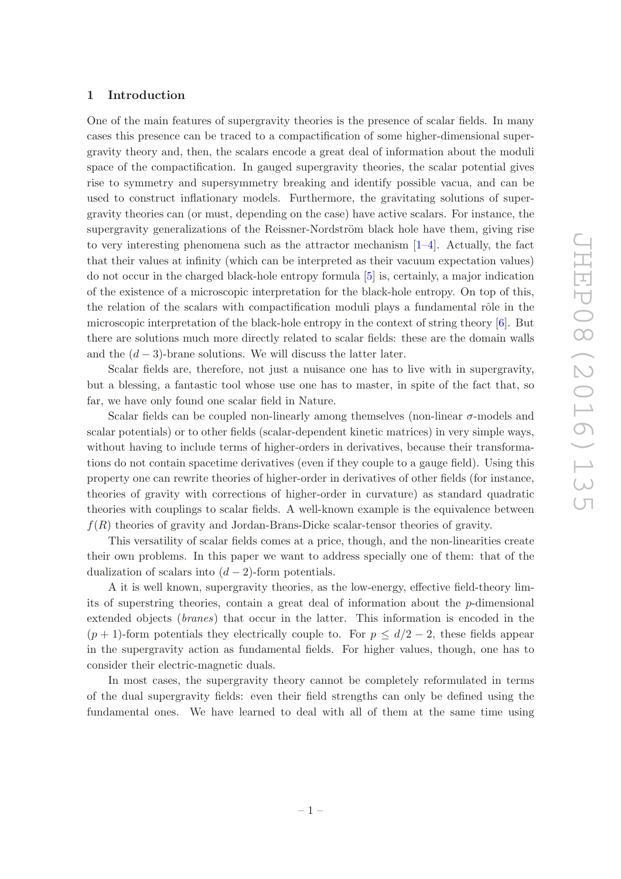## 1 Introduction

One of the main features of supergravity theories is the presence of scalar fields. In many cases this presence can be traced to a compactification of some higher-dimensional supergravity theory and, then, the scalars encode a great deal of information about the moduli space of the compactification. In gauged supergravity theories, the scalar potential gives rise to symmetry and supersymmetry breaking and identify possible vacua, and can be used to construct inflationary models. Furthermore, the gravitating solutions of supergravity theories can (or must, depending on the case) have active scalars. For instance, the supergravity generalizations of the Reissner-Nordström black hole have them, giving rise to very interesting phenomena such as the attractor mechanism [1–4]. Actually, the fact that their values at infinity (which can be interpreted as their vacuum expectation values) do not occur in the charged black-hole entropy formula [5] is, certainly, a major indication of the existence of a microscopic interpretation for the black-hole entropy. On top of this, the relation of the scalars with compactification moduli plays a fundamental rôle in the microscopic interpretation of the black-hole entropy in the context of string theory [6]. But there are solutions much more directly related to scalar fields: these are the domain walls and the $(d-3)$-brane solutions. We will discuss the latter later.

Scalar fields are, therefore, not just a nuisance one has to live with in supergravity, but a blessing, a fantastic tool whose use one has to master, in spite of the fact that, so far, we have only found one scalar field in Nature.

Scalar fields can be coupled non-linearly among themselves (non-linear $\sigma$-models and scalar potentials) or to other fields (scalar-dependent kinetic matrices) in very simple ways, without having to include terms of higher-orders in derivatives, because their transformations do not contain spacetime derivatives (even if they couple to a gauge field). Using this property one can rewrite theories of higher-order in derivatives of other fields (for instance, theories of gravity with corrections of higher-order in curvature) as standard quadratic theories with couplings to scalar fields. A well-known example is the equivalence between $f(R)$ theories of gravity and Jordan-Brans-Dicke scalar-tensor theories of gravity.

This versatility of scalar fields comes at a price, though, and the non-linearities create their own problems. In this paper we want to address specially one of them: that of the dualization of scalars into $(d-2)$-form potentials.

A it is well known, supergravity theories, as the low-energy, effective field-theory limits of superstring theories, contain a great deal of information about the $p$-dimensional extended objects (*branes*) that occur in the latter. This information is encoded in the $(p+1)$-form potentials they electrically couple to. For $p \leq d/2-2$, these fields appear in the supergravity action as fundamental fields. For higher values, though, one has to consider their electric-magnetic duals.

In most cases, the supergravity theory cannot be completely reformulated in terms of the dual supergravity fields: even their field strengths can only be defined using the fundamental ones. We have learned to deal with all of them at the same time using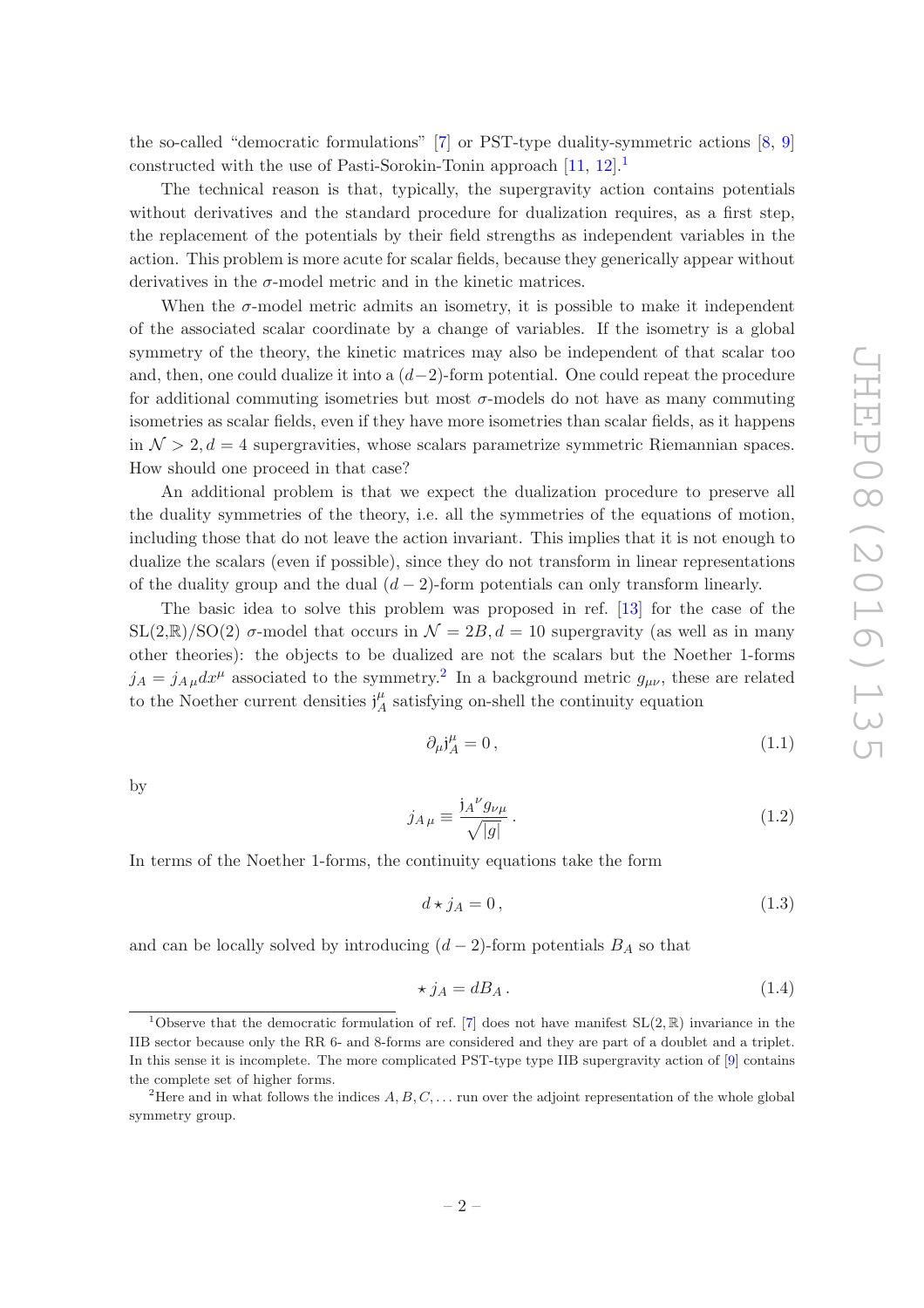the so-called "democratic formulations" [7] or PST-type duality-symmetric actions [8, 9] constructed with the use of Pasti-Sorokin-Tonin approach [11, 12].[1]

The technical reason is that, typically, the supergravity action contains potentials without derivatives and the standard procedure for dualization requires, as a first step, the replacement of the potentials by their field strengths as independent variables in the action. This problem is more acute for scalar fields, because they generically appear without derivatives in the $\sigma$-model metric and in the kinetic matrices.

When the $\sigma$-model metric admits an isometry, it is possible to make it independent of the associated scalar coordinate by a change of variables. If the isometry is a global symmetry of the theory, the kinetic matrices may also be independent of that scalar too and, then, one could dualize it into a $(d-2)$-form potential. One could repeat the procedure for additional commuting isometries but most $\sigma$-models do not have as many commuting isometries as scalar fields, even if they have more isometries than scalar fields, as it happens in $\mathcal{N} > 2, d = 4$ supergravities, whose scalars parametrize symmetric Riemannian spaces. How should one proceed in that case?

An additional problem is that we expect the dualization procedure to preserve all the duality symmetries of the theory, i.e. all the symmetries of the equations of motion, including those that do not leave the action invariant. This implies that it is not enough to dualize the scalars (even if possible), since they do not transform in linear representations of the duality group and the dual $(d-2)$-form potentials can only transform linearly.

The basic idea to solve this problem was proposed in ref. [13] for the case of the $\mathrm{SL}(2,\mathbb{R})/\mathrm{SO}(2)$ $\sigma$-model that occurs in $\mathcal{N} = 2B, d = 10$ supergravity (as well as in many other theories): the objects to be dualized are not the scalars but the Noether 1-forms $j_A = j_{A\,\mu} dx^\mu$ associated to the symmetry.[2] In a background metric $g_{\mu\nu}$, these are related to the Noether current densities $\mathfrak{j}_A^\mu$ satisfying on-shell the continuity equation

$$\partial_\mu \mathfrak{j}_A^\mu = 0\,, \tag{1.1}$$

by

$$j_{A\,\mu} \equiv \frac{\mathfrak{j}_A{}^\nu g_{\nu\mu}}{\sqrt{|g|}}\,. \tag{1.2}$$

In terms of the Noether 1-forms, the continuity equations take the form

$$d \star j_A = 0\,, \tag{1.3}$$

and can be locally solved by introducing $(d-2)$-form potentials $B_A$ so that

$$\star\, j_A = dB_A\,. \tag{1.4}$$

[1] Observe that the democratic formulation of ref. [7] does not have manifest $\mathrm{SL}(2,\mathbb{R})$ invariance in the IIB sector because only the RR 6- and 8-forms are considered and they are part of a doublet and a triplet. In this sense it is incomplete. The more complicated PST-type type IIB supergravity action of [9] contains the complete set of higher forms.

[2] Here and in what follows the indices $A, B, C, \ldots$ run over the adjoint representation of the whole global symmetry group.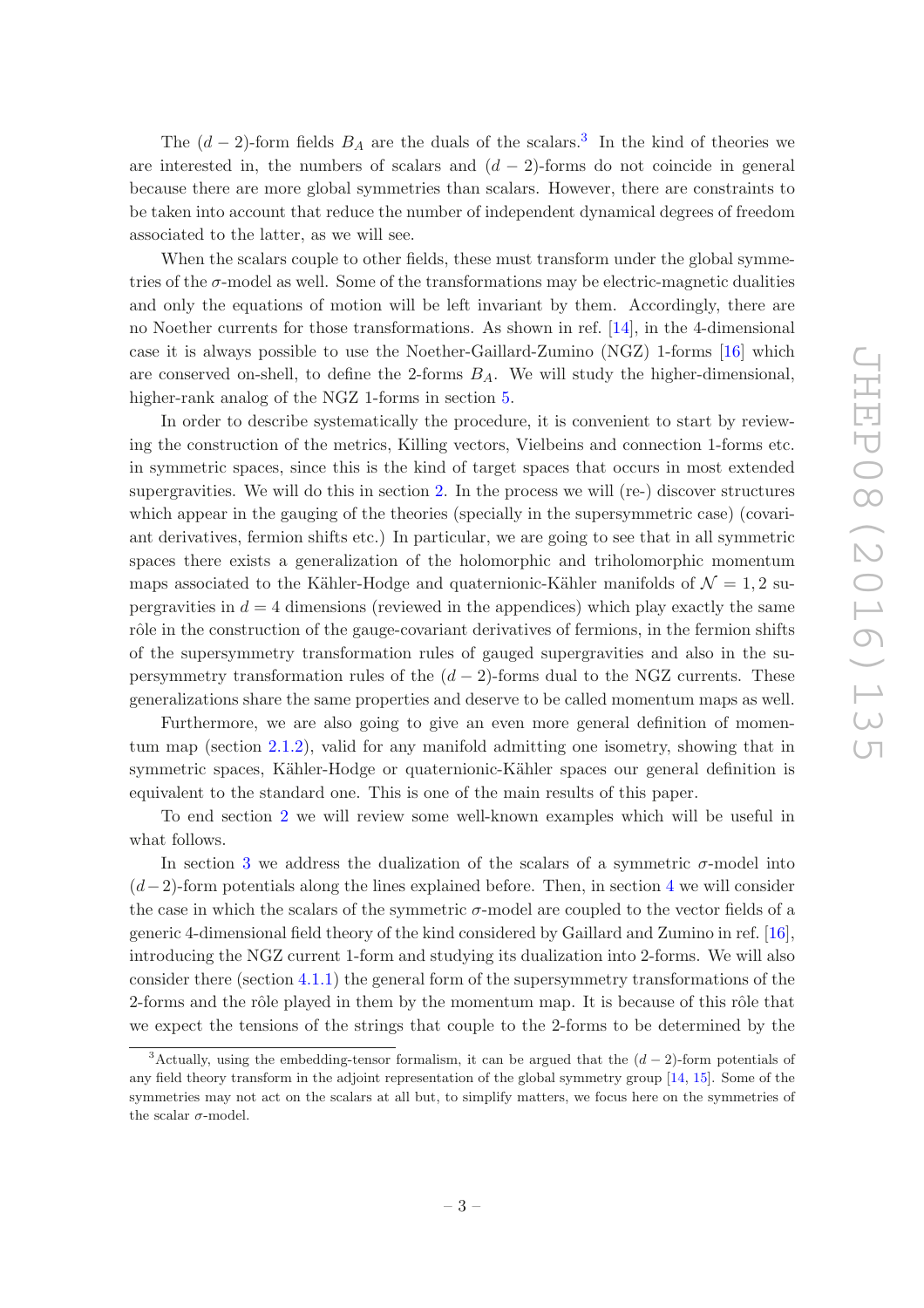The $(d-2)$-form fields $B_A$ are the duals of the scalars.[3] In the kind of theories we are interested in, the numbers of scalars and $(d-2)$-forms do not coincide in general because there are more global symmetries than scalars. However, there are constraints to be taken into account that reduce the number of independent dynamical degrees of freedom associated to the latter, as we will see.

When the scalars couple to other fields, these must transform under the global symmetries of the $\sigma$-model as well. Some of the transformations may be electric-magnetic dualities and only the equations of motion will be left invariant by them. Accordingly, there are no Noether currents for those transformations. As shown in ref. [14], in the 4-dimensional case it is always possible to use the Noether-Gaillard-Zumino (NGZ) 1-forms [16] which are conserved on-shell, to define the 2-forms $B_A$. We will study the higher-dimensional, higher-rank analog of the NGZ 1-forms in section 5.

In order to describe systematically the procedure, it is convenient to start by reviewing the construction of the metrics, Killing vectors, Vielbeins and connection 1-forms etc. in symmetric spaces, since this is the kind of target spaces that occurs in most extended supergravities. We will do this in section 2. In the process we will (re-) discover structures which appear in the gauging of the theories (specially in the supersymmetric case) (covariant derivatives, fermion shifts etc.) In particular, we are going to see that in all symmetric spaces there exists a generalization of the holomorphic and triholomorphic momentum maps associated to the Kähler-Hodge and quaternionic-Kähler manifolds of $\mathcal{N}=1,2$ supergravities in $d=4$ dimensions (reviewed in the appendices) which play exactly the same rôle in the construction of the gauge-covariant derivatives of fermions, in the fermion shifts of the supersymmetry transformation rules of gauged supergravities and also in the supersymmetry transformation rules of the $(d-2)$-forms dual to the NGZ currents. These generalizations share the same properties and deserve to be called momentum maps as well.

Furthermore, we are also going to give an even more general definition of momentum map (section 2.1.2), valid for any manifold admitting one isometry, showing that in symmetric spaces, Kähler-Hodge or quaternionic-Kähler spaces our general definition is equivalent to the standard one. This is one of the main results of this paper.

To end section 2 we will review some well-known examples which will be useful in what follows.

In section 3 we address the dualization of the scalars of a symmetric $\sigma$-model into $(d-2)$-form potentials along the lines explained before. Then, in section 4 we will consider the case in which the scalars of the symmetric $\sigma$-model are coupled to the vector fields of a generic 4-dimensional field theory of the kind considered by Gaillard and Zumino in ref. [16], introducing the NGZ current 1-form and studying its dualization into 2-forms. We will also consider there (section 4.1.1) the general form of the supersymmetry transformations of the 2-forms and the rôle played in them by the momentum map. It is because of this rôle that we expect the tensions of the strings that couple to the 2-forms to be determined by the

[3] Actually, using the embedding-tensor formalism, it can be argued that the $(d-2)$-form potentials of any field theory transform in the adjoint representation of the global symmetry group [14, 15]. Some of the symmetries may not act on the scalars at all but, to simplify matters, we focus here on the symmetries of the scalar $\sigma$-model.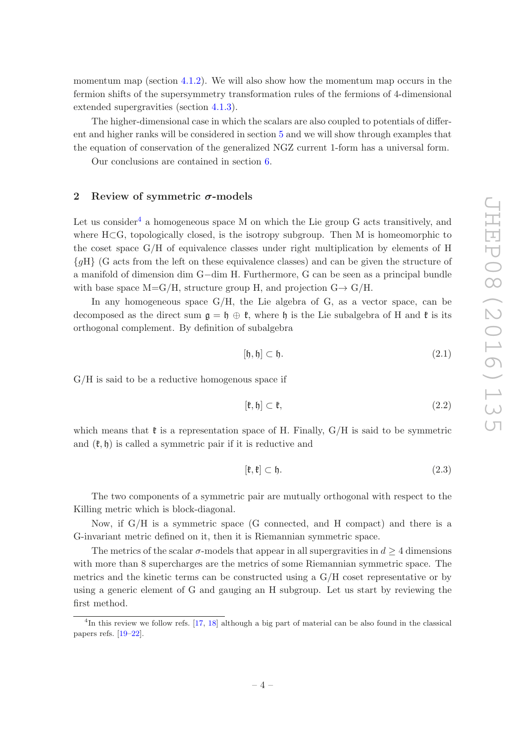momentum map (section 4.1.2). We will also show how the momentum map occurs in the fermion shifts of the supersymmetry transformation rules of the fermions of 4-dimensional extended supergravities (section 4.1.3).

The higher-dimensional case in which the scalars are also coupled to potentials of different and higher ranks will be considered in section 5 and we will show through examples that the equation of conservation of the generalized NGZ current 1-form has a universal form.

Our conclusions are contained in section 6.

## 2 Review of symmetric $\sigma$-models

Let us consider[4] a homogeneous space M on which the Lie group G acts transitively, and where H$\subset$G, topologically closed, is the isotropy subgroup. Then M is homeomorphic to the coset space G/H of equivalence classes under right multiplication by elements of H $\{g\mathrm{H}\}$ (G acts from the left on these equivalence classes) and can be given the structure of a manifold of dimension dim G$-$dim H. Furthermore, G can be seen as a principal bundle with base space M=G/H, structure group H, and projection G$\to$ G/H.

In any homogeneous space G/H, the Lie algebra of G, as a vector space, can be decomposed as the direct sum $\mathfrak{g} = \mathfrak{h} \oplus \mathfrak{k}$, where $\mathfrak{h}$ is the Lie subalgebra of H and $\mathfrak{k}$ is its orthogonal complement. By definition of subalgebra

$$[\mathfrak{h}, \mathfrak{h}] \subset \mathfrak{h}. \tag{2.1}$$

G/H is said to be a reductive homogenous space if

$$[\mathfrak{k}, \mathfrak{h}] \subset \mathfrak{k}, \tag{2.2}$$

which means that $\mathfrak{k}$ is a representation space of H. Finally, G/H is said to be symmetric and $(\mathfrak{k}, \mathfrak{h})$ is called a symmetric pair if it is reductive and

$$[\mathfrak{k}, \mathfrak{k}] \subset \mathfrak{h}. \tag{2.3}$$

The two components of a symmetric pair are mutually orthogonal with respect to the Killing metric which is block-diagonal.

Now, if G/H is a symmetric space (G connected, and H compact) and there is a G-invariant metric defined on it, then it is Riemannian symmetric space.

The metrics of the scalar $\sigma$-models that appear in all supergravities in $d \geq 4$ dimensions with more than 8 supercharges are the metrics of some Riemannian symmetric space. The metrics and the kinetic terms can be constructed using a G/H coset representative or by using a generic element of G and gauging an H subgroup. Let us start by reviewing the first method.

---

[4] In this review we follow refs. [17, 18] although a big part of material can be also found in the classical papers refs. [19–22].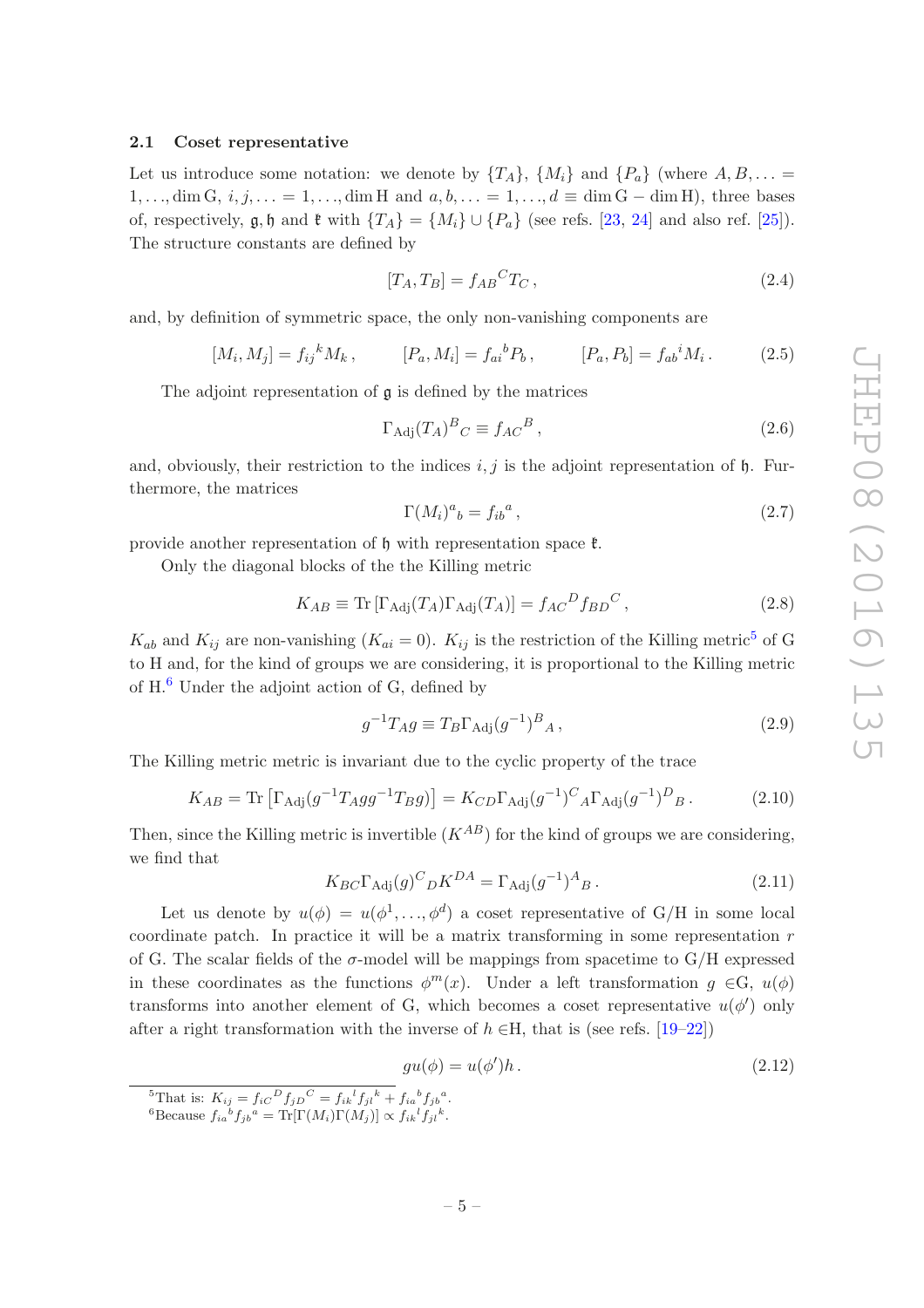### 2.1 Coset representative

Let us introduce some notation: we denote by $\{T_A\}$, $\{M_i\}$ and $\{P_a\}$ (where $A, B, \ldots = 1, \ldots, \dim \mathrm{G}$, $i, j, \ldots = 1, \ldots, \dim \mathrm{H}$ and $a, b, \ldots = 1, \ldots, d \equiv \dim \mathrm{G} - \dim \mathrm{H}$), three bases of, respectively, $\mathfrak{g}$, $\mathfrak{h}$ and $\mathfrak{k}$ with $\{T_A\} = \{M_i\} \cup \{P_a\}$ (see refs. [23, 24] and also ref. [25]). The structure constants are defined by

$$[T_A, T_B] = f_{AB}{}^C T_C\,, \tag{2.4}$$

and, by definition of symmetric space, the only non-vanishing components are

$$[M_i, M_j] = f_{ij}{}^k M_k\,, \qquad [P_a, M_i] = f_{ai}{}^b P_b\,, \qquad [P_a, P_b] = f_{ab}{}^i M_i\,. \tag{2.5}$$

The adjoint representation of $\mathfrak{g}$ is defined by the matrices

$$\Gamma_{\mathrm{Adj}}(T_A)^B{}_C \equiv f_{AC}{}^B\,, \tag{2.6}$$

and, obviously, their restriction to the indices $i, j$ is the adjoint representation of $\mathfrak{h}$. Furthermore, the matrices

$$\Gamma(M_i)^a{}_b = f_{ib}{}^a\,, \tag{2.7}$$

provide another representation of $\mathfrak{h}$ with representation space $\mathfrak{k}$.

Only the diagonal blocks of the the Killing metric

$$K_{AB} \equiv \mathrm{Tr}\left[\Gamma_{\mathrm{Adj}}(T_A)\Gamma_{\mathrm{Adj}}(T_A)\right] = f_{AC}{}^D f_{BD}{}^C\,, \tag{2.8}$$

$K_{ab}$ and $K_{ij}$ are non-vanishing ($K_{ai} = 0$). $K_{ij}$ is the restriction of the Killing metric[5] of G to H and, for the kind of groups we are considering, it is proportional to the Killing metric of H.[6] Under the adjoint action of G, defined by

$$g^{-1} T_A g \equiv T_B \Gamma_{\mathrm{Adj}}(g^{-1})^B{}_A\,, \tag{2.9}$$

The Killing metric metric is invariant due to the cyclic property of the trace

$$K_{AB} = \mathrm{Tr}\left[\Gamma_{\mathrm{Adj}}(g^{-1}T_A g g^{-1} T_B g)\right] = K_{CD}\Gamma_{\mathrm{Adj}}(g^{-1})^C{}_A \Gamma_{\mathrm{Adj}}(g^{-1})^D{}_B\,. \tag{2.10}$$

Then, since the Killing metric is invertible ($K^{AB}$) for the kind of groups we are considering, we find that

$$K_{BC}\Gamma_{\mathrm{Adj}}(g)^C{}_D K^{DA} = \Gamma_{\mathrm{Adj}}(g^{-1})^A{}_B\,. \tag{2.11}$$

Let us denote by $u(\phi) = u(\phi^1, \ldots, \phi^d)$ a coset representative of G/H in some local coordinate patch. In practice it will be a matrix transforming in some representation $r$ of G. The scalar fields of the $\sigma$-model will be mappings from spacetime to G/H expressed in these coordinates as the functions $\phi^m(x)$. Under a left transformation $g \in$G, $u(\phi)$ transforms into another element of G, which becomes a coset representative $u(\phi')$ only after a right transformation with the inverse of $h \in$H, that is (see refs. [19–22])

$$g u(\phi) = u(\phi') h\,. \tag{2.12}$$

---

[5] That is: $K_{ij} = f_{iC}{}^D f_{jD}{}^C = f_{ik}{}^l f_{jl}{}^k + f_{ia}{}^b f_{jb}{}^a$.

[6] Because $f_{ia}{}^b f_{jb}{}^a = \mathrm{Tr}[\Gamma(M_i)\Gamma(M_j)] \propto f_{ik}{}^l f_{jl}{}^k$.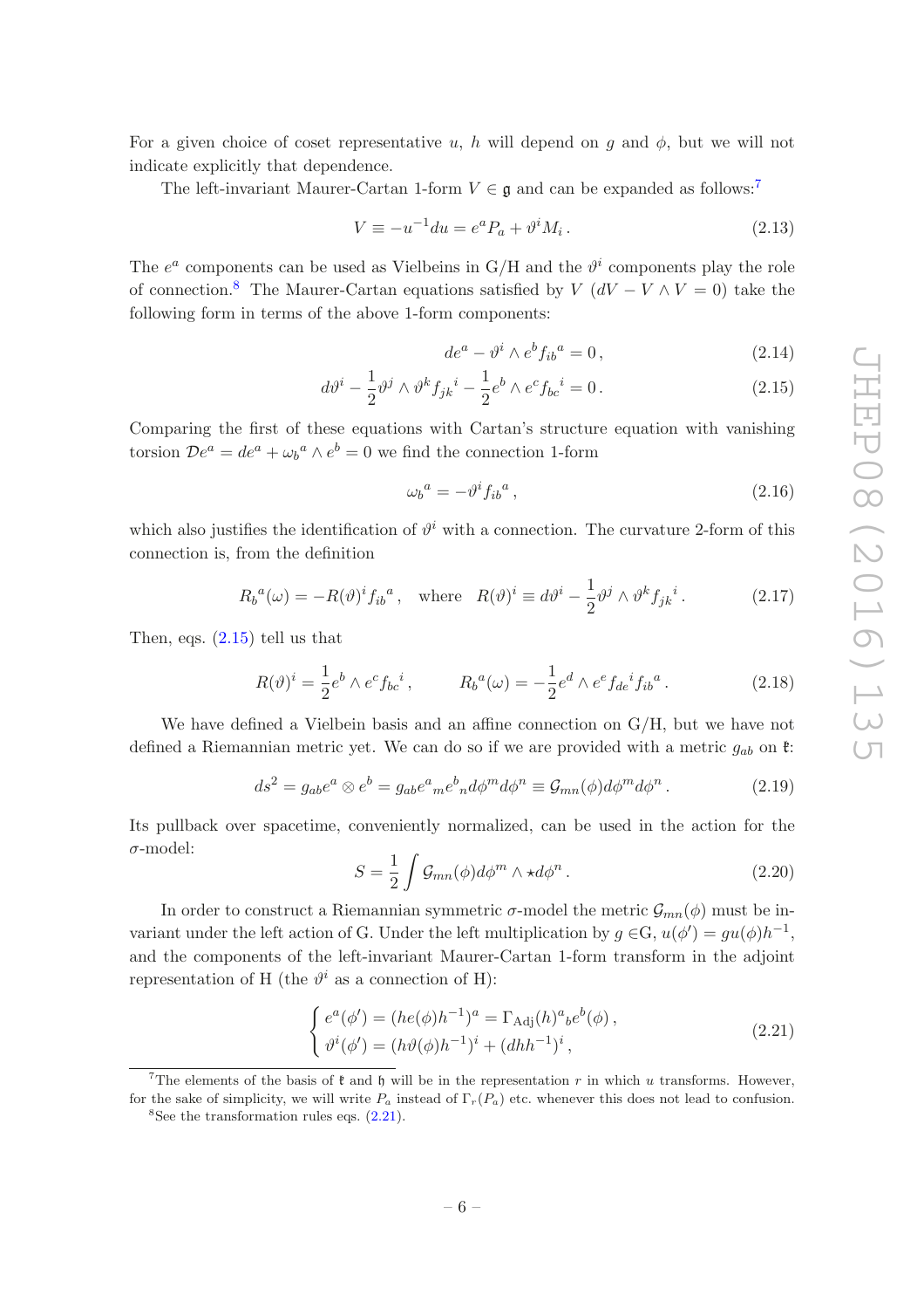For a given choice of coset representative $u$, $h$ will depend on $g$ and $\phi$, but we will not indicate explicitly that dependence.

The left-invariant Maurer-Cartan 1-form $V \in \mathfrak{g}$ and can be expanded as follows:[7]

$$V \equiv -u^{-1}du = e^a P_a + \vartheta^i M_i \,. \tag{2.13}$$

The $e^a$ components can be used as Vielbeins in G/H and the $\vartheta^i$ components play the role of connection.[8] The Maurer-Cartan equations satisfied by $V$ ($dV - V \wedge V = 0$) take the following form in terms of the above 1-form components:

$$de^a - \vartheta^i \wedge e^b f_{ib}{}^a = 0 \,, \tag{2.14}$$

$$d\vartheta^i - \frac{1}{2}\vartheta^j \wedge \vartheta^k f_{jk}{}^i - \frac{1}{2} e^b \wedge e^c f_{bc}{}^i = 0 \,. \tag{2.15}$$

Comparing the first of these equations with Cartan's structure equation with vanishing torsion $\mathcal{D}e^a = de^a + \omega_b{}^a \wedge e^b = 0$ we find the connection 1-form

$$\omega_b{}^a = -\vartheta^i f_{ib}{}^a \,, \tag{2.16}$$

which also justifies the identification of $\vartheta^i$ with a connection. The curvature 2-form of this connection is, from the definition

$$R_b{}^a(\omega) = -R(\vartheta)^i f_{ib}{}^a \,, \quad \text{where} \quad R(\vartheta)^i \equiv d\vartheta^i - \frac{1}{2}\vartheta^j \wedge \vartheta^k f_{jk}{}^i \,. \tag{2.17}$$

Then, eqs. (2.15) tell us that

$$R(\vartheta)^i = \frac{1}{2} e^b \wedge e^c f_{bc}{}^i \,, \qquad R_b{}^a(\omega) = -\frac{1}{2} e^d \wedge e^e f_{de}{}^i f_{ib}{}^a \,. \tag{2.18}$$

We have defined a Vielbein basis and an affine connection on G/H, but we have not defined a Riemannian metric yet. We can do so if we are provided with a metric $g_{ab}$ on $\mathfrak{k}$:

$$ds^2 = g_{ab} e^a \otimes e^b = g_{ab} e^a{}_m e^b{}_n d\phi^m d\phi^n \equiv \mathcal{G}_{mn}(\phi) d\phi^m d\phi^n \,. \tag{2.19}$$

Its pullback over spacetime, conveniently normalized, can be used in the action for the $\sigma$-model:

$$S = \frac{1}{2}\int \mathcal{G}_{mn}(\phi) d\phi^m \wedge \star d\phi^n \,. \tag{2.20}$$

In order to construct a Riemannian symmetric $\sigma$-model the metric $\mathcal{G}_{mn}(\phi)$ must be invariant under the left action of G. Under the left multiplication by $g \in$G, $u(\phi') = gu(\phi)h^{-1}$, and the components of the left-invariant Maurer-Cartan 1-form transform in the adjoint representation of H (the $\vartheta^i$ as a connection of H):

$$\begin{cases} e^a(\phi') = (he(\phi)h^{-1})^a = \Gamma_{\text{Adj}}(h)^a{}_b e^b(\phi) \,, \\ \vartheta^i(\phi') = (h\vartheta(\phi)h^{-1})^i + (dhh^{-1})^i \,, \end{cases} \tag{2.21}$$

---

[7] The elements of the basis of $\mathfrak{k}$ and $\mathfrak{h}$ will be in the representation $r$ in which $u$ transforms. However, for the sake of simplicity, we will write $P_a$ instead of $\Gamma_r(P_a)$ etc. whenever this does not lead to confusion.

[8] See the transformation rules eqs. (2.21).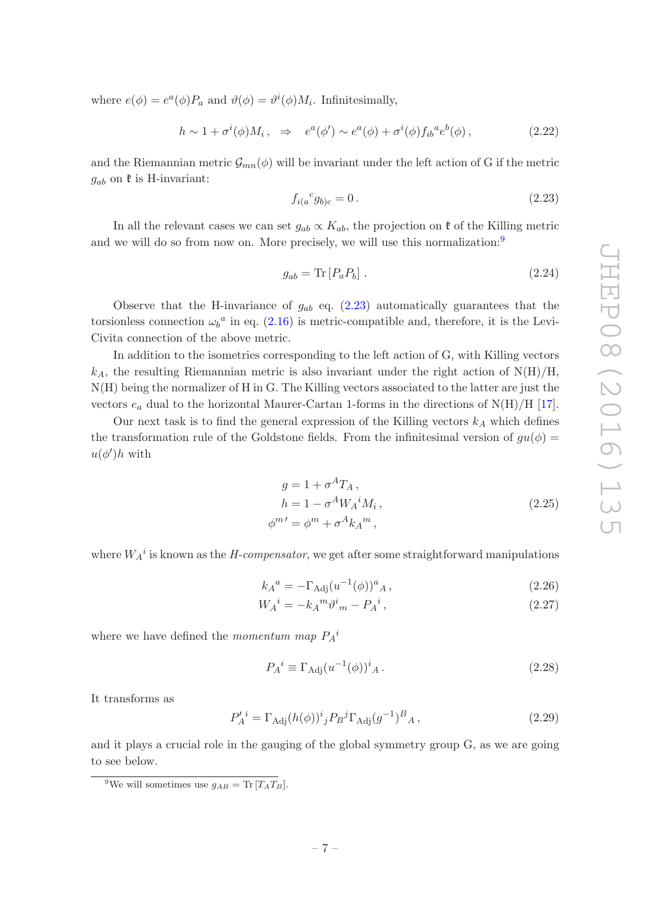where $e(\phi) = e^a(\phi) P_a$ and $\vartheta(\phi) = \vartheta^i(\phi) M_i$. Infinitesimally,

$$
h \sim 1 + \sigma^i(\phi) M_i \,, \quad \Rightarrow \quad e^a(\phi') \sim e^a(\phi) + \sigma^i(\phi) f_{ib}{}^a e^b(\phi) \,, \tag{2.22}
$$

and the Riemannian metric $\mathcal{G}_{mn}(\phi)$ will be invariant under the left action of G if the metric $g_{ab}$ on $\mathfrak{k}$ is H-invariant:

$$
f_{i(a}{}^c g_{b)c} = 0 \,. \tag{2.23}
$$

In all the relevant cases we can set $g_{ab} \propto K_{ab}$, the projection on $\mathfrak{k}$ of the Killing metric and we will do so from now on. More precisely, we will use this normalization:[9]

$$
g_{ab} = \mathrm{Tr}\left[P_a P_b\right] \,. \tag{2.24}
$$

Observe that the H-invariance of $g_{ab}$ eq. (2.23) automatically guarantees that the torsionless connection $\omega_b{}^a$ in eq. (2.16) is metric-compatible and, therefore, it is the Levi-Civita connection of the above metric.

In addition to the isometries corresponding to the left action of G, with Killing vectors $k_A$, the resulting Riemannian metric is also invariant under the right action of N(H)/H, N(H) being the normalizer of H in G. The Killing vectors associated to the latter are just the vectors $e_a$ dual to the horizontal Maurer-Cartan 1-forms in the directions of N(H)/H [17].

Our next task is to find the general expression of the Killing vectors $k_A$ which defines the transformation rule of the Goldstone fields. From the infinitesimal version of $gu(\phi) = u(\phi')h$ with

$$
\begin{aligned}
g &= 1 + \sigma^A T_A \,, \\
h &= 1 - \sigma^A W_A{}^i M_i \,, \\
\phi^{m\,\prime} &= \phi^m + \sigma^A k_A{}^m \,,
\end{aligned} \tag{2.25}
$$

where $W_A{}^i$ is known as the *H-compensator*, we get after some straightforward manipulations

$$
k_A{}^a = -\Gamma_{\mathrm{Adj}}(u^{-1}(\phi))^a{}_A \,, \tag{2.26}
$$

$$
W_A{}^i = -k_A{}^m \vartheta^i{}_m - P_A{}^i \,, \tag{2.27}
$$

where we have defined the *momentum map* $P_A{}^i$

$$
P_A{}^i \equiv \Gamma_{\mathrm{Adj}}(u^{-1}(\phi))^i{}_A \,. \tag{2.28}
$$

It transforms as

$$
P'_A{}^i = \Gamma_{\mathrm{Adj}}(h(\phi))^i{}_j P_B{}^j \Gamma_{\mathrm{Adj}}(g^{-1})^B{}_A \,, \tag{2.29}
$$

and it plays a crucial role in the gauging of the global symmetry group G, as we are going to see below.

[9] We will sometimes use $g_{AB} = \mathrm{Tr}\left[T_A T_B\right]$.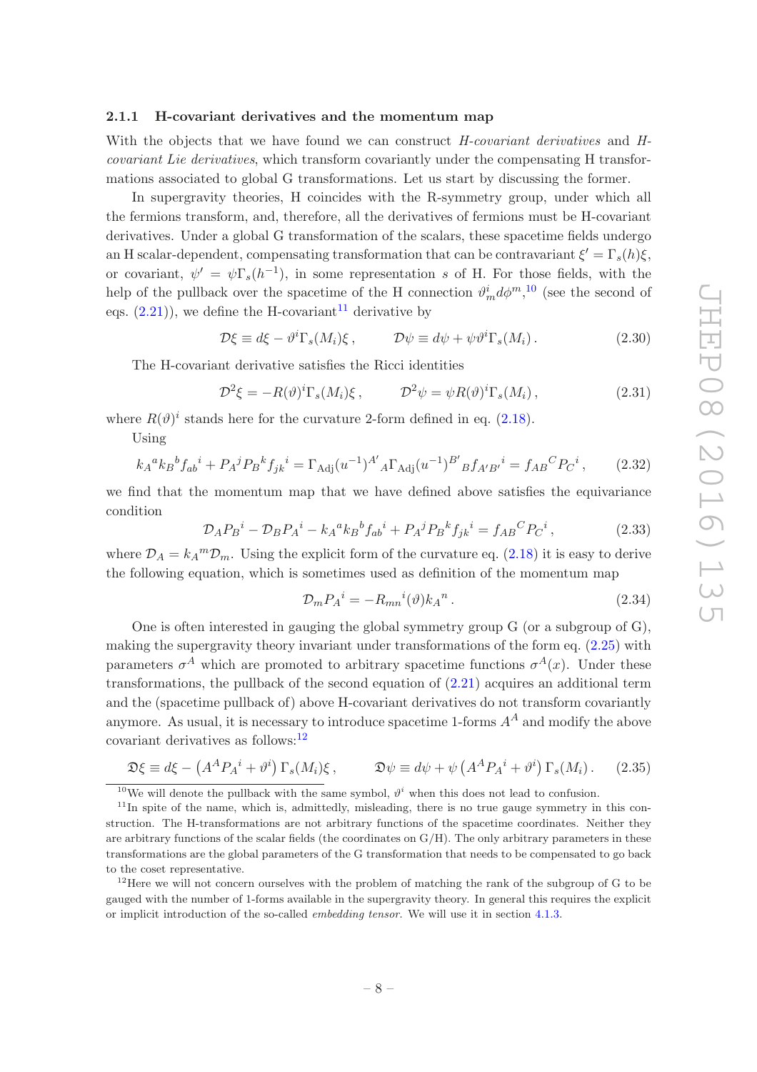#### 2.1.1 H-covariant derivatives and the momentum map

With the objects that we have found we can construct *H-covariant derivatives* and *H-covariant Lie derivatives*, which transform covariantly under the compensating H transformations associated to global G transformations. Let us start by discussing the former.

In supergravity theories, H coincides with the R-symmetry group, under which all the fermions transform, and, therefore, all the derivatives of fermions must be H-covariant derivatives. Under a global G transformation of the scalars, these spacetime fields undergo an H scalar-dependent, compensating transformation that can be contravariant $\xi' = \Gamma_s(h)\xi$, or covariant, $\psi' = \psi\Gamma_s(h^{-1})$, in some representation $s$ of H. For those fields, with the help of the pullback over the spacetime of the H connection $\vartheta^i_m d\phi^m$,[10] (see the second of eqs. (2.21)), we define the H-covariant[11] derivative by

$$\mathcal{D}\xi \equiv d\xi - \vartheta^i\Gamma_s(M_i)\xi\,, \qquad \mathcal{D}\psi \equiv d\psi + \psi\vartheta^i\Gamma_s(M_i)\,. \tag{2.30}$$

The H-covariant derivative satisfies the Ricci identities

$$\mathcal{D}^2\xi = -R(\vartheta)^i\Gamma_s(M_i)\xi\,, \qquad \mathcal{D}^2\psi = \psi R(\vartheta)^i\Gamma_s(M_i)\,, \tag{2.31}$$

where $R(\vartheta)^i$ stands here for the curvature 2-form defined in eq. (2.18).

Using

$$k_A{}^a k_B{}^b f_{ab}{}^i + P_A{}^j P_B{}^k f_{jk}{}^i = \Gamma_{\text{Adj}}(u^{-1})^{A'}{}_A \Gamma_{\text{Adj}}(u^{-1})^{B'}{}_B f_{A'B'}{}^i = f_{AB}{}^C P_C{}^i\,, \tag{2.32}$$

we find that the momentum map that we have defined above satisfies the equivariance condition

$$\mathcal{D}_A P_B{}^i - \mathcal{D}_B P_A{}^i - k_A{}^a k_B{}^b f_{ab}{}^i + P_A{}^j P_B{}^k f_{jk}{}^i = f_{AB}{}^C P_C{}^i\,, \tag{2.33}$$

where $\mathcal{D}_A = k_A{}^m\mathcal{D}_m$. Using the explicit form of the curvature eq. (2.18) it is easy to derive the following equation, which is sometimes used as definition of the momentum map

$$\mathcal{D}_m P_A{}^i = -R_{mn}{}^i(\vartheta)k_A{}^n\,. \tag{2.34}$$

One is often interested in gauging the global symmetry group G (or a subgroup of G), making the supergravity theory invariant under transformations of the form eq. (2.25) with parameters $\sigma^A$ which are promoted to arbitrary spacetime functions $\sigma^A(x)$. Under these transformations, the pullback of the second equation of (2.21) acquires an additional term and the (spacetime pullback of) above H-covariant derivatives do not transform covariantly anymore. As usual, it is necessary to introduce spacetime 1-forms $A^A$ and modify the above covariant derivatives as follows:[12]

$$\mathfrak{D}\xi \equiv d\xi - \left(A^A P_A{}^i + \vartheta^i\right)\Gamma_s(M_i)\xi\,, \qquad \mathfrak{D}\psi \equiv d\psi + \psi\left(A^A P_A{}^i + \vartheta^i\right)\Gamma_s(M_i)\,. \tag{2.35}$$

---

[10] We will denote the pullback with the same symbol, $\vartheta^i$ when this does not lead to confusion.

[11] In spite of the name, which is, admittedly, misleading, there is no true gauge symmetry in this construction. The H-transformations are not arbitrary functions of the spacetime coordinates. Neither they are arbitrary functions of the scalar fields (the coordinates on G/H). The only arbitrary parameters in these transformations are the global parameters of the G transformation that needs to be compensated to go back to the coset representative.

[12] Here we will not concern ourselves with the problem of matching the rank of the subgroup of G to be gauged with the number of 1-forms available in the supergravity theory. In general this requires the explicit or implicit introduction of the so-called *embedding tensor*. We will use it in section 4.1.3.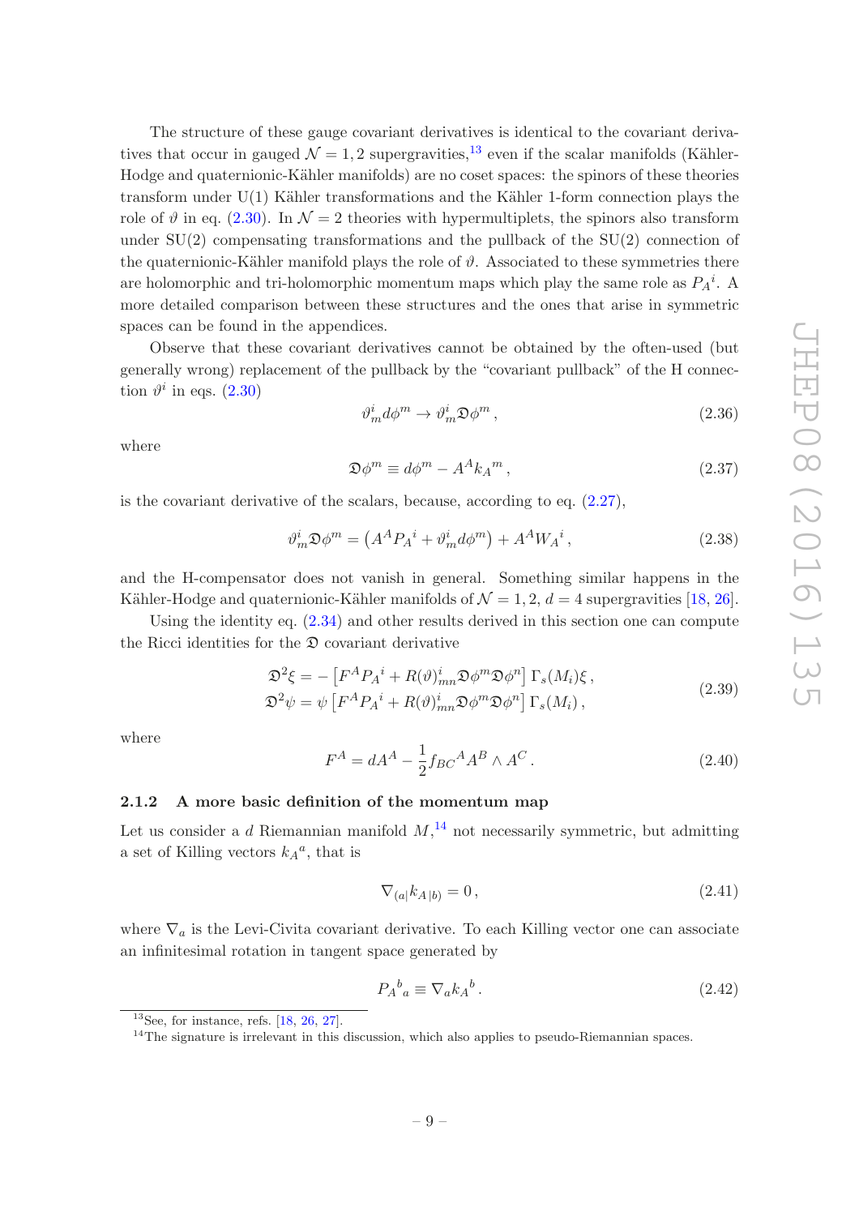The structure of these gauge covariant derivatives is identical to the covariant derivatives that occur in gauged $\mathcal{N}=1,2$ supergravities,[13] even if the scalar manifolds (Kähler-Hodge and quaternionic-Kähler manifolds) are no coset spaces: the spinors of these theories transform under U(1) Kähler transformations and the Kähler 1-form connection plays the role of $\vartheta$ in eq. (2.30). In $\mathcal{N}=2$ theories with hypermultiplets, the spinors also transform under SU(2) compensating transformations and the pullback of the SU(2) connection of the quaternionic-Kähler manifold plays the role of $\vartheta$. Associated to these symmetries there are holomorphic and tri-holomorphic momentum maps which play the same role as $P_A{}^i$. A more detailed comparison between these structures and the ones that arise in symmetric spaces can be found in the appendices.

Observe that these covariant derivatives cannot be obtained by the often-used (but generally wrong) replacement of the pullback by the "covariant pullback" of the H connection $\vartheta^i$ in eqs. (2.30)

$$\vartheta^i_m d\phi^m \to \vartheta^i_m \mathfrak{D}\phi^m \,, \tag{2.36}$$

where

$$\mathfrak{D}\phi^m \equiv d\phi^m - A^A k_A{}^m \,, \tag{2.37}$$

is the covariant derivative of the scalars, because, according to eq. (2.27),

$$\vartheta^i_m \mathfrak{D}\phi^m = \left(A^A P_A{}^i + \vartheta^i_m d\phi^m\right) + A^A W_A{}^i \,, \tag{2.38}$$

and the H-compensator does not vanish in general. Something similar happens in the Kähler-Hodge and quaternionic-Kähler manifolds of $\mathcal{N}=1,2$, $d=4$ supergravities [18, 26].

Using the identity eq. (2.34) and other results derived in this section one can compute the Ricci identities for the $\mathfrak{D}$ covariant derivative

$$\begin{aligned}
\mathfrak{D}^2\xi &= -\left[F^A P_A{}^i + R(\vartheta)^i_{mn}\mathfrak{D}\phi^m\mathfrak{D}\phi^n\right]\Gamma_s(M_i)\xi \,,\\
\mathfrak{D}^2\psi &= \psi\left[F^A P_A{}^i + R(\vartheta)^i_{mn}\mathfrak{D}\phi^m\mathfrak{D}\phi^n\right]\Gamma_s(M_i) \,,
\end{aligned} \tag{2.39}$$

where

$$F^A = dA^A - \frac{1}{2} f_{BC}{}^A A^B \wedge A^C \,. \tag{2.40}$$

### 2.1.2 A more basic definition of the momentum map

Let us consider a $d$ Riemannian manifold $M$,[14] not necessarily symmetric, but admitting a set of Killing vectors $k_A{}^a$, that is

$$\nabla_{(a|} k_{A\,|b)} = 0 \,, \tag{2.41}$$

where $\nabla_a$ is the Levi-Civita covariant derivative. To each Killing vector one can associate an infinitesimal rotation in tangent space generated by

$$P_A{}^b{}_a \equiv \nabla_a k_A{}^b \,. \tag{2.42}$$

[13] See, for instance, refs. [18, 26, 27].

[14] The signature is irrelevant in this discussion, which also applies to pseudo-Riemannian spaces.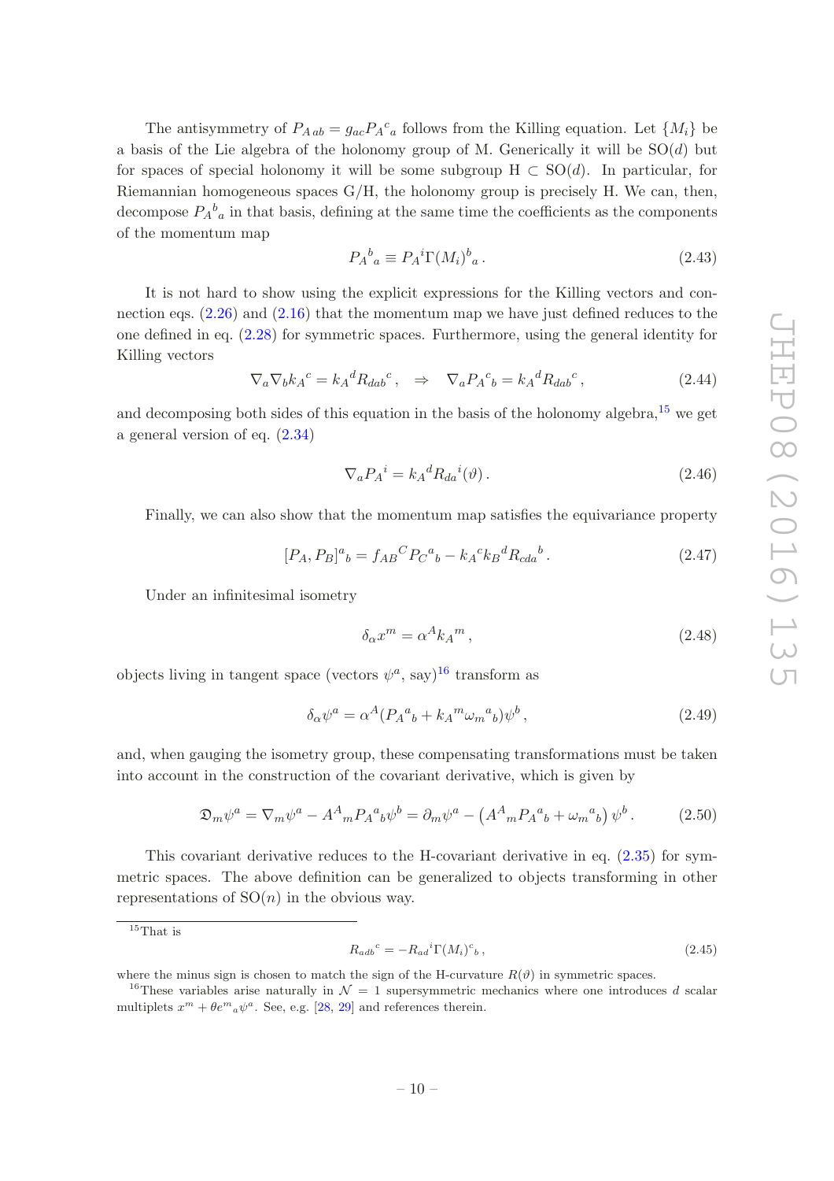The antisymmetry of $P_{A\,ab} = g_{ac} P_A{}^c{}_a$ follows from the Killing equation. Let $\{M_i\}$ be a basis of the Lie algebra of the holonomy group of M. Generically it will be SO($d$) but for spaces of special holonomy it will be some subgroup H $\subset$ SO($d$). In particular, for Riemannian homogeneous spaces G/H, the holonomy group is precisely H. We can, then, decompose $P_A{}^b{}_a$ in that basis, defining at the same time the coefficients as the components of the momentum map

$$P_A{}^b{}_a \equiv P_A{}^i \Gamma(M_i)^b{}_a \,. \tag{2.43}$$

It is not hard to show using the explicit expressions for the Killing vectors and connection eqs. (2.26) and (2.16) that the momentum map we have just defined reduces to the one defined in eq. (2.28) for symmetric spaces. Furthermore, using the general identity for Killing vectors

$$\nabla_a \nabla_b k_A{}^c = k_A{}^d R_{dab}{}^c \,, \quad \Rightarrow \quad \nabla_a P_A{}^c{}_b = k_A{}^d R_{dab}{}^c \,, \tag{2.44}$$

and decomposing both sides of this equation in the basis of the holonomy algebra,[15] we get a general version of eq. (2.34)

$$\nabla_a P_A{}^i = k_A{}^d R_{da}{}^i(\vartheta) \,. \tag{2.46}$$

Finally, we can also show that the momentum map satisfies the equivariance property

$$[P_A, P_B]^a{}_b = f_{AB}{}^C P_C{}^a{}_b - k_A{}^c k_B{}^d R_{cda}{}^b \,. \tag{2.47}$$

Under an infinitesimal isometry

$$\delta_\alpha x^m = \alpha^A k_A{}^m \,, \tag{2.48}$$

objects living in tangent space (vectors $\psi^a$, say)[16] transform as

$$\delta_\alpha \psi^a = \alpha^A (P_A{}^a{}_b + k_A{}^m \omega_m{}^a{}_b) \psi^b \,, \tag{2.49}$$

and, when gauging the isometry group, these compensating transformations must be taken into account in the construction of the covariant derivative, which is given by

$$\mathfrak{D}_m \psi^a = \nabla_m \psi^a - A^A{}_m P_A{}^a{}_b \psi^b = \partial_m \psi^a - \left( A^A{}_m P_A{}^a{}_b + \omega_m{}^a{}_b \right) \psi^b \,. \tag{2.50}$$

This covariant derivative reduces to the H-covariant derivative in eq. (2.35) for symmetric spaces. The above definition can be generalized to objects transforming in other representations of SO($n$) in the obvious way.

---

[15] That is

$$R_{adb}{}^c = -R_{ad}{}^i \Gamma(M_i)^c{}_b \,, \tag{2.45}$$

where the minus sign is chosen to match the sign of the H-curvature $R(\vartheta)$ in symmetric spaces.

[16] These variables arise naturally in $\mathcal{N} = 1$ supersymmetric mechanics where one introduces $d$ scalar multiplets $x^m + \theta e^m{}_a \psi^a$. See, e.g. [28, 29] and references therein.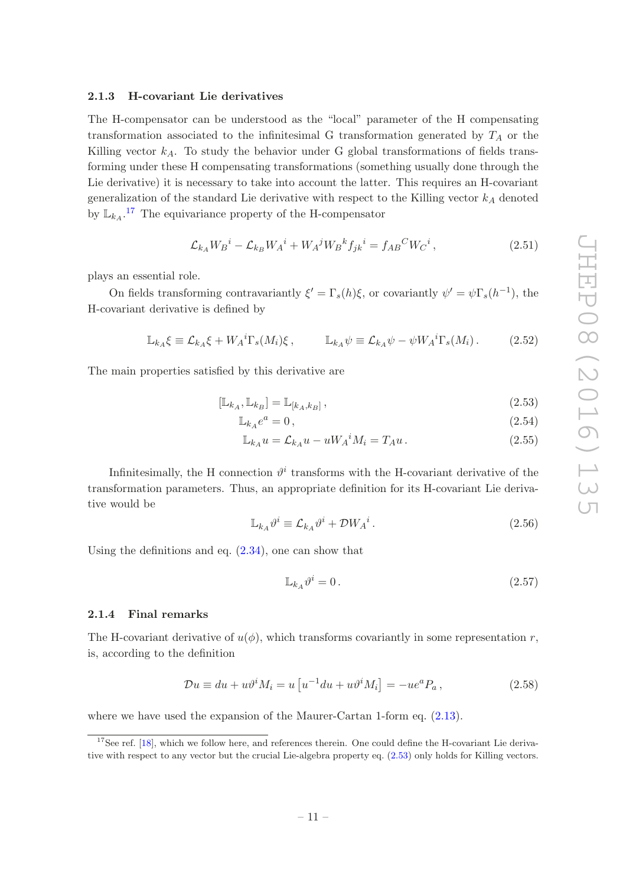### 2.1.3 H-covariant Lie derivatives

The H-compensator can be understood as the "local" parameter of the H compensating transformation associated to the infinitesimal G transformation generated by $T_A$ or the Killing vector $k_A$. To study the behavior under G global transformations of fields transforming under these H compensating transformations (something usually done through the Lie derivative) it is necessary to take into account the latter. This requires an H-covariant generalization of the standard Lie derivative with respect to the Killing vector $k_A$ denoted by $\mathbb{L}_{k_A}$.[17] The equivariance property of the H-compensator

$$\mathcal{L}_{k_A} W_B{}^i - \mathcal{L}_{k_B} W_A{}^i + W_A{}^j W_B{}^k f_{jk}{}^i = f_{AB}{}^C W_C{}^i\,, \tag{2.51}$$

plays an essential role.

On fields transforming contravariantly $\xi' = \Gamma_s(h)\xi$, or covariantly $\psi' = \psi\Gamma_s(h^{-1})$, the H-covariant derivative is defined by

$$\mathbb{L}_{k_A}\xi \equiv \mathcal{L}_{k_A}\xi + W_A{}^i\Gamma_s(M_i)\xi\,, \qquad \mathbb{L}_{k_A}\psi \equiv \mathcal{L}_{k_A}\psi - \psi W_A{}^i\Gamma_s(M_i)\,. \tag{2.52}$$

The main properties satisfied by this derivative are

$$[\mathbb{L}_{k_A}, \mathbb{L}_{k_B}] = \mathbb{L}_{[k_A,k_B]}\,, \tag{2.53}$$

$$\mathbb{L}_{k_A} e^a = 0\,, \tag{2.54}$$

$$\mathbb{L}_{k_A} u = \mathcal{L}_{k_A} u - u W_A{}^i M_i = T_A u\,. \tag{2.55}$$

Infinitesimally, the H connection $\vartheta^i$ transforms with the H-covariant derivative of the transformation parameters. Thus, an appropriate definition for its H-covariant Lie derivative would be

$$\mathbb{L}_{k_A}\vartheta^i \equiv \mathcal{L}_{k_A}\vartheta^i + \mathcal{D}W_A{}^i\,. \tag{2.56}$$

Using the definitions and eq. (2.34), one can show that

$$\mathbb{L}_{k_A}\vartheta^i = 0\,. \tag{2.57}$$

### 2.1.4 Final remarks

The H-covariant derivative of $u(\phi)$, which transforms covariantly in some representation $r$, is, according to the definition

$$\mathcal{D}u \equiv du + u\vartheta^i M_i = u\left[u^{-1}du + u\vartheta^i M_i\right] = -u e^a P_a\,, \tag{2.58}$$

where we have used the expansion of the Maurer-Cartan 1-form eq. (2.13).

[17] See ref. [18], which we follow here, and references therein. One could define the H-covariant Lie derivative with respect to any vector but the crucial Lie-algebra property eq. (2.53) only holds for Killing vectors.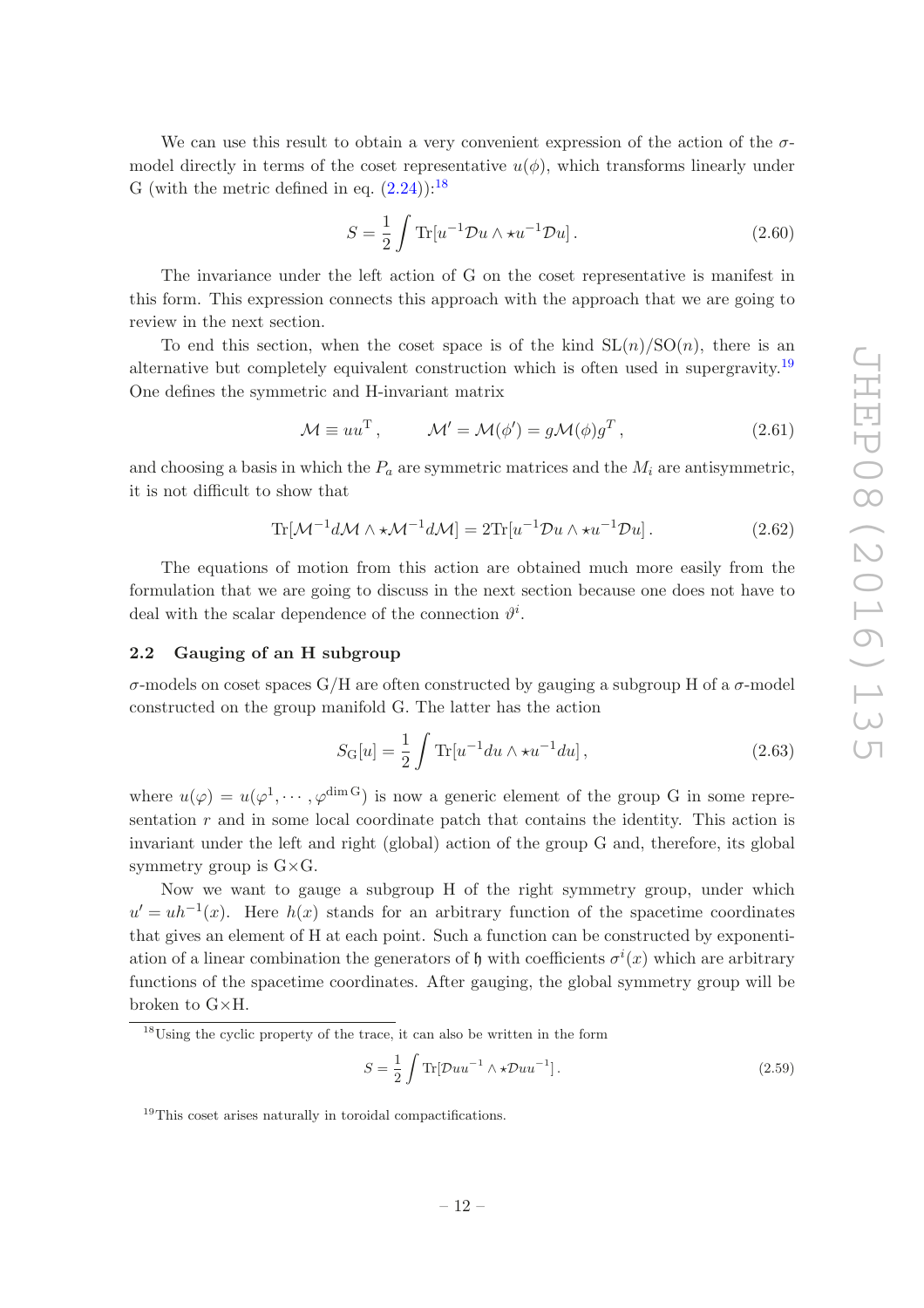We can use this result to obtain a very convenient expression of the action of the $\sigma$-model directly in terms of the coset representative $u(\phi)$, which transforms linearly under G (with the metric defined in eq. (2.24)):[18]

$$S = \frac{1}{2}\int \mathrm{Tr}[u^{-1}\mathcal{D}u \wedge \star u^{-1}\mathcal{D}u] \,. \tag{2.60}$$

The invariance under the left action of G on the coset representative is manifest in this form. This expression connects this approach with the approach that we are going to review in the next section.

To end this section, when the coset space is of the kind $\mathrm{SL}(n)/\mathrm{SO}(n)$, there is an alternative but completely equivalent construction which is often used in supergravity.[19] One defines the symmetric and H-invariant matrix

$$\mathcal{M} \equiv uu^{\mathrm{T}} \,, \qquad \mathcal{M}' = \mathcal{M}(\phi') = g\mathcal{M}(\phi)g^{T} \,, \tag{2.61}$$

and choosing a basis in which the $P_a$ are symmetric matrices and the $M_i$ are antisymmetric, it is not difficult to show that

$$\mathrm{Tr}[\mathcal{M}^{-1}d\mathcal{M} \wedge \star \mathcal{M}^{-1}d\mathcal{M}] = 2\mathrm{Tr}[u^{-1}\mathcal{D}u \wedge \star u^{-1}\mathcal{D}u] \,. \tag{2.62}$$

The equations of motion from this action are obtained much more easily from the formulation that we are going to discuss in the next section because one does not have to deal with the scalar dependence of the connection $\vartheta^i$.

### 2.2 Gauging of an H subgroup

$\sigma$-models on coset spaces G/H are often constructed by gauging a subgroup H of a $\sigma$-model constructed on the group manifold G. The latter has the action

$$S_{\mathrm{G}}[u] = \frac{1}{2}\int \mathrm{Tr}[u^{-1}du \wedge \star u^{-1}du] \,, \tag{2.63}$$

where $u(\varphi) = u(\varphi^1, \cdots, \varphi^{\dim \mathrm{G}})$ is now a generic element of the group G in some representation $r$ and in some local coordinate patch that contains the identity. This action is invariant under the left and right (global) action of the group G and, therefore, its global symmetry group is G$\times$G.

Now we want to gauge a subgroup H of the right symmetry group, under which $u' = uh^{-1}(x)$. Here $h(x)$ stands for an arbitrary function of the spacetime coordinates that gives an element of H at each point. Such a function can be constructed by exponentiation of a linear combination the generators of $\mathfrak{h}$ with coefficients $\sigma^i(x)$ which are arbitrary functions of the spacetime coordinates. After gauging, the global symmetry group will be broken to G$\times$H.

---

[18] Using the cyclic property of the trace, it can also be written in the form

$$S = \frac{1}{2}\int \mathrm{Tr}[\mathcal{D}uu^{-1} \wedge \star \mathcal{D}uu^{-1}] \,. \tag{2.59}$$

[19] This coset arises naturally in toroidal compactifications.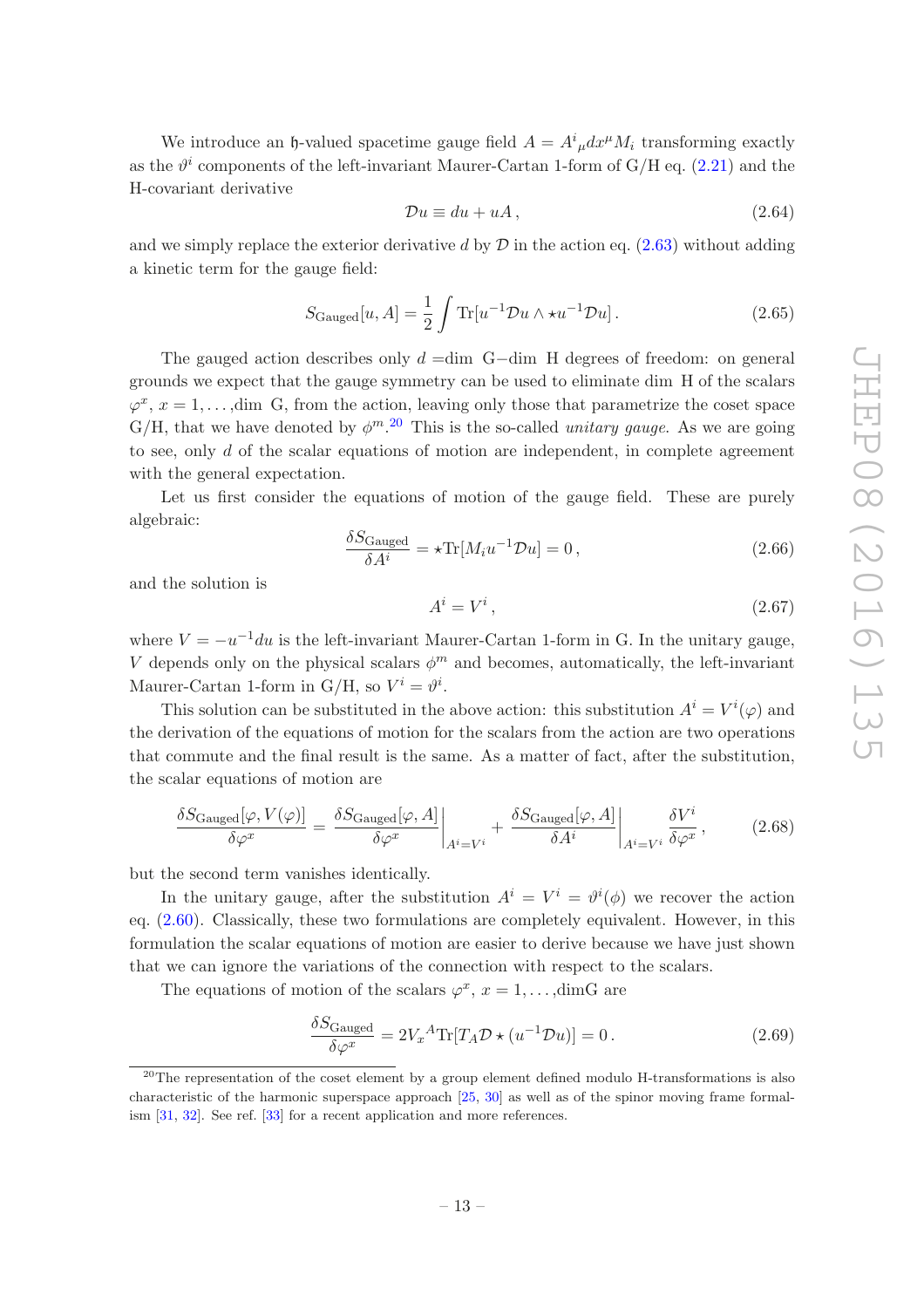We introduce an $\mathfrak{h}$-valued spacetime gauge field $A = A^i{}_\mu dx^\mu M_i$ transforming exactly as the $\vartheta^i$ components of the left-invariant Maurer-Cartan 1-form of G/H eq. (2.21) and the H-covariant derivative

$$\mathcal{D}u \equiv du + uA\,, \tag{2.64}$$

and we simply replace the exterior derivative $d$ by $\mathcal{D}$ in the action eq. (2.63) without adding a kinetic term for the gauge field:

$$S_{\text{Gauged}}[u, A] = \frac{1}{2}\int \text{Tr}[u^{-1}\mathcal{D}u \wedge \star u^{-1}\mathcal{D}u]\,. \tag{2.65}$$

The gauged action describes only $d$ =dim G$-$dim H degrees of freedom: on general grounds we expect that the gauge symmetry can be used to eliminate dim H of the scalars $\varphi^x$, $x = 1, \ldots,$dim G, from the action, leaving only those that parametrize the coset space G/H, that we have denoted by $\phi^m$.[20] This is the so-called *unitary gauge.* As we are going to see, only $d$ of the scalar equations of motion are independent, in complete agreement with the general expectation.

Let us first consider the equations of motion of the gauge field. These are purely algebraic:

$$\frac{\delta S_{\text{Gauged}}}{\delta A^i} = \star\text{Tr}[M_i u^{-1}\mathcal{D}u] = 0\,, \tag{2.66}$$

and the solution is

$$A^i = V^i\,, \tag{2.67}$$

where $V = -u^{-1}du$ is the left-invariant Maurer-Cartan 1-form in G. In the unitary gauge, $V$ depends only on the physical scalars $\phi^m$ and becomes, automatically, the left-invariant Maurer-Cartan 1-form in G/H, so $V^i = \vartheta^i$.

This solution can be substituted in the above action: this substitution $A^i = V^i(\varphi)$ and the derivation of the equations of motion for the scalars from the action are two operations that commute and the final result is the same. As a matter of fact, after the substitution, the scalar equations of motion are

$$\frac{\delta S_{\text{Gauged}}[\varphi, V(\varphi)]}{\delta\varphi^x} = \left.\frac{\delta S_{\text{Gauged}}[\varphi, A]}{\delta\varphi^x}\right|_{A^i=V^i} + \left.\frac{\delta S_{\text{Gauged}}[\varphi, A]}{\delta A^i}\right|_{A^i=V^i}\frac{\delta V^i}{\delta\varphi^x}\,, \tag{2.68}$$

but the second term vanishes identically.

In the unitary gauge, after the substitution $A^i = V^i = \vartheta^i(\phi)$ we recover the action eq. (2.60). Classically, these two formulations are completely equivalent. However, in this formulation the scalar equations of motion are easier to derive because we have just shown that we can ignore the variations of the connection with respect to the scalars.

The equations of motion of the scalars $\varphi^x$, $x = 1, \ldots,$dimG are

$$\frac{\delta S_{\text{Gauged}}}{\delta\varphi^x} = 2V_x{}^A\text{Tr}[T_A\mathcal{D}\star(u^{-1}\mathcal{D}u)] = 0\,. \tag{2.69}$$

[20]The representation of the coset element by a group element defined modulo H-transformations is also characteristic of the harmonic superspace approach [25, 30] as well as of the spinor moving frame formalism [31, 32]. See ref. [33] for a recent application and more references.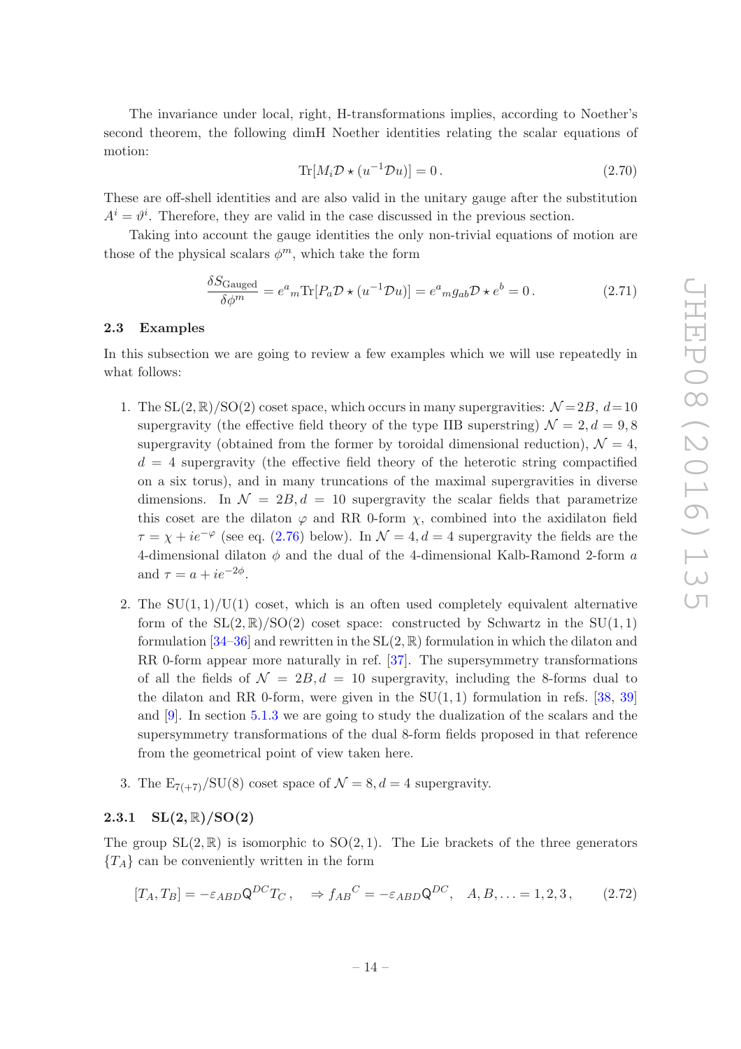The invariance under local, right, H-transformations implies, according to Noether's second theorem, the following dimH Noether identities relating the scalar equations of motion:

$$
\mathrm{Tr}[M_i \mathcal{D} \star (u^{-1}\mathcal{D}u)] = 0\,. \tag{2.70}
$$

These are off-shell identities and are also valid in the unitary gauge after the substitution $A^i = \vartheta^i$. Therefore, they are valid in the case discussed in the previous section.

Taking into account the gauge identities the only non-trivial equations of motion are those of the physical scalars $\phi^m$, which take the form

$$
\frac{\delta S_{\mathrm{Gauged}}}{\delta \phi^m} = e^a{}_m \mathrm{Tr}[P_a \mathcal{D} \star (u^{-1}\mathcal{D}u)] = e^a{}_m g_{ab} \mathcal{D} \star e^b = 0\,. \tag{2.71}
$$

## 2.3 Examples

In this subsection we are going to review a few examples which we will use repeatedly in what follows:

1. The $\mathrm{SL}(2,\mathbb{R})/\mathrm{SO}(2)$ coset space, which occurs in many supergravities: $\mathcal{N}=2B$, $d=10$ supergravity (the effective field theory of the type IIB superstring) $\mathcal{N}=2, d=9,8$ supergravity (obtained from the former by toroidal dimensional reduction), $\mathcal{N}=4$, $d=4$ supergravity (the effective field theory of the heterotic string compactified on a six torus), and in many truncations of the maximal supergravities in diverse dimensions. In $\mathcal{N}=2B, d=10$ supergravity the scalar fields that parametrize this coset are the dilaton $\varphi$ and RR 0-form $\chi$, combined into the axidilaton field $\tau = \chi + ie^{-\varphi}$ (see eq. (2.76) below). In $\mathcal{N}=4, d=4$ supergravity the fields are the 4-dimensional dilaton $\phi$ and the dual of the 4-dimensional Kalb-Ramond 2-form $a$ and $\tau = a + ie^{-2\phi}$.

2. The $\mathrm{SU}(1,1)/\mathrm{U}(1)$ coset, which is an often used completely equivalent alternative form of the $\mathrm{SL}(2,\mathbb{R})/\mathrm{SO}(2)$ coset space: constructed by Schwartz in the $\mathrm{SU}(1,1)$ formulation [34–36] and rewritten in the $\mathrm{SL}(2,\mathbb{R})$ formulation in which the dilaton and RR 0-form appear more naturally in ref. [37]. The supersymmetry transformations of all the fields of $\mathcal{N}=2B, d=10$ supergravity, including the 8-forms dual to the dilaton and RR 0-form, were given in the $\mathrm{SU}(1,1)$ formulation in refs. [38, 39] and [9]. In section 5.1.3 we are going to study the dualization of the scalars and the supersymmetry transformations of the dual 8-form fields proposed in that reference from the geometrical point of view taken here.

3. The $\mathrm{E}_{7(+7)}/\mathrm{SU}(8)$ coset space of $\mathcal{N}=8, d=4$ supergravity.

### 2.3.1 $\mathrm{SL}(2,\mathbb{R})/\mathrm{SO}(2)$

The group $\mathrm{SL}(2,\mathbb{R})$ is isomorphic to $\mathrm{SO}(2,1)$. The Lie brackets of the three generators $\{T_A\}$ can be conveniently written in the form

$$
[T_A, T_B] = -\varepsilon_{ABD}\mathsf{Q}^{DC}T_C\,, \quad \Rightarrow f_{AB}{}^C = -\varepsilon_{ABD}\mathsf{Q}^{DC}, \quad A, B, \ldots = 1,2,3\,, \tag{2.72}
$$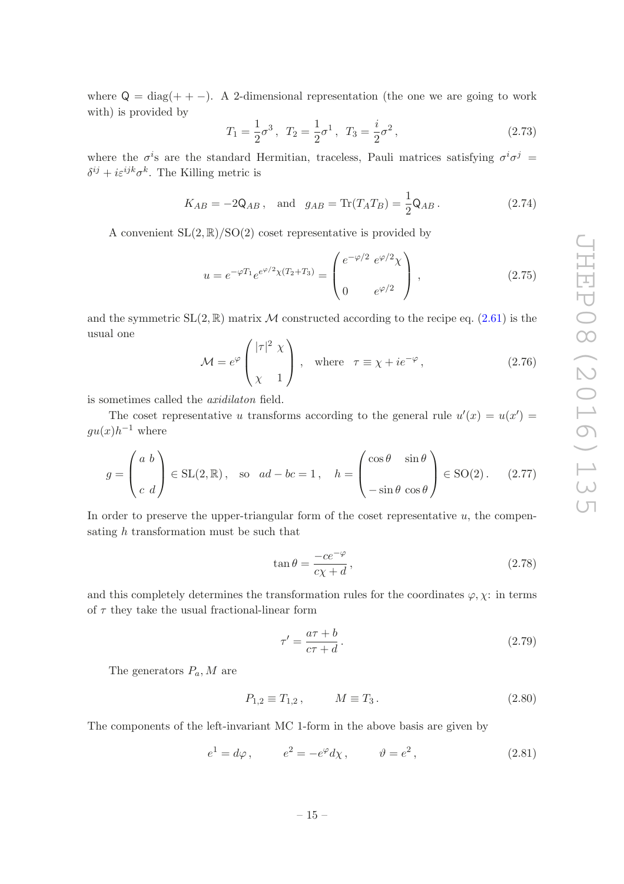where $\mathsf{Q} = \mathrm{diag}(++-)$. A 2-dimensional representation (the one we are going to work with) is provided by

$$T_1 = \frac{1}{2}\sigma^3\,,\;\; T_2 = \frac{1}{2}\sigma^1\,,\;\; T_3 = \frac{i}{2}\sigma^2\,, \tag{2.73}$$

where the $\sigma^i$s are the standard Hermitian, traceless, Pauli matrices satisfying $\sigma^i\sigma^j = \delta^{ij} + i\varepsilon^{ijk}\sigma^k$. The Killing metric is

$$K_{AB} = -2\mathsf{Q}_{AB}\,, \quad \text{and} \quad g_{AB} = \mathrm{Tr}(T_A T_B) = \frac{1}{2}\mathsf{Q}_{AB}\,. \tag{2.74}$$

A convenient $\mathrm{SL}(2,\mathbb{R})/\mathrm{SO}(2)$ coset representative is provided by

$$u = e^{-\varphi T_1} e^{e^{\varphi/2}\chi(T_2+T_3)} = \begin{pmatrix} e^{-\varphi/2} & e^{\varphi/2}\chi \\ & \\ 0 & e^{\varphi/2} \end{pmatrix}\,, \tag{2.75}$$

and the symmetric $\mathrm{SL}(2,\mathbb{R})$ matrix $\mathcal{M}$ constructed according to the recipe eq. (2.61) is the usual one

$$\mathcal{M} = e^{\varphi}\begin{pmatrix} |\tau|^2 & \chi \\ & \\ \chi & 1 \end{pmatrix}\,, \quad \text{where} \quad \tau \equiv \chi + ie^{-\varphi}\,, \tag{2.76}$$

is sometimes called the *axidilaton* field.

The coset representative $u$ transforms according to the general rule $u'(x) = u(x') = gu(x)h^{-1}$ where

$$g = \begin{pmatrix} a & b \\ & \\ c & d \end{pmatrix} \in \mathrm{SL}(2,\mathbb{R})\,, \quad \text{so} \quad ad - bc = 1\,, \quad h = \begin{pmatrix} \cos\theta & \sin\theta \\ & \\ -\sin\theta & \cos\theta \end{pmatrix} \in \mathrm{SO}(2)\,. \tag{2.77}$$

In order to preserve the upper-triangular form of the coset representative $u$, the compensating $h$ transformation must be such that

$$\tan\theta = \frac{-ce^{-\varphi}}{c\chi + d}\,, \tag{2.78}$$

and this completely determines the transformation rules for the coordinates $\varphi, \chi$: in terms of $\tau$ they take the usual fractional-linear form

$$\tau' = \frac{a\tau + b}{c\tau + d}\,. \tag{2.79}$$

The generators $P_a, M$ are

$$P_{1,2} \equiv T_{1,2}\,, \qquad M \equiv T_3\,. \tag{2.80}$$

The components of the left-invariant MC 1-form in the above basis are given by

$$e^1 = d\varphi\,, \qquad e^2 = -e^{\varphi}d\chi\,, \qquad \vartheta = e^2\,, \tag{2.81}$$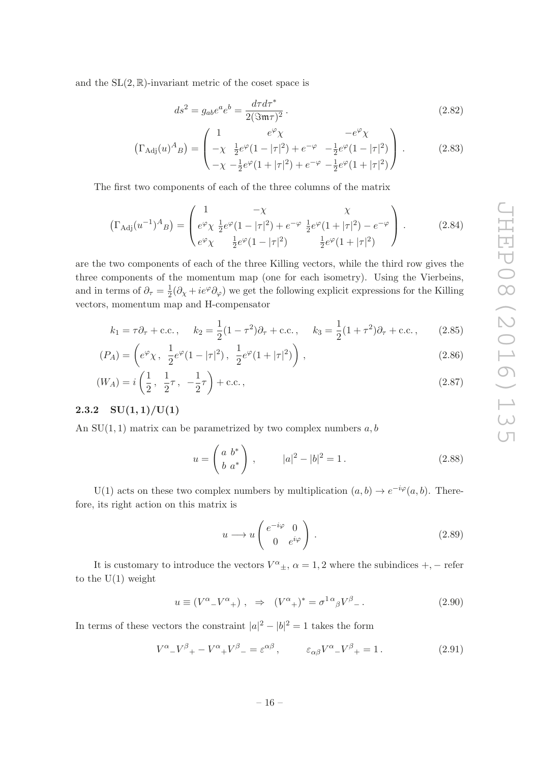and the $\mathrm{SL}(2,\mathbb{R})$-invariant metric of the coset space is

$$
ds^2 = g_{ab}e^a e^b = \frac{d\tau d\tau^*}{2(\Im\mathfrak{m}\tau)^2}\,. \tag{2.82}
$$

$$
\left(\Gamma_{\mathrm{Adj}}(u)^A{}_B\right) = \begin{pmatrix} 1 & e^{\varphi}\chi & -e^{\varphi}\chi \\ -\chi & \frac{1}{2}e^{\varphi}(1-|\tau|^2)+e^{-\varphi} & -\frac{1}{2}e^{\varphi}(1-|\tau|^2) \\ -\chi & -\frac{1}{2}e^{\varphi}(1+|\tau|^2)+e^{-\varphi} & -\frac{1}{2}e^{\varphi}(1+|\tau|^2) \end{pmatrix}\,. \tag{2.83}
$$

The first two components of each of the three columns of the matrix

$$
\left(\Gamma_{\mathrm{Adj}}(u^{-1})^A{}_B\right) = \begin{pmatrix} 1 & -\chi & \chi \\ e^{\varphi}\chi & \frac{1}{2}e^{\varphi}(1-|\tau|^2)+e^{-\varphi} & \frac{1}{2}e^{\varphi}(1+|\tau|^2)-e^{-\varphi} \\ e^{\varphi}\chi & \frac{1}{2}e^{\varphi}(1-|\tau|^2) & \frac{1}{2}e^{\varphi}(1+|\tau|^2) \end{pmatrix}\,. \tag{2.84}
$$

are the two components of each of the three Killing vectors, while the third row gives the three components of the momentum map (one for each isometry). Using the Vierbeins, and in terms of $\partial_\tau = \frac{1}{2}(\partial_\chi + ie^{\varphi}\partial_\varphi)$ we get the following explicit expressions for the Killing vectors, momentum map and H-compensator

$$
k_1 = \tau\partial_\tau + \text{c.c.}\,,\qquad k_2 = \frac{1}{2}(1-\tau^2)\partial_\tau + \text{c.c.}\,,\qquad k_3 = \frac{1}{2}(1+\tau^2)\partial_\tau + \text{c.c.}\,, \tag{2.85}
$$

$$
(P_A) = \left(e^{\varphi}\chi\,,\ \frac{1}{2}e^{\varphi}(1-|\tau|^2)\,,\ \frac{1}{2}e^{\varphi}(1+|\tau|^2)\right)\,, \tag{2.86}
$$

$$
(W_A) = i\left(\frac{1}{2}\,,\ \frac{1}{2}\tau\,,\ -\frac{1}{2}\tau\right) + \text{c.c.}\,, \tag{2.87}
$$

### 2.3.2 $\mathrm{SU}(1,1)/\mathrm{U}(1)$

An $\mathrm{SU}(1,1)$ matrix can be parametrized by two complex numbers $a, b$

$$
u = \begin{pmatrix} a & b^* \\ b & a^* \end{pmatrix}\,,\qquad |a|^2 - |b|^2 = 1\,. \tag{2.88}
$$

$\mathrm{U}(1)$ acts on these two complex numbers by multiplication $(a,b) \to e^{-i\varphi}(a,b)$. Therefore, its right action on this matrix is

$$
u \longrightarrow u\begin{pmatrix} e^{-i\varphi} & 0 \\ 0 & e^{i\varphi} \end{pmatrix}\,. \tag{2.89}
$$

It is customary to introduce the vectors $V^\alpha{}_\pm$, $\alpha = 1,2$ where the subindices $+,-$ refer to the $\mathrm{U}(1)$ weight

$$
u \equiv (V^\alpha{}_- V^\alpha{}_+)\,,\ \Rightarrow\ (V^\alpha{}_+)^* = \sigma^{1\,\alpha}{}_\beta V^\beta{}_-\,. \tag{2.90}
$$

In terms of these vectors the constraint $|a|^2 - |b|^2 = 1$ takes the form

$$
V^\alpha{}_- V^\beta{}_+ - V^\alpha{}_+ V^\beta{}_- = \varepsilon^{\alpha\beta}\,,\qquad \varepsilon_{\alpha\beta}V^\alpha{}_- V^\beta{}_+ = 1\,. \tag{2.91}
$$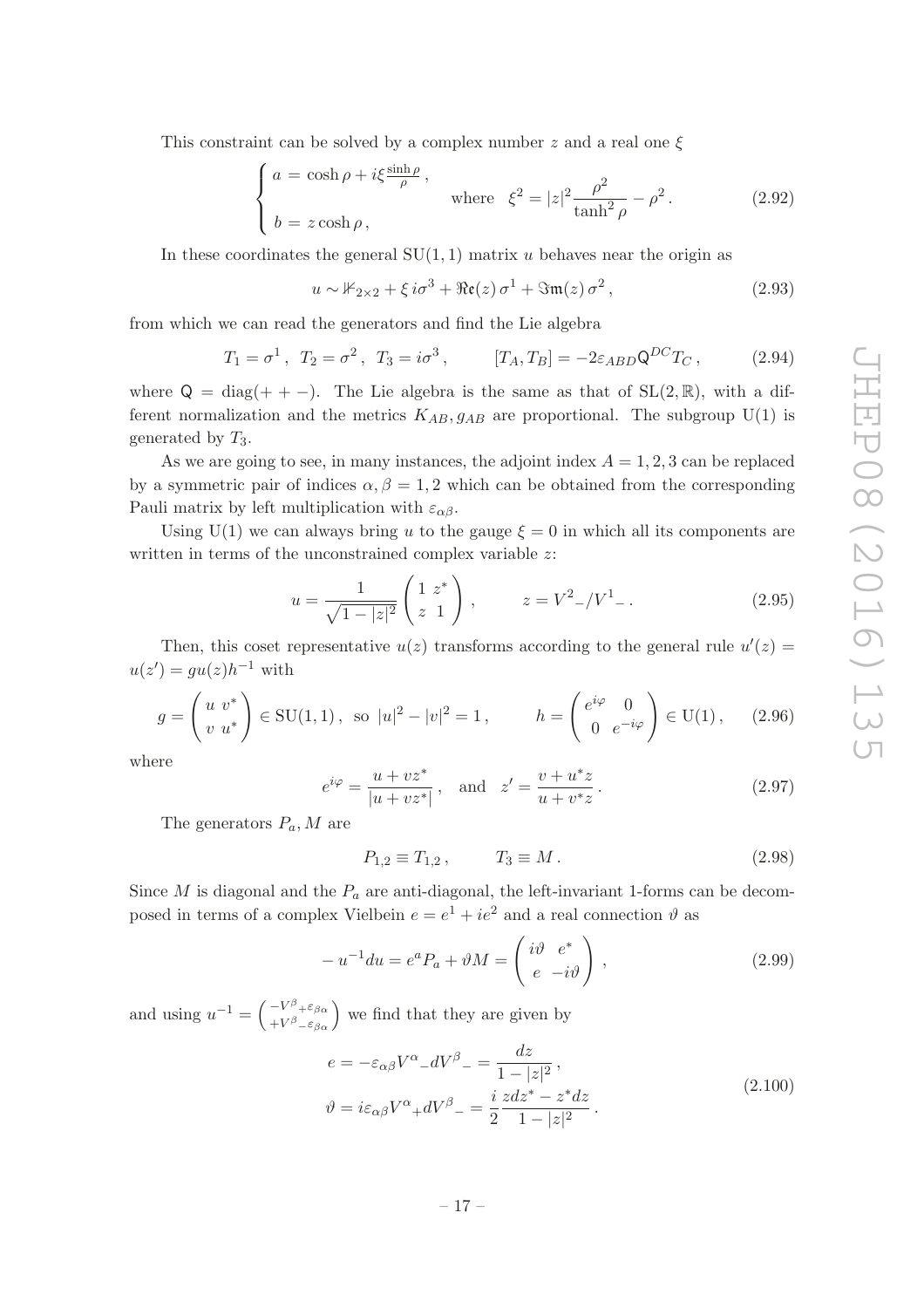This constraint can be solved by a complex number $z$ and a real one $\xi$

$$\begin{cases} a = \cosh\rho + i\xi\frac{\sinh\rho}{\rho}\,, \\ \\ b = z\cosh\rho\,, \end{cases} \qquad \text{where} \quad \xi^2 = |z|^2\frac{\rho^2}{\tanh^2\rho} - \rho^2\,. \tag{2.92}$$

In these coordinates the general SU(1, 1) matrix $u$ behaves near the origin as

$$u \sim \mathbb{1}_{2\times 2} + \xi\, i\sigma^3 + \Re\mathfrak{e}(z)\,\sigma^1 + \Im\mathfrak{m}(z)\,\sigma^2\,, \tag{2.93}$$

from which we can read the generators and find the Lie algebra

$$T_1 = \sigma^1\,,\ T_2 = \sigma^2\,,\ T_3 = i\sigma^3\,, \qquad [T_A, T_B] = -2\varepsilon_{ABD}\mathsf{Q}^{DC}T_C\,, \tag{2.94}$$

where $\mathsf{Q} = \mathrm{diag}(++-)$. The Lie algebra is the same as that of $\mathrm{SL}(2,\mathbb{R})$, with a different normalization and the metrics $K_{AB}, g_{AB}$ are proportional. The subgroup U(1) is generated by $T_3$.

As we are going to see, in many instances, the adjoint index $A = 1, 2, 3$ can be replaced by a symmetric pair of indices $\alpha, \beta = 1, 2$ which can be obtained from the corresponding Pauli matrix by left multiplication with $\varepsilon_{\alpha\beta}$.

Using U(1) we can always bring $u$ to the gauge $\xi = 0$ in which all its components are written in terms of the unconstrained complex variable $z$:

$$u = \frac{1}{\sqrt{1-|z|^2}}\begin{pmatrix} 1 & z^* \\ z & 1 \end{pmatrix}, \qquad z = V^2{}_-/V^1{}_-\,. \tag{2.95}$$

Then, this coset representative $u(z)$ transforms according to the general rule $u'(z) = u(z') = gu(z)h^{-1}$ with

$$g = \begin{pmatrix} u & v^* \\ v & u^* \end{pmatrix} \in \mathrm{SU}(1,1)\,,\ \text{so}\ |u|^2 - |v|^2 = 1\,, \qquad h = \begin{pmatrix} e^{i\varphi} & 0 \\ 0 & e^{-i\varphi} \end{pmatrix} \in \mathrm{U}(1)\,, \tag{2.96}$$

where

$$e^{i\varphi} = \frac{u + vz^*}{|u + vz^*|}\,, \quad \text{and} \quad z' = \frac{v + u^*z}{u + v^*z}\,. \tag{2.97}$$

The generators $P_a, M$ are

$$P_{1,2} \equiv T_{1,2}\,, \qquad T_3 \equiv M\,. \tag{2.98}$$

Since $M$ is diagonal and the $P_a$ are anti-diagonal, the left-invariant 1-forms can be decomposed in terms of a complex Vielbein $e = e^1 + ie^2$ and a real connection $\vartheta$ as

$$-\,u^{-1}du = e^aP_a + \vartheta M = \begin{pmatrix} i\vartheta & e^* \\ e & -i\vartheta \end{pmatrix}, \tag{2.99}$$

and using $u^{-1} = \begin{pmatrix} -V^\beta{}_+\varepsilon_{\beta\alpha} \\ +V^\beta{}_-\varepsilon_{\beta\alpha} \end{pmatrix}$ we find that they are given by

$$\begin{aligned} e &= -\varepsilon_{\alpha\beta}V^\alpha{}_-dV^\beta{}_- = \frac{dz}{1-|z|^2}\,, \\ \vartheta &= i\varepsilon_{\alpha\beta}V^\alpha{}_+dV^\beta{}_- = \frac{i}{2}\frac{zdz^* - z^*dz}{1-|z|^2}\,. \end{aligned} \tag{2.100}$$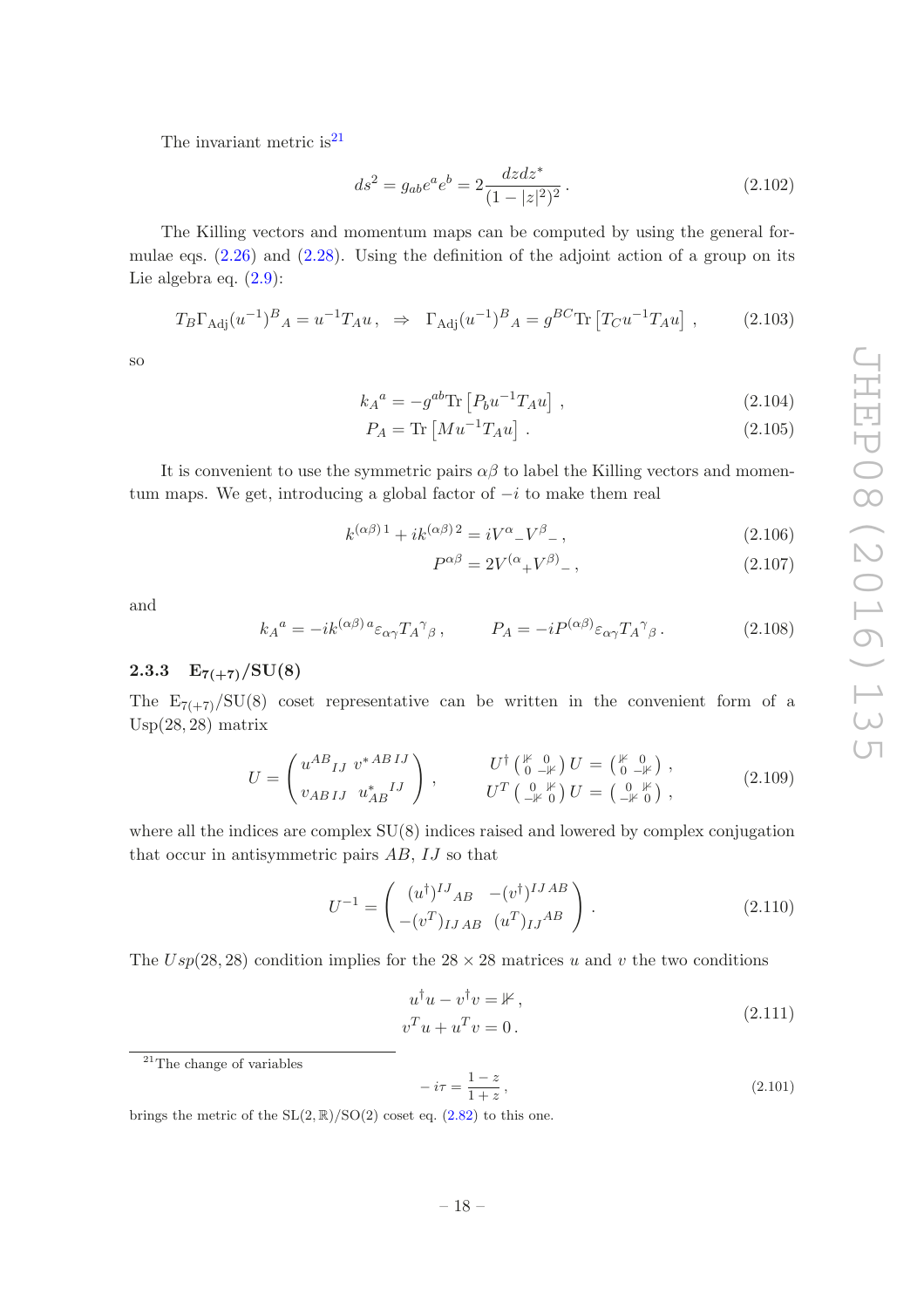The invariant metric is[21]

$$ds^2 = g_{ab}e^a e^b = 2\frac{dzdz^*}{(1-|z|^2)^2}\,. \tag{2.102}$$

The Killing vectors and momentum maps can be computed by using the general formulae eqs. (2.26) and (2.28). Using the definition of the adjoint action of a group on its Lie algebra eq. (2.9):

$$T_B \Gamma_{\rm Adj}(u^{-1})^B{}_A = u^{-1}T_A u\,, \;\;\Rightarrow\;\; \Gamma_{\rm Adj}(u^{-1})^B{}_A = g^{BC}{\rm Tr}\left[T_C u^{-1}T_A u\right]\,, \tag{2.103}$$

so

$$k_A{}^a = -g^{ab}{\rm Tr}\left[P_b u^{-1}T_A u\right]\,, \tag{2.104}$$

$$P_A = {\rm Tr}\left[M u^{-1}T_A u\right]\,. \tag{2.105}$$

It is convenient to use the symmetric pairs $\alpha\beta$ to label the Killing vectors and momentum maps. We get, introducing a global factor of $-i$ to make them real

$$k^{(\alpha\beta)\,1} + ik^{(\alpha\beta)\,2} = iV^\alpha{}_- V^\beta{}_-\,, \tag{2.106}$$

$$P^{\alpha\beta} = 2V^{(\alpha}{}_+ V^{\beta)}{}_-\,, \tag{2.107}$$

and

$$k_A{}^a = -ik^{(\alpha\beta)\,a}\varepsilon_{\alpha\gamma}T_A{}^\gamma{}_\beta\,, \qquad P_A = -iP^{(\alpha\beta)}\varepsilon_{\alpha\gamma}T_A{}^\gamma{}_\beta\,. \tag{2.108}$$

### 2.3.3 $\mathbf{E_{7(+7)}/SU(8)}$

The $E_{7(+7)}/SU(8)$ coset representative can be written in the convenient form of a $Usp(28,28)$ matrix

$$U = \begin{pmatrix} u^{AB}{}_{IJ} & v^{*\,AB\,IJ} \\ v_{AB\,IJ} & u^*_{AB}{}^{IJ} \end{pmatrix}\,, \qquad \begin{array}{l} U^\dagger \left(\begin{smallmatrix} \mathbb{1} & 0 \\ 0 & -\mathbb{1}\end{smallmatrix}\right) U = \left(\begin{smallmatrix} \mathbb{1} & 0 \\ 0 & -\mathbb{1}\end{smallmatrix}\right)\,, \\ U^T \left(\begin{smallmatrix} 0 & \mathbb{1} \\ -\mathbb{1} & 0\end{smallmatrix}\right) U = \left(\begin{smallmatrix} 0 & \mathbb{1} \\ -\mathbb{1} & 0\end{smallmatrix}\right)\,, \end{array} \tag{2.109}$$

where all the indices are complex $SU(8)$ indices raised and lowered by complex conjugation that occur in antisymmetric pairs $AB$, $IJ$ so that

$$U^{-1} = \begin{pmatrix} (u^\dagger)^{IJ}{}_{AB} & -(v^\dagger)^{IJ\,AB} \\ -(v^T)_{IJ\,AB} & (u^T)_{IJ}{}^{AB} \end{pmatrix}\,. \tag{2.110}$$

The $Usp(28,28)$ condition implies for the $28\times 28$ matrices $u$ and $v$ the two conditions

$$\begin{aligned} u^\dagger u - v^\dagger v &= \mathbb{1}\,, \\ v^T u + u^T v &= 0\,. \end{aligned} \tag{2.111}$$

[21] The change of variables

$$-i\tau = \frac{1-z}{1+z}\,, \tag{2.101}$$

brings the metric of the $SL(2,\mathbb{R})/SO(2)$ coset eq. (2.82) to this one.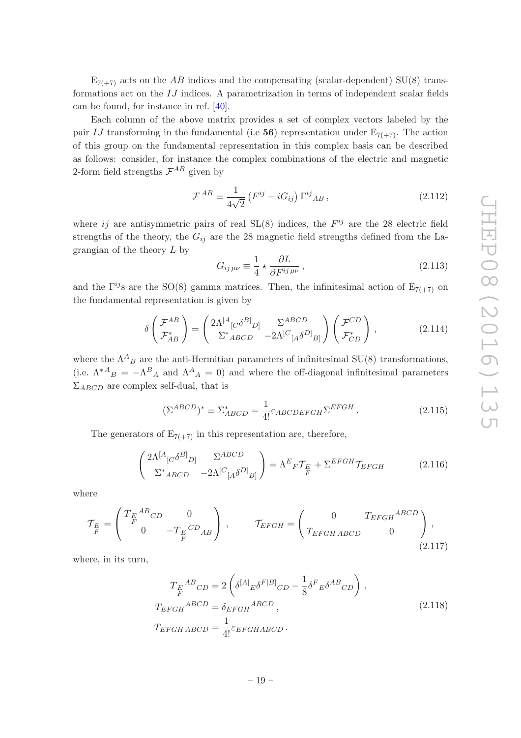$E_{7(+7)}$ acts on the $AB$ indices and the compensating (scalar-dependent) SU(8) transformations act on the $IJ$ indices. A parametrization in terms of independent scalar fields can be found, for instance in ref. [40].

Each column of the above matrix provides a set of complex vectors labeled by the pair $IJ$ transforming in the fundamental (i.e **56**) representation under $E_{7(+7)}$. The action of this group on the fundamental representation in this complex basis can be described as follows: consider, for instance the complex combinations of the electric and magnetic 2-form field strengths $\mathcal{F}^{AB}$ given by

$$\mathcal{F}^{AB} \equiv \frac{1}{4\sqrt{2}} \left(F^{ij} - iG_{ij}\right) \Gamma^{ij}{}_{AB}\,, \tag{2.112}$$

where $ij$ are antisymmetric pairs of real SL(8) indices, the $F^{ij}$ are the 28 electric field strengths of the theory, the $G_{ij}$ are the 28 magnetic field strengths defined from the Lagrangian of the theory $L$ by

$$G_{ij\,\mu\nu} \equiv \frac{1}{4} \star \frac{\partial L}{\partial F^{ij\,\mu\nu}}\,, \tag{2.113}$$

and the $\Gamma^{ij}$s are the SO(8) gamma matrices. Then, the infinitesimal action of $E_{7(+7)}$ on the fundamental representation is given by

$$\delta \begin{pmatrix} \mathcal{F}^{AB} \\ \mathcal{F}^{*}_{AB} \end{pmatrix} = \begin{pmatrix} 2\Lambda^{[A}{}_{[C}\delta^{B]}{}_{D]} & \Sigma^{ABCD} \\ \Sigma^{*}{}_{ABCD} & -2\Lambda^{[C}{}_{[A}\delta^{D]}{}_{B]} \end{pmatrix} \begin{pmatrix} \mathcal{F}^{CD} \\ \mathcal{F}^{*}_{CD} \end{pmatrix}, \tag{2.114}$$

where the $\Lambda^{A}{}_{B}$ are the anti-Hermitian parameters of infinitesimal SU(8) transformations, (i.e. $\Lambda^{*A}{}_{B} = -\Lambda^{B}{}_{A}$ and $\Lambda^{A}{}_{A} = 0$) and where the off-diagonal infinitesimal parameters $\Sigma_{ABCD}$ are complex self-dual, that is

$$(\Sigma^{ABCD})^{*} \equiv \Sigma^{*}_{ABCD} = \frac{1}{4!}\varepsilon_{ABCDEFGH}\Sigma^{EFGH}\,. \tag{2.115}$$

The generators of $E_{7(+7)}$ in this representation are, therefore,

$$\begin{pmatrix} 2\Lambda^{[A}{}_{[C}\delta^{B]}{}_{D]} & \Sigma^{ABCD} \\ \Sigma^{*}{}_{ABCD} & -2\Lambda^{[C}{}_{[A}\delta^{D]}{}_{B]} \end{pmatrix} = \Lambda^{E}{}_{F}\mathcal{T}_{\substack{E\\F}} + \Sigma^{EFGH}\mathcal{T}_{EFGH} \tag{2.116}$$

where

$$\mathcal{T}_{\substack{E\\F}} = \begin{pmatrix} T_{\substack{E\\F}}{}^{AB}{}_{CD} & 0 \\ 0 & -T_{\substack{E\\F}}{}^{CD}{}_{AB} \end{pmatrix}, \qquad \mathcal{T}_{EFGH} = \begin{pmatrix} 0 & T_{EFGH}{}^{ABCD} \\ T_{EFGH\,ABCD} & 0 \end{pmatrix}, \tag{2.117}$$

where, in its turn,

$$\begin{aligned} T_{\substack{E\\F}}{}^{AB}{}_{CD} &= 2\left(\delta^{[A|}{}_{E}\delta^{F|B]}{}_{CD} - \frac{1}{8}\delta^{F}{}_{E}\delta^{AB}{}_{CD}\right), \\ T_{EFGH}{}^{ABCD} &= \delta_{EFGH}{}^{ABCD}\,, \\ T_{EFGH\,ABCD} &= \frac{1}{4!}\varepsilon_{EFGHABCD}\,. \end{aligned} \tag{2.118}$$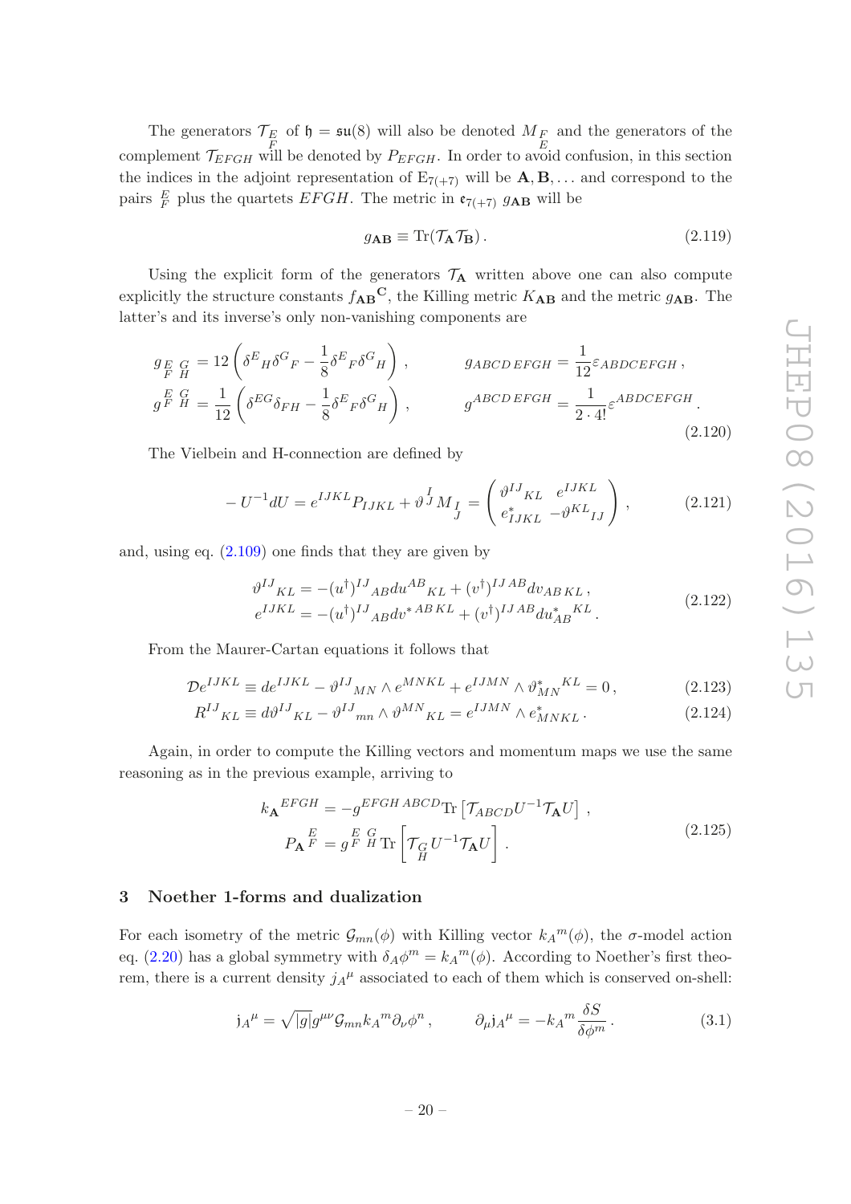The generators $\mathcal{T}_{E}{}^{F}$ of $\mathfrak{h} = \mathfrak{su}(8)$ will also be denoted $M_{F}{}^{E}$ and the generators of the complement $\mathcal{T}_{EFGH}$ will be denoted by $P_{EFGH}$. In order to avoid confusion, in this section the indices in the adjoint representation of $\mathrm{E}_{7(+7)}$ will be $\mathbf{A}, \mathbf{B}, \ldots$ and correspond to the pairs ${}^{E}{}_{F}$ plus the quartets $EFGH$. The metric in $\mathfrak{e}_{7(+7)}$ $g_{\mathbf{AB}}$ will be

$$g_{\mathbf{AB}} \equiv \mathrm{Tr}(\mathcal{T}_{\mathbf{A}} \mathcal{T}_{\mathbf{B}}) \,. \tag{2.119}$$

Using the explicit form of the generators $\mathcal{T}_{\mathbf{A}}$ written above one can also compute explicitly the structure constants $f_{\mathbf{AB}}{}^{\mathbf{C}}$, the Killing metric $K_{\mathbf{AB}}$ and the metric $g_{\mathbf{AB}}$. The latter's and its inverse's only non-vanishing components are

$$\begin{aligned}
g_{{}^{E}{}_{F}\,{}^{G}{}_{H}} &= 12\left(\delta^{E}{}_{H}\delta^{G}{}_{F} - \frac{1}{8}\delta^{E}{}_{F}\delta^{G}{}_{H}\right), & g_{ABCD\,EFGH} &= \frac{1}{12}\varepsilon_{ABDCEFGH}\,,\\
g^{{}^{E}{}_{F}\,{}^{G}{}_{H}} &= \frac{1}{12}\left(\delta^{EG}\delta_{FH} - \frac{1}{8}\delta^{E}{}_{F}\delta^{G}{}_{H}\right), & g^{ABCD\,EFGH} &= \frac{1}{2\cdot 4!}\varepsilon^{ABDCEFGH}\,.
\end{aligned} \tag{2.120}$$

The Vielbein and H-connection are defined by

$$-U^{-1}dU = e^{IJKL}P_{IJKL} + \vartheta^{I}{}_{J}M_{I}{}^{J} = \begin{pmatrix} \vartheta^{IJ}{}_{KL} & e^{IJKL} \\ e^{*}_{IJKL} & -\vartheta^{KL}{}_{IJ} \end{pmatrix}, \tag{2.121}$$

and, using eq. (2.109) one finds that they are given by

$$\begin{aligned}
\vartheta^{IJ}{}_{KL} &= -(u^{\dagger})^{IJ}{}_{AB}du^{AB}{}_{KL} + (v^{\dagger})^{IJ\,AB}dv_{AB\,KL}\,,\\
e^{IJKL} &= -(u^{\dagger})^{IJ}{}_{AB}dv^{*\,AB\,KL} + (v^{\dagger})^{IJ\,AB}du^{*}_{AB}{}^{KL}\,.
\end{aligned} \tag{2.122}$$

From the Maurer-Cartan equations it follows that

$$\mathcal{D}e^{IJKL} \equiv de^{IJKL} - \vartheta^{IJ}{}_{MN}\wedge e^{MNKL} + e^{IJMN}\wedge \vartheta^{*}_{MN}{}^{KL} = 0\,, \tag{2.123}$$

$$R^{IJ}{}_{KL} \equiv d\vartheta^{IJ}{}_{KL} - \vartheta^{IJ}{}_{mn}\wedge \vartheta^{MN}{}_{KL} = e^{IJMN}\wedge e^{*}_{MNKL}\,. \tag{2.124}$$

Again, in order to compute the Killing vectors and momentum maps we use the same reasoning as in the previous example, arriving to

$$\begin{aligned}
k_{\mathbf{A}}{}^{EFGH} &= -g^{EFGH\,ABCD}\,\mathrm{Tr}\left[\mathcal{T}_{ABCD}U^{-1}\mathcal{T}_{\mathbf{A}}U\right],\\
P_{\mathbf{A}}{}^{E}{}_{F} &= g^{{}^{E}{}_{F}\,{}^{G}{}_{H}}\,\mathrm{Tr}\left[\mathcal{T}_{G}{}^{H}U^{-1}\mathcal{T}_{\mathbf{A}}U\right].
\end{aligned} \tag{2.125}$$

## 3 Noether 1-forms and dualization

For each isometry of the metric $\mathcal{G}_{mn}(\phi)$ with Killing vector $k_{A}{}^{m}(\phi)$, the $\sigma$-model action eq. (2.20) has a global symmetry with $\delta_{A}\phi^{m} = k_{A}{}^{m}(\phi)$. According to Noether's first theorem, there is a current density $\mathfrak{j}_{A}{}^{\mu}$ associated to each of them which is conserved on-shell:

$$\mathfrak{j}_{A}{}^{\mu} = \sqrt{|g|}g^{\mu\nu}\mathcal{G}_{mn}k_{A}{}^{m}\partial_{\nu}\phi^{n}\,, \qquad \partial_{\mu}\mathfrak{j}_{A}{}^{\mu} = -k_{A}{}^{m}\frac{\delta S}{\delta\phi^{m}}\,. \tag{3.1}$$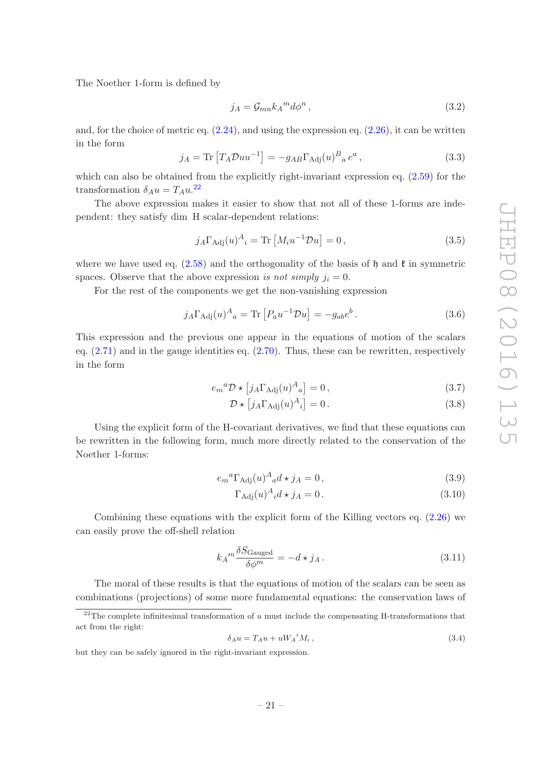The Noether 1-form is defined by

$$j_A = \mathcal{G}_{mn} k_A{}^m d\phi^n \,, \tag{3.2}$$

and, for the choice of metric eq. (2.24), and using the expression eq. (2.26), it can be written in the form

$$j_A = \mathrm{Tr}\left[T_A \mathcal{D}u u^{-1}\right] = -g_{AB}\Gamma_{\mathrm{Adj}}(u)^B{}_a \, e^a \,, \tag{3.3}$$

which can also be obtained from the explicitly right-invariant expression eq. (2.59) for the transformation $\delta_A u = T_A u$.[22]

The above expression makes it easier to show that not all of these 1-forms are independent: they satisfy dim H scalar-dependent relations:

$$j_A \Gamma_{\mathrm{Adj}}(u)^A{}_i = \mathrm{Tr}\left[M_i u^{-1}\mathcal{D}u\right] = 0 \,, \tag{3.5}$$

where we have used eq. (2.58) and the orthogonality of the basis of $\mathfrak{h}$ and $\mathfrak{k}$ in symmetric spaces. Observe that the above expression *is not simply* $j_i = 0$.

For the rest of the components we get the non-vanishing expression

$$j_A \Gamma_{\mathrm{Adj}}(u)^A{}_a = \mathrm{Tr}\left[P_a u^{-1}\mathcal{D}u\right] = -g_{ab} e^b \,. \tag{3.6}$$

This expression and the previous one appear in the equations of motion of the scalars eq. (2.71) and in the gauge identities eq. (2.70). Thus, these can be rewritten, respectively in the form

$$e_m{}^a \mathcal{D} \star \left[j_A \Gamma_{\mathrm{Adj}}(u)^A{}_a\right] = 0 \,, \tag{3.7}$$

$$\mathcal{D} \star \left[j_A \Gamma_{\mathrm{Adj}}(u)^A{}_i\right] = 0 \,. \tag{3.8}$$

Using the explicit form of the H-covariant derivatives, we find that these equations can be rewritten in the following form, much more directly related to the conservation of the Noether 1-forms:

$$e_m{}^a \Gamma_{\mathrm{Adj}}(u)^A{}_a d \star j_A = 0 \,, \tag{3.9}$$

$$\Gamma_{\mathrm{Adj}}(u)^A{}_i d \star j_A = 0 \,. \tag{3.10}$$

Combining these equations with the explicit form of the Killing vectors eq. (2.26) we can easily prove the off-shell relation

$$k_A{}^m \frac{\delta S_{\mathrm{Gauged}}}{\delta \phi^m} = -d \star j_A \,. \tag{3.11}$$

The moral of these results is that the equations of motion of the scalars can be seen as combinations (projections) of some more fundamental equations: the conservation laws of

[22] The complete infinitesimal transformation of $u$ must include the compensating H-transformations that act from the right:

$$\delta_A u = T_A u + u W_A{}^i M_i \,, \tag{3.4}$$

but they can be safely ignored in the right-invariant expression.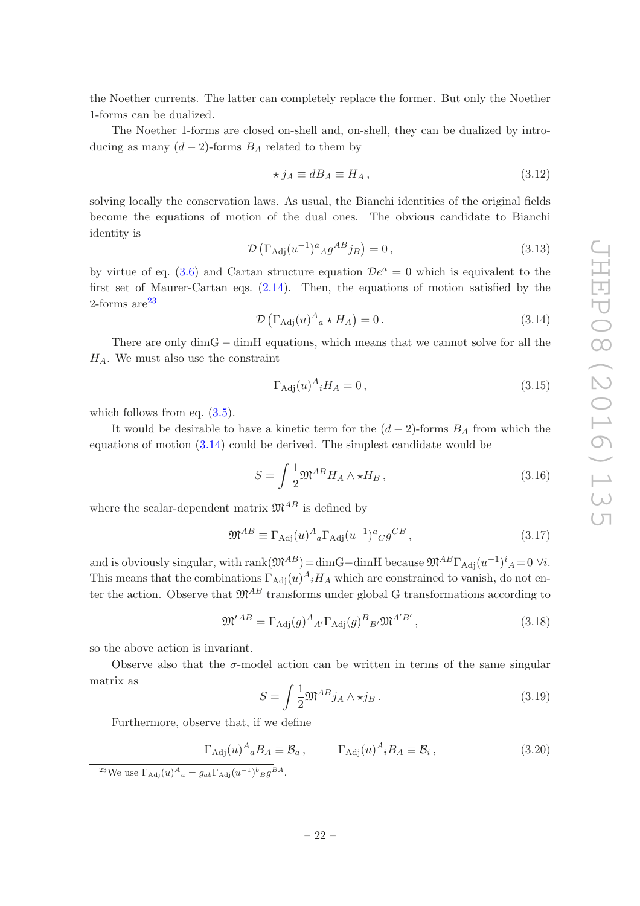the Noether currents. The latter can completely replace the former. But only the Noether 1-forms can be dualized.

The Noether 1-forms are closed on-shell and, on-shell, they can be dualized by introducing as many $(d-2)$-forms $B_A$ related to them by

$$\star\, j_A \equiv dB_A \equiv H_A\,, \tag{3.12}$$

solving locally the conservation laws. As usual, the Bianchi identities of the original fields become the equations of motion of the dual ones. The obvious candidate to Bianchi identity is

$$\mathcal{D}\left(\Gamma_{\rm Adj}(u^{-1})^{a}{}_{A} g^{AB} j_B\right) = 0\,, \tag{3.13}$$

by virtue of eq. (3.6) and Cartan structure equation $\mathcal{D}e^a = 0$ which is equivalent to the first set of Maurer-Cartan eqs. (2.14). Then, the equations of motion satisfied by the 2-forms are[23]

$$\mathcal{D}\left(\Gamma_{\rm Adj}(u)^{A}{}_{a} \star H_A\right) = 0\,. \tag{3.14}$$

There are only $\dim{\rm G} - \dim{\rm H}$ equations, which means that we cannot solve for all the $H_A$. We must also use the constraint

$$\Gamma_{\rm Adj}(u)^{A}{}_{i} H_A = 0\,, \tag{3.15}$$

which follows from eq. (3.5).

It would be desirable to have a kinetic term for the $(d-2)$-forms $B_A$ from which the equations of motion (3.14) could be derived. The simplest candidate would be

$$S = \int \frac{1}{2}\mathfrak{M}^{AB} H_A \wedge \star H_B\,, \tag{3.16}$$

where the scalar-dependent matrix $\mathfrak{M}^{AB}$ is defined by

$$\mathfrak{M}^{AB} \equiv \Gamma_{\rm Adj}(u)^{A}{}_{a} \Gamma_{\rm Adj}(u^{-1})^{a}{}_{C} g^{CB}\,, \tag{3.17}$$

and is obviously singular, with $\text{rank}(\mathfrak{M}^{AB}) = \dim{\rm G} - \dim{\rm H}$ because $\mathfrak{M}^{AB}\Gamma_{\rm Adj}(u^{-1})^{i}{}_{A} = 0\ \forall i$. This means that the combinations $\Gamma_{\rm Adj}(u)^{A}{}_{i} H_A$ which are constrained to vanish, do not enter the action. Observe that $\mathfrak{M}^{AB}$ transforms under global G transformations according to

$$\mathfrak{M}'^{AB} = \Gamma_{\rm Adj}(g)^{A}{}_{A'} \Gamma_{\rm Adj}(g)^{B}{}_{B'} \mathfrak{M}^{A'B'}\,, \tag{3.18}$$

so the above action is invariant.

Observe also that the $\sigma$-model action can be written in terms of the same singular matrix as

$$S = \int \frac{1}{2}\mathfrak{M}^{AB} j_A \wedge \star j_B\,. \tag{3.19}$$

Furthermore, observe that, if we define

$$\Gamma_{\rm Adj}(u)^{A}{}_{a} B_A \equiv \mathcal{B}_a\,, \qquad \Gamma_{\rm Adj}(u)^{A}{}_{i} B_A \equiv \mathcal{B}_i\,, \tag{3.20}$$

[23] We use $\Gamma_{\rm Adj}(u)^{A}{}_{a} = g_{ab}\Gamma_{\rm Adj}(u^{-1})^{b}{}_{B} g^{BA}$.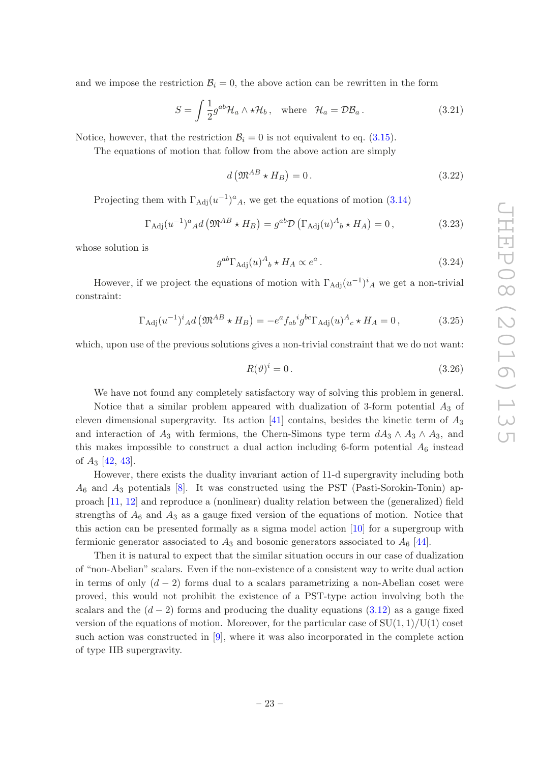and we impose the restriction $\mathcal{B}_i = 0$, the above action can be rewritten in the form

$$S = \int \frac{1}{2} g^{ab} \mathcal{H}_a \wedge \star \mathcal{H}_b \,, \quad \text{where} \quad \mathcal{H}_a = \mathcal{D}\mathcal{B}_a \,. \tag{3.21}$$

Notice, however, that the restriction $\mathcal{B}_i = 0$ is not equivalent to eq. (3.15).

The equations of motion that follow from the above action are simply

$$d\left(\mathfrak{M}^{AB} \star H_B\right) = 0 \,. \tag{3.22}$$

Projecting them with $\Gamma_{\text{Adj}}(u^{-1})^a{}_A$, we get the equations of motion (3.14)

$$\Gamma_{\text{Adj}}(u^{-1})^a{}_A d\left(\mathfrak{M}^{AB} \star H_B\right) = g^{ab} \mathcal{D}\left(\Gamma_{\text{Adj}}(u)^A{}_b \star H_A\right) = 0 \,, \tag{3.23}$$

whose solution is

$$g^{ab} \Gamma_{\text{Adj}}(u)^A{}_b \star H_A \propto e^a \,. \tag{3.24}$$

However, if we project the equations of motion with $\Gamma_{\text{Adj}}(u^{-1})^i{}_A$ we get a non-trivial constraint:

$$\Gamma_{\text{Adj}}(u^{-1})^i{}_A d\left(\mathfrak{M}^{AB} \star H_B\right) = -e^a f_{ab}{}^i g^{bc} \Gamma_{\text{Adj}}(u)^A{}_c \star H_A = 0 \,, \tag{3.25}$$

which, upon use of the previous solutions gives a non-trivial constraint that we do not want:

$$R(\vartheta)^i = 0 \,. \tag{3.26}$$

We have not found any completely satisfactory way of solving this problem in general.

Notice that a similar problem appeared with dualization of 3-form potential $A_3$ of eleven dimensional supergravity. Its action [41] contains, besides the kinetic term of $A_3$ and interaction of $A_3$ with fermions, the Chern-Simons type term $dA_3 \wedge A_3 \wedge A_3$, and this makes impossible to construct a dual action including 6-form potential $A_6$ instead of $A_3$ [42, 43].

However, there exists the duality invariant action of 11-d supergravity including both $A_6$ and $A_3$ potentials [8]. It was constructed using the PST (Pasti-Sorokin-Tonin) approach [11, 12] and reproduce a (nonlinear) duality relation between the (generalized) field strengths of $A_6$ and $A_3$ as a gauge fixed version of the equations of motion. Notice that this action can be presented formally as a sigma model action [10] for a supergroup with fermionic generator associated to $A_3$ and bosonic generators associated to $A_6$ [44].

Then it is natural to expect that the similar situation occurs in our case of dualization of "non-Abelian" scalars. Even if the non-existence of a consistent way to write dual action in terms of only $(d-2)$ forms dual to a scalars parametrizing a non-Abelian coset were proved, this would not prohibit the existence of a PST-type action involving both the scalars and the $(d-2)$ forms and producing the duality equations (3.12) as a gauge fixed version of the equations of motion. Moreover, for the particular case of $\mathrm{SU}(1,1)/\mathrm{U}(1)$ coset such action was constructed in [9], where it was also incorporated in the complete action of type IIB supergravity.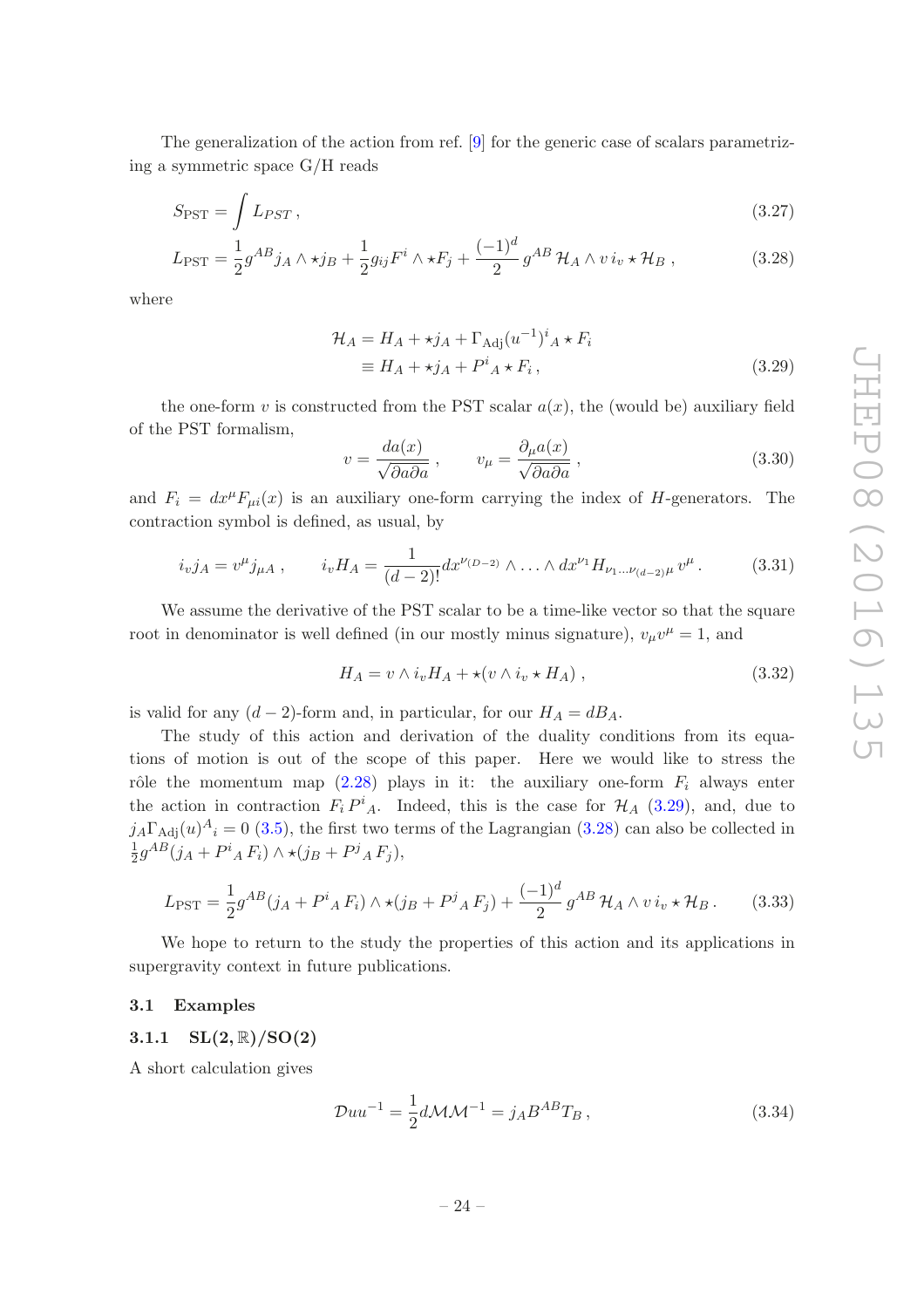The generalization of the action from ref. [9] for the generic case of scalars parametrizing a symmetric space G/H reads

$$S_{\rm PST} = \int L_{PST}\,, \tag{3.27}$$

$$L_{\rm PST} = \frac{1}{2} g^{AB} j_A \wedge \star j_B + \frac{1}{2} g_{ij} F^i \wedge \star F_j + \frac{(-1)^d}{2}\, g^{AB}\, \mathcal{H}_A \wedge v\, i_v \star \mathcal{H}_B\,, \tag{3.28}$$

where

$$\begin{aligned} \mathcal{H}_A &= H_A + \star j_A + \Gamma_{\rm Adj}(u^{-1})^i{}_A \star F_i \\ &\equiv H_A + \star j_A + P^i{}_A \star F_i\,, \end{aligned} \tag{3.29}$$

the one-form $v$ is constructed from the PST scalar $a(x)$, the (would be) auxiliary field of the PST formalism,

$$v = \frac{da(x)}{\sqrt{\partial a \partial a}}\,, \qquad v_\mu = \frac{\partial_\mu a(x)}{\sqrt{\partial a \partial a}}\,, \tag{3.30}$$

and $F_i = dx^\mu F_{\mu i}(x)$ is an auxiliary one-form carrying the index of $H$-generators. The contraction symbol is defined, as usual, by

$$i_v j_A = v^\mu j_{\mu A}\,, \qquad i_v H_A = \frac{1}{(d-2)!} dx^{\nu_{(D-2)}} \wedge \ldots \wedge dx^{\nu_1} H_{\nu_1 \ldots \nu_{(d-2)}\mu}\, v^\mu\,. \tag{3.31}$$

We assume the derivative of the PST scalar to be a time-like vector so that the square root in denominator is well defined (in our mostly minus signature), $v_\mu v^\mu = 1$, and

$$H_A = v \wedge i_v H_A + \star(v \wedge i_v \star H_A)\,, \tag{3.32}$$

is valid for any $(d-2)$-form and, in particular, for our $H_A = dB_A$.

The study of this action and derivation of the duality conditions from its equations of motion is out of the scope of this paper. Here we would like to stress the rôle the momentum map (2.28) plays in it: the auxiliary one-form $F_i$ always enter the action in contraction $F_i\, P^i{}_A$. Indeed, this is the case for $\mathcal{H}_A$ (3.29), and, due to $j_A \Gamma_{\rm Adj}(u)^A{}_i = 0$ (3.5), the first two terms of the Lagrangian (3.28) can also be collected in $\frac{1}{2} g^{AB}(j_A + P^i{}_A\, F_i) \wedge \star(j_B + P^j{}_A\, F_j)$,

$$L_{\rm PST} = \frac{1}{2} g^{AB} (j_A + P^i{}_A\, F_i) \wedge \star(j_B + P^j{}_A\, F_j) + \frac{(-1)^d}{2}\, g^{AB}\, \mathcal{H}_A \wedge v\, i_v \star \mathcal{H}_B\,. \tag{3.33}$$

We hope to return to the study the properties of this action and its applications in supergravity context in future publications.

## 3.1 Examples

### 3.1.1 SL(2, ℝ)/SO(2)

A short calculation gives

$$\mathcal{D}uu^{-1} = \frac{1}{2} d\mathcal{M}\mathcal{M}^{-1} = j_A B^{AB} T_B\,, \tag{3.34}$$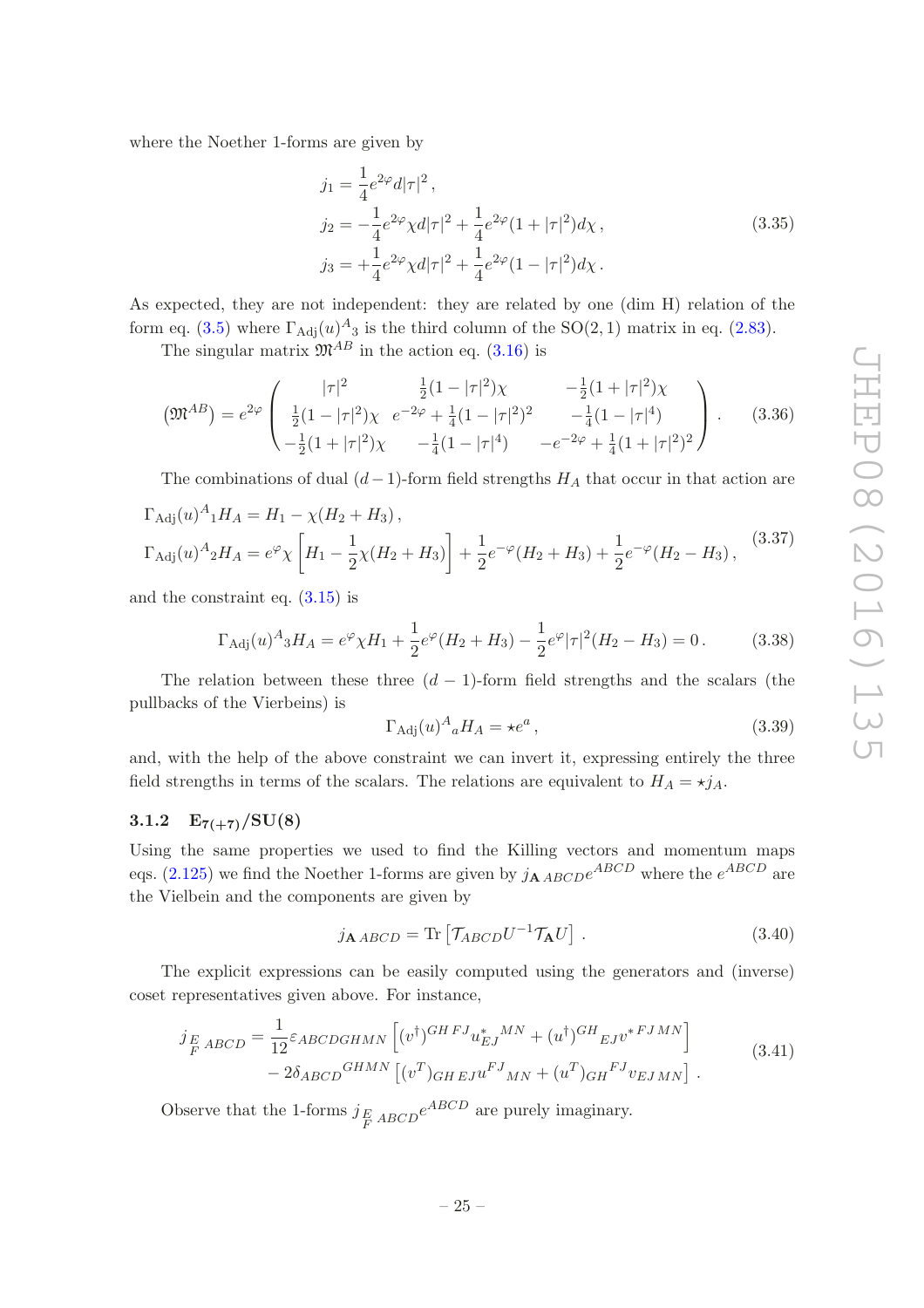where the Noether 1-forms are given by

$$
\begin{aligned}
j_1 &= \frac{1}{4}e^{2\varphi}d|\tau|^2\,,\\
j_2 &= -\frac{1}{4}e^{2\varphi}\chi d|\tau|^2 + \frac{1}{4}e^{2\varphi}(1+|\tau|^2)d\chi\,,\\
j_3 &= +\frac{1}{4}e^{2\varphi}\chi d|\tau|^2 + \frac{1}{4}e^{2\varphi}(1-|\tau|^2)d\chi\,.
\end{aligned}
\tag{3.35}
$$

As expected, they are not independent: they are related by one (dim H) relation of the form eq. (3.5) where $\Gamma_{\rm Adj}(u)^A{}_3$ is the third column of the SO(2, 1) matrix in eq. (2.83).

The singular matrix $\mathfrak{M}^{AB}$ in the action eq. (3.16) is

$$
\left(\mathfrak{M}^{AB}\right) = e^{2\varphi}\begin{pmatrix}
|\tau|^2 & \frac{1}{2}(1-|\tau|^2)\chi & -\frac{1}{2}(1+|\tau|^2)\chi\\
\frac{1}{2}(1-|\tau|^2)\chi & e^{-2\varphi}+\frac{1}{4}(1-|\tau|^2)^2 & -\frac{1}{4}(1-|\tau|^4)\\
-\frac{1}{2}(1+|\tau|^2)\chi & -\frac{1}{4}(1-|\tau|^4) & -e^{-2\varphi}+\frac{1}{4}(1+|\tau|^2)^2
\end{pmatrix}.
\tag{3.36}
$$

The combinations of dual $(d-1)$-form field strengths $H_A$ that occur in that action are

$$
\begin{aligned}
\Gamma_{\rm Adj}(u)^A{}_1 H_A &= H_1 - \chi(H_2+H_3)\,,\\
\Gamma_{\rm Adj}(u)^A{}_2 H_A &= e^{\varphi}\chi\left[H_1 - \frac{1}{2}\chi(H_2+H_3)\right] + \frac{1}{2}e^{-\varphi}(H_2+H_3) + \frac{1}{2}e^{-\varphi}(H_2-H_3)\,,
\end{aligned}
\tag{3.37}
$$

and the constraint eq. (3.15) is

$$
\Gamma_{\rm Adj}(u)^A{}_3 H_A = e^{\varphi}\chi H_1 + \frac{1}{2}e^{\varphi}(H_2+H_3) - \frac{1}{2}e^{\varphi}|\tau|^2(H_2-H_3) = 0\,.
\tag{3.38}
$$

The relation between these three $(d-1)$-form field strengths and the scalars (the pullbacks of the Vierbeins) is

$$
\Gamma_{\rm Adj}(u)^A{}_a H_A = \star e^a\,,
\tag{3.39}
$$

and, with the help of the above constraint we can invert it, expressing entirely the three field strengths in terms of the scalars. The relations are equivalent to $H_A = \star j_A$.

### 3.1.2 $\mathbf{E_{7(+7)}/SU(8)}$

Using the same properties we used to find the Killing vectors and momentum maps eqs. (2.125) we find the Noether 1-forms are given by $j_{\mathbf{A}\,ABCD}e^{ABCD}$ where the $e^{ABCD}$ are the Vielbein and the components are given by

$$
j_{\mathbf{A}\,ABCD} = {\rm Tr}\left[\mathcal{T}_{ABCD}U^{-1}\mathcal{T}_{\mathbf{A}}U\right]\,.
\tag{3.40}
$$

The explicit expressions can be easily computed using the generators and (inverse) coset representatives given above. For instance,

$$
\begin{aligned}
j_{\,{}^{E}_{F}\,ABCD} = &\frac{1}{12}\varepsilon_{ABCDGHMN}\left[(v^\dagger)^{GH\,FJ}u^*_{EJ}{}^{MN} + (u^\dagger)^{GH}{}_{EJ}v^{*\,FJ\,MN}\right]\\
&-2\delta_{ABCD}{}^{GHMN}\left[(v^T)_{GH\,EJ}u^{FJ}{}_{MN} + (u^T)_{GH}{}^{FJ}v_{EJ\,MN}\right]\,.
\end{aligned}
\tag{3.41}
$$

Observe that the 1-forms $j_{\,{}^{E}_{F}\,ABCD}e^{ABCD}$ are purely imaginary.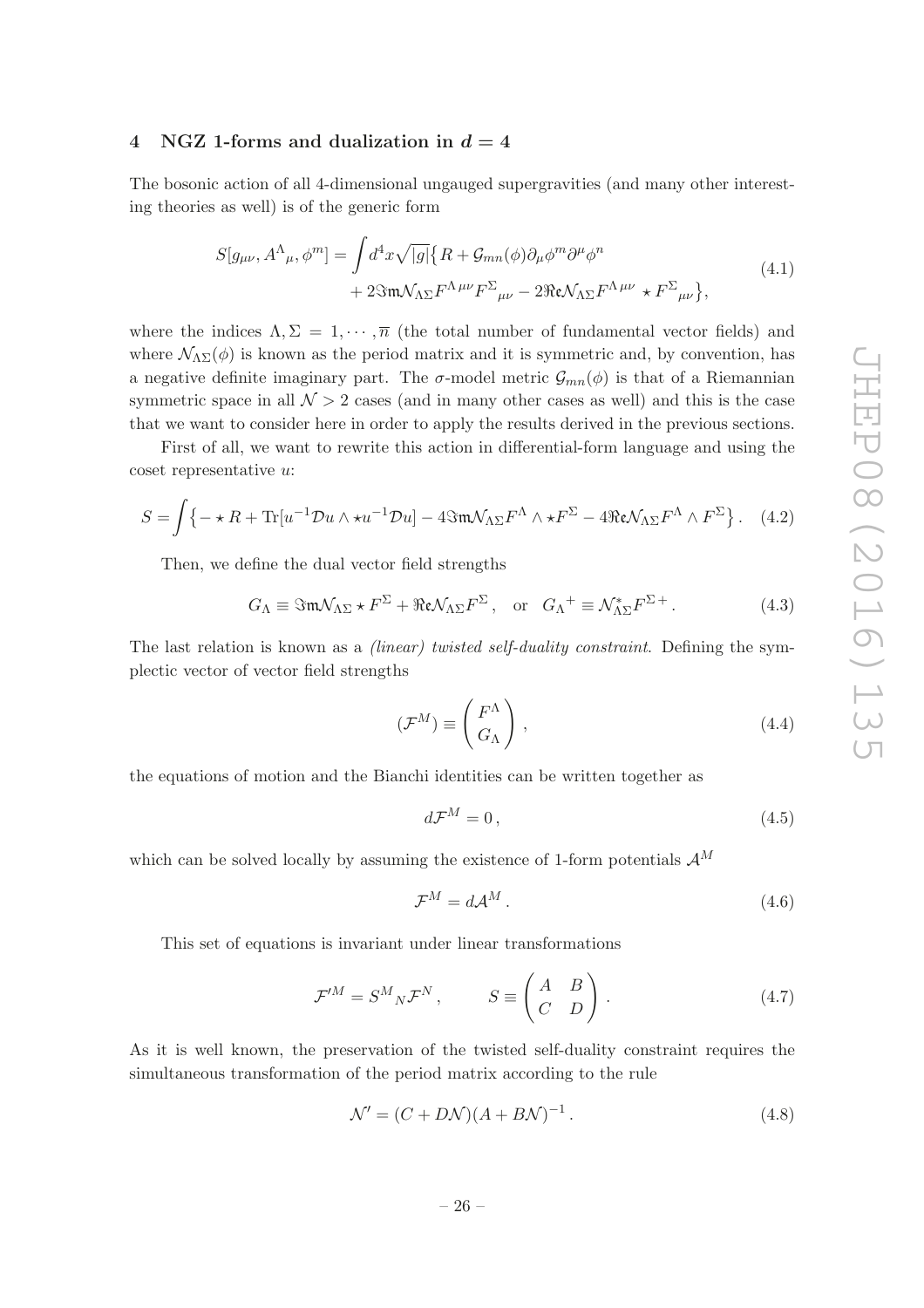## 4 NGZ 1-forms and dualization in $d = 4$

The bosonic action of all 4-dimensional ungauged supergravities (and many other interesting theories as well) is of the generic form

$$
\begin{aligned}
S[g_{\mu\nu}, A^{\Lambda}{}_{\mu}, \phi^m] = \int d^4x \sqrt{|g|} \big\{ & R + \mathcal{G}_{mn}(\phi) \partial_\mu \phi^m \partial^\mu \phi^n \\
& + 2 \Im\mathfrak{m} \mathcal{N}_{\Lambda\Sigma} F^{\Lambda\,\mu\nu} F^{\Sigma}{}_{\mu\nu} - 2 \Re\mathfrak{e} \mathcal{N}_{\Lambda\Sigma} F^{\Lambda\,\mu\nu} \star F^{\Sigma}{}_{\mu\nu} \big\},
\end{aligned}
\tag{4.1}
$$

where the indices $\Lambda, \Sigma = 1, \cdots, \overline{n}$ (the total number of fundamental vector fields) and where $\mathcal{N}_{\Lambda\Sigma}(\phi)$ is known as the period matrix and it is symmetric and, by convention, has a negative definite imaginary part. The $\sigma$-model metric $\mathcal{G}_{mn}(\phi)$ is that of a Riemannian symmetric space in all $\mathcal{N} > 2$ cases (and in many other cases as well) and this is the case that we want to consider here in order to apply the results derived in the previous sections.

First of all, we want to rewrite this action in differential-form language and using the coset representative $u$:

$$
S = \int \big\{ - \star R + \mathrm{Tr}[u^{-1} \mathcal{D} u \wedge \star u^{-1} \mathcal{D} u] - 4 \Im\mathfrak{m} \mathcal{N}_{\Lambda\Sigma} F^{\Lambda} \wedge \star F^{\Sigma} - 4 \Re\mathfrak{e} \mathcal{N}_{\Lambda\Sigma} F^{\Lambda} \wedge F^{\Sigma} \big\} . \tag{4.2}
$$

Then, we define the dual vector field strengths

$$
G_{\Lambda} \equiv \Im\mathfrak{m} \mathcal{N}_{\Lambda\Sigma} \star F^{\Sigma} + \Re\mathfrak{e} \mathcal{N}_{\Lambda\Sigma} F^{\Sigma} , \quad \text{or} \quad G_{\Lambda}{}^{+} \equiv \mathcal{N}^{*}_{\Lambda\Sigma} F^{\Sigma\,+} . \tag{4.3}
$$

The last relation is known as a *(linear) twisted self-duality constraint*. Defining the symplectic vector of vector field strengths

$$
(\mathcal{F}^M) \equiv \begin{pmatrix} F^{\Lambda} \\ G_{\Lambda} \end{pmatrix} , \tag{4.4}
$$

the equations of motion and the Bianchi identities can be written together as

$$
d\mathcal{F}^M = 0 , \tag{4.5}
$$

which can be solved locally by assuming the existence of 1-form potentials $\mathcal{A}^M$

$$
\mathcal{F}^M = d\mathcal{A}^M . \tag{4.6}
$$

This set of equations is invariant under linear transformations

$$
\mathcal{F}'^M = S^M{}_N \mathcal{F}^N , \qquad S \equiv \begin{pmatrix} A & B \\ C & D \end{pmatrix} . \tag{4.7}
$$

As it is well known, the preservation of the twisted self-duality constraint requires the simultaneous transformation of the period matrix according to the rule

$$
\mathcal{N}' = (C + D\mathcal{N})(A + B\mathcal{N})^{-1} . \tag{4.8}
$$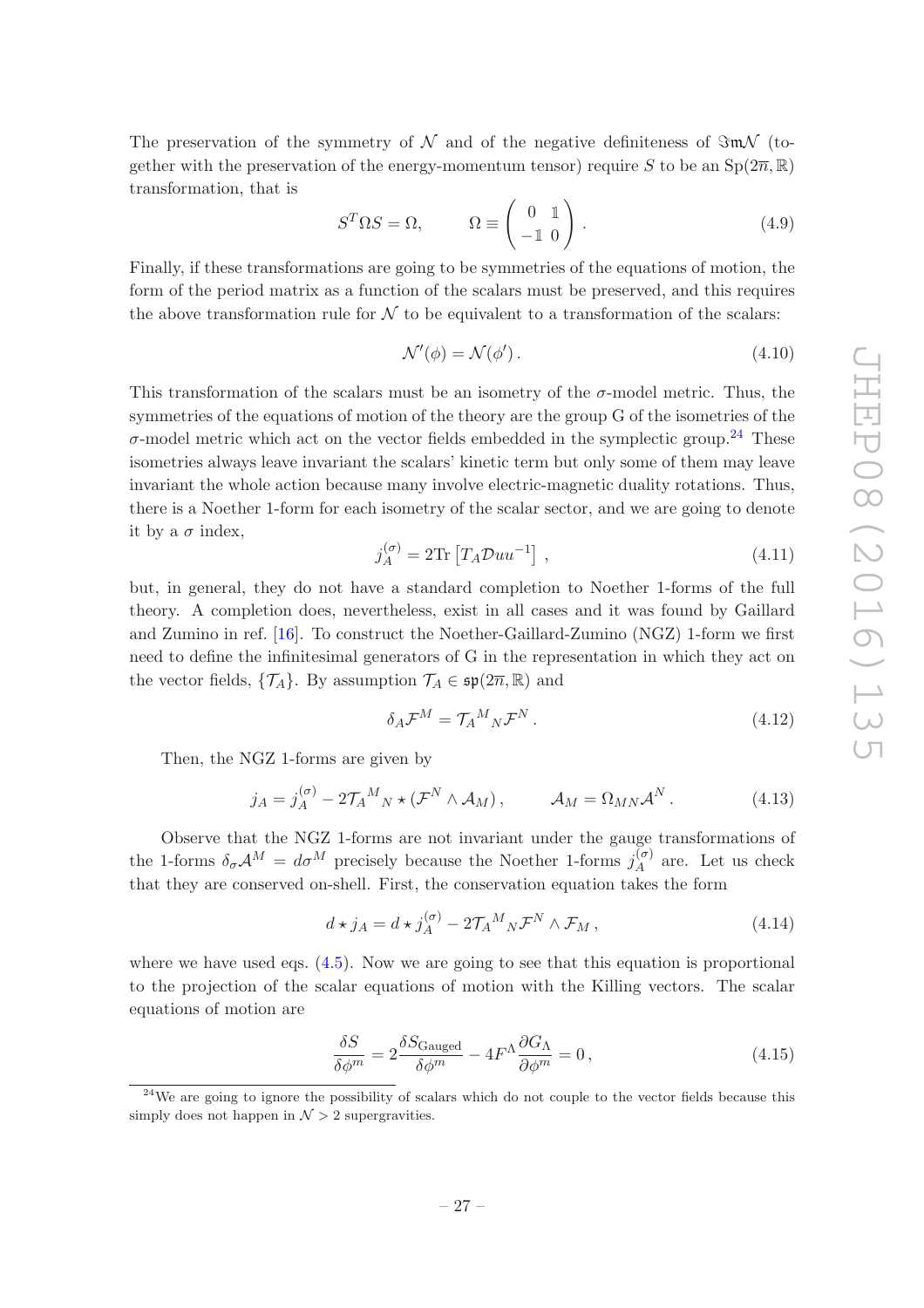The preservation of the symmetry of $\mathcal{N}$ and of the negative definiteness of $\Im\mathfrak{m}\mathcal{N}$ (together with the preservation of the energy-momentum tensor) require $S$ to be an $\mathrm{Sp}(2\overline{n},\mathbb{R})$ transformation, that is

$$S^T \Omega S = \Omega, \qquad \Omega \equiv \begin{pmatrix} 0 & \mathbb{1} \\ -\mathbb{1} & 0 \end{pmatrix}. \tag{4.9}$$

Finally, if these transformations are going to be symmetries of the equations of motion, the form of the period matrix as a function of the scalars must be preserved, and this requires the above transformation rule for $\mathcal{N}$ to be equivalent to a transformation of the scalars:

$$\mathcal{N}'(\phi) = \mathcal{N}(\phi'). \tag{4.10}$$

This transformation of the scalars must be an isometry of the $\sigma$-model metric. Thus, the symmetries of the equations of motion of the theory are the group G of the isometries of the $\sigma$-model metric which act on the vector fields embedded in the symplectic group.[24] These isometries always leave invariant the scalars' kinetic term but only some of them may leave invariant the whole action because many involve electric-magnetic duality rotations. Thus, there is a Noether 1-form for each isometry of the scalar sector, and we are going to denote it by a $\sigma$ index,

$$j_A^{(\sigma)} = 2\mathrm{Tr}\left[T_A \mathcal{D}u u^{-1}\right], \tag{4.11}$$

but, in general, they do not have a standard completion to Noether 1-forms of the full theory. A completion does, nevertheless, exist in all cases and it was found by Gaillard and Zumino in ref. [16]. To construct the Noether-Gaillard-Zumino (NGZ) 1-form we first need to define the infinitesimal generators of G in the representation in which they act on the vector fields, $\{\mathcal{T}_A\}$. By assumption $\mathcal{T}_A \in \mathfrak{sp}(2\overline{n},\mathbb{R})$ and

$$\delta_A \mathcal{F}^M = \mathcal{T}_A{}^M{}_N \mathcal{F}^N. \tag{4.12}$$

Then, the NGZ 1-forms are given by

$$j_A = j_A^{(\sigma)} - 2\mathcal{T}_A{}^M{}_N \star (\mathcal{F}^N \wedge \mathcal{A}_M), \qquad \mathcal{A}_M = \Omega_{MN}\mathcal{A}^N. \tag{4.13}$$

Observe that the NGZ 1-forms are not invariant under the gauge transformations of the 1-forms $\delta_\sigma \mathcal{A}^M = d\sigma^M$ precisely because the Noether 1-forms $j_A^{(\sigma)}$ are. Let us check that they are conserved on-shell. First, the conservation equation takes the form

$$d \star j_A = d \star j_A^{(\sigma)} - 2\mathcal{T}_A{}^M{}_N \mathcal{F}^N \wedge \mathcal{F}_M, \tag{4.14}$$

where we have used eqs. (4.5). Now we are going to see that this equation is proportional to the projection of the scalar equations of motion with the Killing vectors. The scalar equations of motion are

$$\frac{\delta S}{\delta \phi^m} = 2\frac{\delta S_{\text{Gauged}}}{\delta \phi^m} - 4F^\Lambda \frac{\partial G_\Lambda}{\partial \phi^m} = 0, \tag{4.15}$$

[24] We are going to ignore the possibility of scalars which do not couple to the vector fields because this simply does not happen in $\mathcal{N} > 2$ supergravities.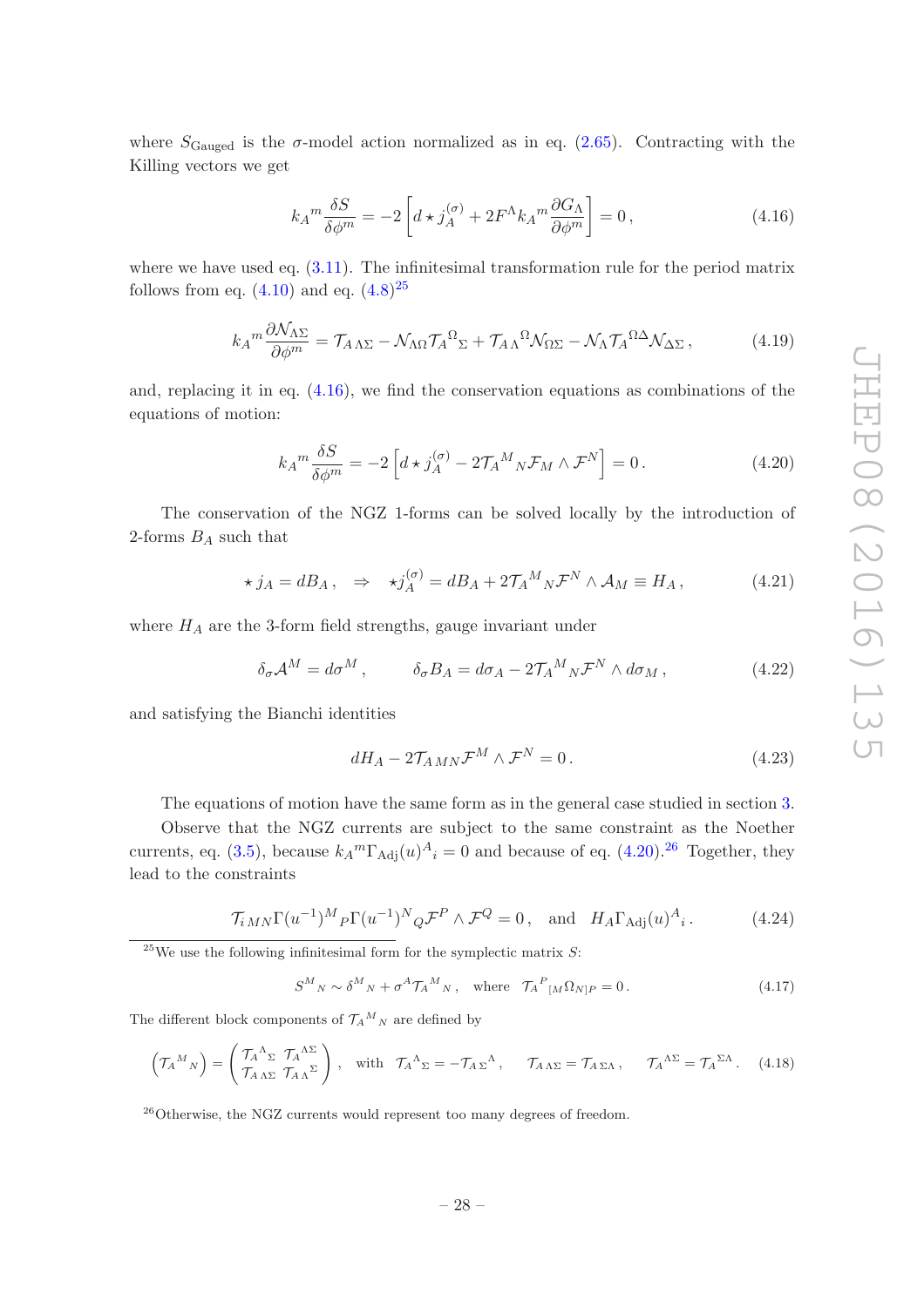where $S_{\text{Gauged}}$ is the $\sigma$-model action normalized as in eq. (2.65). Contracting with the Killing vectors we get

$$k_A{}^m \frac{\delta S}{\delta \phi^m} = -2\left[ d \star j_A^{(\sigma)} + 2F^\Lambda k_A{}^m \frac{\partial G_\Lambda}{\partial \phi^m} \right] = 0\,, \tag{4.16}$$

where we have used eq. (3.11). The infinitesimal transformation rule for the period matrix follows from eq. (4.10) and eq. (4.8)[25]

$$k_A{}^m \frac{\partial \mathcal{N}_{\Lambda\Sigma}}{\partial \phi^m} = \mathcal{T}_{A\,\Lambda\Sigma} - \mathcal{N}_{\Lambda\Omega}\mathcal{T}_A{}^\Omega{}_\Sigma + \mathcal{T}_{A\,\Lambda}{}^\Omega \mathcal{N}_{\Omega\Sigma} - \mathcal{N}_\Lambda \mathcal{T}_A{}^{\Omega\Delta}\mathcal{N}_{\Delta\Sigma}\,, \tag{4.19}$$

and, replacing it in eq. (4.16), we find the conservation equations as combinations of the equations of motion:

$$k_A{}^m \frac{\delta S}{\delta \phi^m} = -2\left[ d \star j_A^{(\sigma)} - 2\mathcal{T}_A{}^M{}_N \mathcal{F}_M \wedge \mathcal{F}^N \right] = 0\,. \tag{4.20}$$

The conservation of the NGZ 1-forms can be solved locally by the introduction of 2-forms $B_A$ such that

$$\star\, j_A = dB_A\,, \quad \Rightarrow \quad \star j_A^{(\sigma)} = dB_A + 2\mathcal{T}_A{}^M{}_N \mathcal{F}^N \wedge \mathcal{A}_M \equiv H_A\,, \tag{4.21}$$

where $H_A$ are the 3-form field strengths, gauge invariant under

$$\delta_\sigma \mathcal{A}^M = d\sigma^M\,, \qquad \delta_\sigma B_A = d\sigma_A - 2\mathcal{T}_A{}^M{}_N \mathcal{F}^N \wedge d\sigma_M\,, \tag{4.22}$$

and satisfying the Bianchi identities

$$dH_A - 2\mathcal{T}_{A\,MN}\mathcal{F}^M \wedge \mathcal{F}^N = 0\,. \tag{4.23}$$

The equations of motion have the same form as in the general case studied in section 3.

Observe that the NGZ currents are subject to the same constraint as the Noether currents, eq. (3.5), because $k_A{}^m \Gamma_{\text{Adj}}(u)^A{}_i = 0$ and because of eq. (4.20).[26] Together, they lead to the constraints

$$\mathcal{T}_{i\,MN}\Gamma(u^{-1})^M{}_P \Gamma(u^{-1})^N{}_Q \mathcal{F}^P \wedge \mathcal{F}^Q = 0\,, \quad \text{and} \quad H_A \Gamma_{\text{Adj}}(u)^A{}_i\,. \tag{4.24}$$

---

[25] We use the following infinitesimal form for the symplectic matrix $S$:

$$S^M{}_N \sim \delta^M{}_N + \sigma^A \mathcal{T}_A{}^M{}_N\,, \quad \text{where} \quad \mathcal{T}_A{}^P{}_{[M}\Omega_{N]P} = 0\,. \tag{4.17}$$

The different block components of $\mathcal{T}_A{}^M{}_N$ are defined by

$$\left(\mathcal{T}_A{}^M{}_N\right) = \begin{pmatrix} \mathcal{T}_A{}^\Lambda{}_\Sigma & \mathcal{T}_A{}^{\Lambda\Sigma} \\ \mathcal{T}_{A\,\Lambda\Sigma} & \mathcal{T}_{A\,\Lambda}{}^\Sigma \end{pmatrix}\,, \quad \text{with} \quad \mathcal{T}_A{}^\Lambda{}_\Sigma = -\mathcal{T}_{A\,\Sigma}{}^\Lambda\,, \quad \mathcal{T}_{A\,\Lambda\Sigma} = \mathcal{T}_{A\,\Sigma\Lambda}\,, \quad \mathcal{T}_A{}^{\Lambda\Sigma} = \mathcal{T}_A{}^{\Sigma\Lambda}\,. \tag{4.18}$$

[26] Otherwise, the NGZ currents would represent too many degrees of freedom.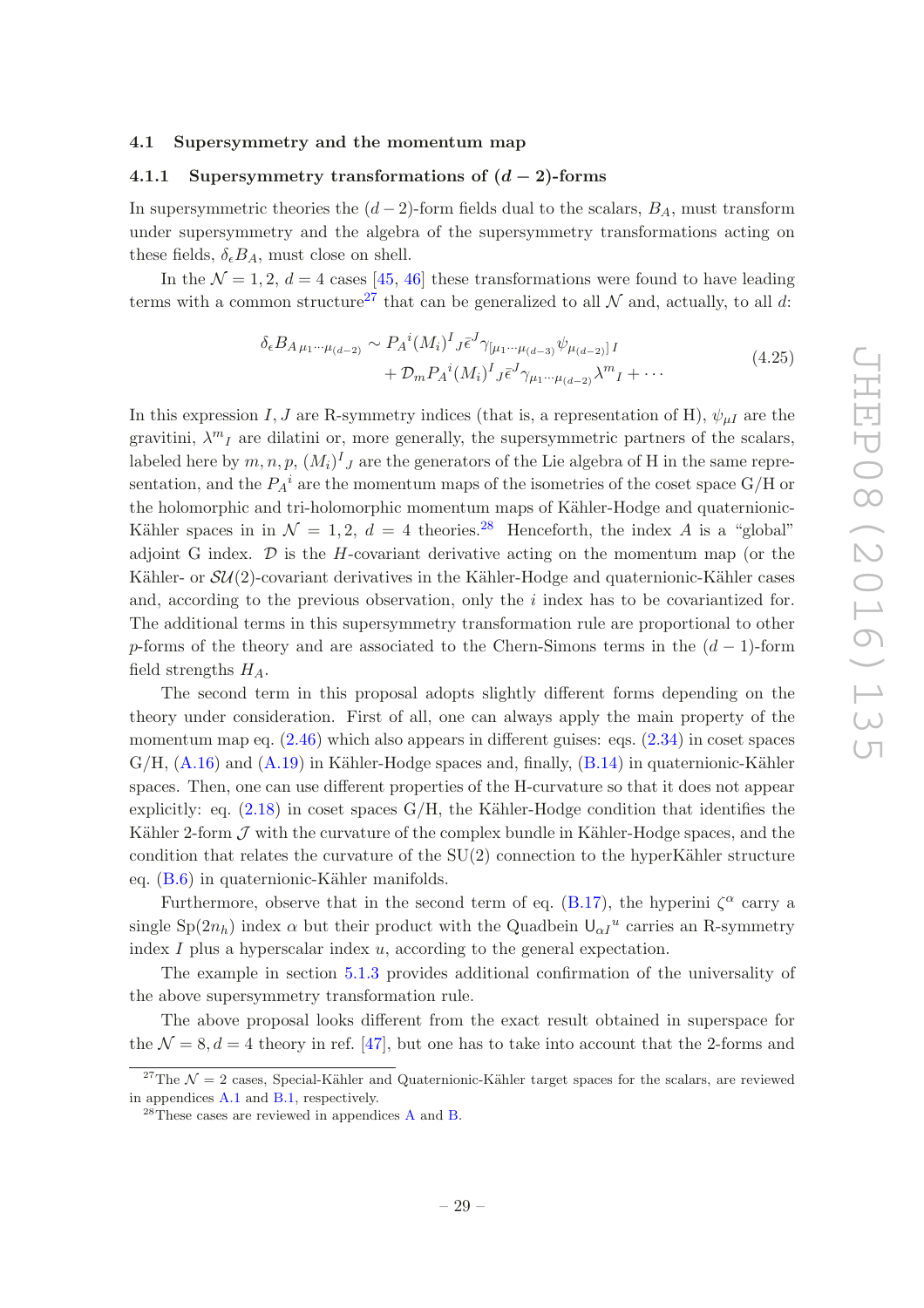### 4.1 Supersymmetry and the momentum map

#### 4.1.1 Supersymmetry transformations of $(d-2)$-forms

In supersymmetric theories the $(d-2)$-form fields dual to the scalars, $B_A$, must transform under supersymmetry and the algebra of the supersymmetry transformations acting on these fields, $\delta_\epsilon B_A$, must close on shell.

In the $\mathcal{N}=1,2$, $d=4$ cases [45, 46] these transformations were found to have leading terms with a common structure[27] that can be generalized to all $\mathcal{N}$ and, actually, to all $d$:

$$\begin{aligned}\delta_\epsilon B_{A\,\mu_1\cdots\mu_{(d-2)}} \sim\; & P_A{}^i (M_i)^I{}_J \bar{\epsilon}^J \gamma_{[\mu_1\cdots\mu_{(d-3)}}\psi_{\mu_{(d-2)}]\,I} \\ & + \mathcal{D}_m P_A{}^i (M_i)^I{}_J \bar{\epsilon}^J \gamma_{\mu_1\cdots\mu_{(d-2)}}\lambda^m{}_I + \cdots\end{aligned} \tag{4.25}$$

In this expression $I,J$ are R-symmetry indices (that is, a representation of H), $\psi_{\mu I}$ are the gravitini, $\lambda^m{}_I$ are dilatini or, more generally, the supersymmetric partners of the scalars, labeled here by $m,n,p$, $(M_i)^I{}_J$ are the generators of the Lie algebra of H in the same representation, and the $P_A{}^i$ are the momentum maps of the isometries of the coset space G/H or the holomorphic and tri-holomorphic momentum maps of Kähler-Hodge and quaternionic-Kähler spaces in in $\mathcal{N}=1,2$, $d=4$ theories.[28] Henceforth, the index $A$ is a "global" adjoint G index. $\mathcal{D}$ is the $H$-covariant derivative acting on the momentum map (or the Kähler- or $\mathcal{SU}(2)$-covariant derivatives in the Kähler-Hodge and quaternionic-Kähler cases and, according to the previous observation, only the $i$ index has to be covariantized for. The additional terms in this supersymmetry transformation rule are proportional to other $p$-forms of the theory and are associated to the Chern-Simons terms in the $(d-1)$-form field strengths $H_A$.

The second term in this proposal adopts slightly different forms depending on the theory under consideration. First of all, one can always apply the main property of the momentum map eq. (2.46) which also appears in different guises: eqs. (2.34) in coset spaces G/H, (A.16) and (A.19) in Kähler-Hodge spaces and, finally, (B.14) in quaternionic-Kähler spaces. Then, one can use different properties of the H-curvature so that it does not appear explicitly: eq. (2.18) in coset spaces G/H, the Kähler-Hodge condition that identifies the Kähler 2-form $\mathcal{J}$ with the curvature of the complex bundle in Kähler-Hodge spaces, and the condition that relates the curvature of the SU(2) connection to the hyperKähler structure eq. (B.6) in quaternionic-Kähler manifolds.

Furthermore, observe that in the second term of eq. (B.17), the hyperini $\zeta^\alpha$ carry a single $\mathrm{Sp}(2n_h)$ index $\alpha$ but their product with the Quadbein $\mathsf{U}_{\alpha I}{}^u$ carries an R-symmetry index $I$ plus a hyperscalar index $u$, according to the general expectation.

The example in section 5.1.3 provides additional confirmation of the universality of the above supersymmetry transformation rule.

The above proposal looks different from the exact result obtained in superspace for the $\mathcal{N}=8, d=4$ theory in ref. [47], but one has to take into account that the 2-forms and

[27] The $\mathcal{N}=2$ cases, Special-Kähler and Quaternionic-Kähler target spaces for the scalars, are reviewed in appendices A.1 and B.1, respectively.

[28] These cases are reviewed in appendices A and B.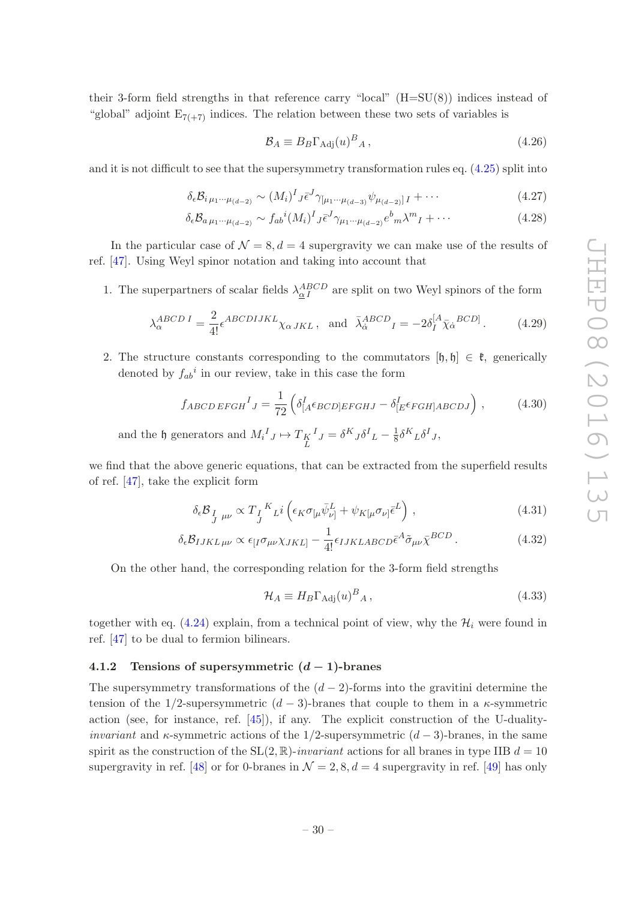their 3-form field strengths in that reference carry "local" (H=SU(8)) indices instead of "global" adjoint $E_{7(+7)}$ indices. The relation between these two sets of variables is

$$\mathcal{B}_A \equiv B_B \Gamma_{\text{Adj}}(u)^B{}_A \,, \tag{4.26}$$

and it is not difficult to see that the supersymmetry transformation rules eq. (4.25) split into

$$\delta_\epsilon \mathcal{B}_{i\,\mu_1\cdots\mu_{(d-2)}} \sim (M_i)^I{}_J \bar{\epsilon}^J \gamma_{[\mu_1\cdots\mu_{(d-3)}} \psi_{\mu_{(d-2)}]\,I} + \cdots \tag{4.27}$$

$$\delta_\epsilon \mathcal{B}_{a\,\mu_1\cdots\mu_{(d-2)}} \sim f_{ab}{}^i (M_i)^I{}_J \bar{\epsilon}^J \gamma_{\mu_1\cdots\mu_{(d-2)}} e^b{}_m \lambda^m{}_I + \cdots \tag{4.28}$$

In the particular case of $\mathcal{N}=8, d=4$ supergravity we can make use of the results of ref. [47]. Using Weyl spinor notation and taking into account that

1. The superpartners of scalar fields $\lambda^{ABCD}_{\underline{\alpha}\,I}$ are split on two Weyl spinors of the form

$$\lambda_\alpha^{ABCD\,I} = \frac{2}{4!}\epsilon^{ABCDIJKL}\chi_{\alpha\,JKL}\,, \quad \text{and} \quad \bar{\lambda}_{\dot{\alpha}}^{ABCD}{}_I = -2\delta_I^{[A}\bar{\chi}_{\dot{\alpha}}{}^{BCD]}\,. \tag{4.29}$$

2. The structure constants corresponding to the commutators $[\mathfrak{h},\mathfrak{h}] \in \mathfrak{k}$, generically denoted by $f_{ab}{}^i$ in our review, take in this case the form

$$f_{ABCD\,EFGH}{}^I{}_J = \frac{1}{72}\left(\delta^I_{[A}\epsilon_{BCD]EFGHJ} - \delta^I_{[E}\epsilon_{FGH]ABCDJ}\right)\,, \tag{4.30}$$

and the $\mathfrak{h}$ generators and $M_i{}^I{}_J \mapsto T_{\underset{L}{K}}{}^I{}_J = \delta^K{}_J \delta^I{}_L - \frac{1}{8}\delta^K{}_L\delta^I{}_J$,

we find that the above generic equations, that can be extracted from the superfield results of ref. [47], take the explicit form

$$\delta_\epsilon \mathcal{B}_{\underset{J}{I}\,\mu\nu} \propto T_{\underset{J}{I}}{}^K{}_L i\left(\epsilon_K \sigma_{[\mu}\bar{\psi}^L_{\nu]} + \psi_{K[\mu}\sigma_{\nu]}\bar{\epsilon}^L\right)\,, \tag{4.31}$$

$$\delta_\epsilon \mathcal{B}_{IJKL\,\mu\nu} \propto \epsilon_{[I}\sigma_{\mu\nu}\chi_{JKL]} - \frac{1}{4!}\epsilon_{IJKLABCD}\bar{\epsilon}^A\tilde{\sigma}_{\mu\nu}\bar{\chi}^{BCD}\,. \tag{4.32}$$

On the other hand, the corresponding relation for the 3-form field strengths

$$\mathcal{H}_A \equiv H_B \Gamma_{\text{Adj}}(u)^B{}_A\,, \tag{4.33}$$

together with eq. (4.24) explain, from a technical point of view, why the $\mathcal{H}_i$ were found in ref. [47] to be dual to fermion bilinears.

### 4.1.2 Tensions of supersymmetric $(d-1)$-branes

The supersymmetry transformations of the $(d-2)$-forms into the gravitini determine the tension of the 1/2-supersymmetric $(d-3)$-branes that couple to them in a $\kappa$-symmetric action (see, for instance, ref. [45]), if any. The explicit construction of the U-duality-*invariant* and $\kappa$-symmetric actions of the 1/2-supersymmetric $(d-3)$-branes, in the same spirit as the construction of the $\mathrm{SL}(2,\mathbb{R})$-*invariant* actions for all branes in type IIB $d=10$ supergravity in ref. [48] or for 0-branes in $\mathcal{N}=2,8, d=4$ supergravity in ref. [49] has only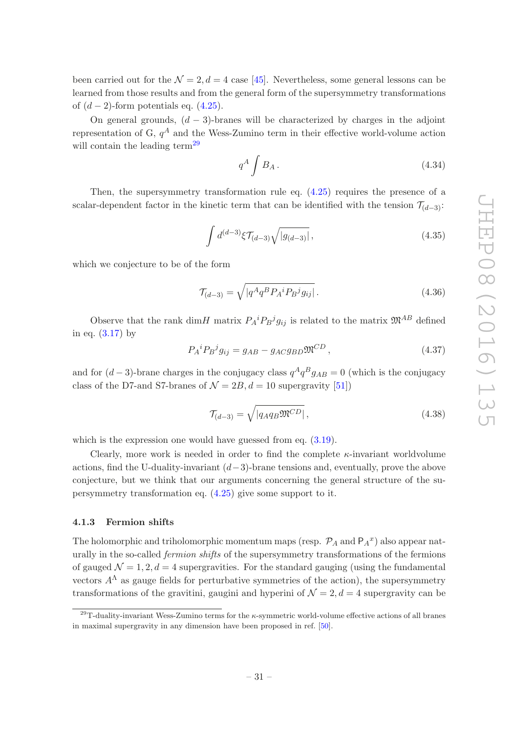been carried out for the $\mathcal{N}=2, d=4$ case [45]. Nevertheless, some general lessons can be learned from those results and from the general form of the supersymmetry transformations of $(d-2)$-form potentials eq. (4.25).

On general grounds, $(d-3)$-branes will be characterized by charges in the adjoint representation of G, $q^A$ and the Wess-Zumino term in their effective world-volume action will contain the leading term[29]

$$q^A \int B_A \,. \tag{4.34}$$

Then, the supersymmetry transformation rule eq. (4.25) requires the presence of a scalar-dependent factor in the kinetic term that can be identified with the tension $\mathcal{T}_{(d-3)}$:

$$\int d^{(d-3)}\xi \mathcal{T}_{(d-3)} \sqrt{|g_{(d-3)}|} \,, \tag{4.35}$$

which we conjecture to be of the form

$$\mathcal{T}_{(d-3)} = \sqrt{|q^A q^B P_A{}^i P_B{}^j g_{ij}|} \,. \tag{4.36}$$

Observe that the rank dim$H$ matrix $P_A{}^i P_B{}^j g_{ij}$ is related to the matrix $\mathfrak{M}^{AB}$ defined in eq. (3.17) by

$$P_A{}^i P_B{}^j g_{ij} = g_{AB} - g_{AC} g_{BD} \mathfrak{M}^{CD} \,, \tag{4.37}$$

and for $(d-3)$-brane charges in the conjugacy class $q^A q^B g_{AB} = 0$ (which is the conjugacy class of the D7-and S7-branes of $\mathcal{N}=2B, d=10$ supergravity [51])

$$\mathcal{T}_{(d-3)} = \sqrt{|q_A q_B \mathfrak{M}^{CD}|} \,, \tag{4.38}$$

which is the expression one would have guessed from eq. (3.19).

Clearly, more work is needed in order to find the complete $\kappa$-invariant worldvolume actions, find the U-duality-invariant $(d-3)$-brane tensions and, eventually, prove the above conjecture, but we think that our arguments concerning the general structure of the supersymmetry transformation eq. (4.25) give some support to it.

### 4.1.3 Fermion shifts

The holomorphic and triholomorphic momentum maps (resp. $\mathcal{P}_A$ and $\mathsf{P}_A{}^x$) also appear naturally in the so-called *fermion shifts* of the supersymmetry transformations of the fermions of gauged $\mathcal{N}=1,2, d=4$ supergravities. For the standard gauging (using the fundamental vectors $A^\Lambda$ as gauge fields for perturbative symmetries of the action), the supersymmetry transformations of the gravitini, gaugini and hyperini of $\mathcal{N}=2, d=4$ supergravity can be

[29] T-duality-invariant Wess-Zumino terms for the $\kappa$-symmetric world-volume effective actions of all branes in maximal supergravity in any dimension have been proposed in ref. [50].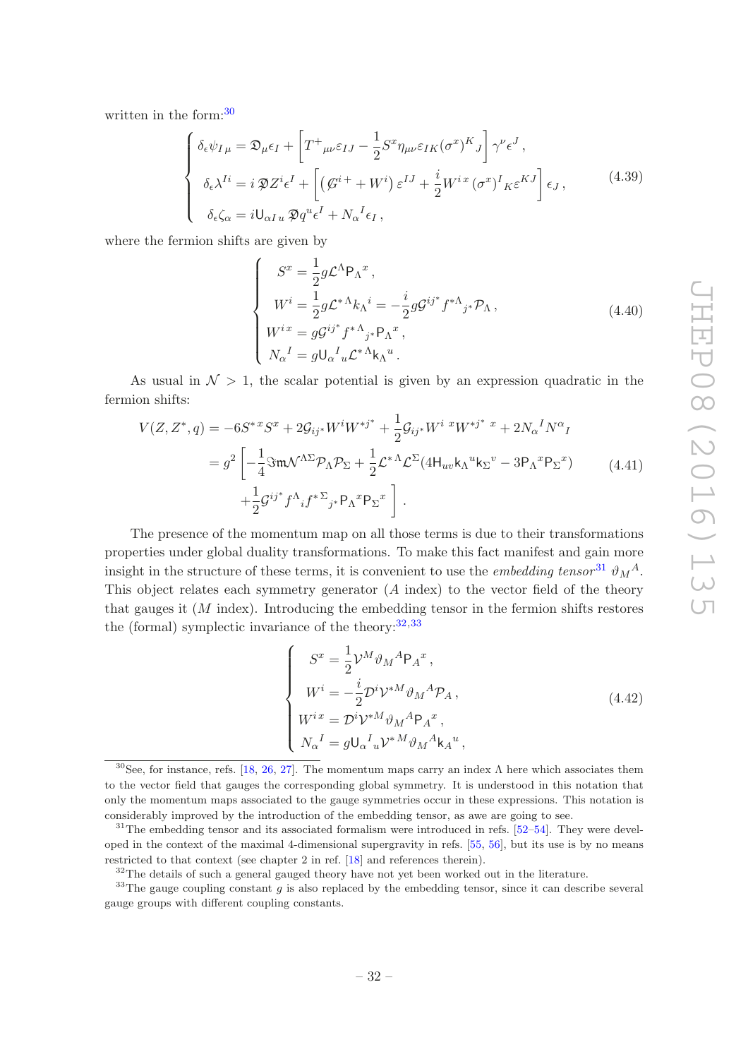written in the form:[30]

$$
\begin{cases}
\delta_\epsilon \psi_{I\,\mu} = \mathfrak{D}_\mu \epsilon_I + \left[ T^+{}_{\mu\nu}\varepsilon_{IJ} - \frac{1}{2} S^x \eta_{\mu\nu} \varepsilon_{IK} (\sigma^x)^K{}_J \right] \gamma^\nu \epsilon^J \,, \\
\delta_\epsilon \lambda^{Ii} = i \,\not{\mathfrak{D}} Z^i \epsilon^I + \left[ \left( \not{G}^{i\,+} + W^i \right) \varepsilon^{IJ} + \frac{i}{2} W^{i\,x} (\sigma^x)^I{}_K \varepsilon^{KJ} \right] \epsilon_J \,, \\
\delta_\epsilon \zeta_\alpha = i \mathsf{U}_{\alpha I\,u} \,\not{\mathfrak{D}} q^u \epsilon^I + N_\alpha{}^I \epsilon_I \,,
\end{cases}
\tag{4.39}
$$

where the fermion shifts are given by

$$
\begin{cases}
S^x = \frac{1}{2} g \mathcal{L}^\Lambda \mathsf{P}_\Lambda{}^x \,, \\
W^i = \frac{1}{2} g \mathcal{L}^{*\,\Lambda} k_\Lambda{}^i = -\frac{i}{2} g \mathcal{G}^{ij^*} f^{*\Lambda}{}_{j^*} \mathcal{P}_\Lambda \,, \\
W^{i\,x} = g \mathcal{G}^{ij^*} f^{*\Lambda}{}_{j^*} \mathsf{P}_\Lambda{}^x \,, \\
N_\alpha{}^I = g \mathsf{U}_\alpha{}^I{}_u \mathcal{L}^{*\,\Lambda} \mathsf{k}_\Lambda{}^u \,.
\end{cases}
\tag{4.40}
$$

As usual in $\mathcal{N} > 1$, the scalar potential is given by an expression quadratic in the fermion shifts:

$$
\begin{aligned}
V(Z, Z^*, q) &= -6 S^{*\,x} S^x + 2 \mathcal{G}_{ij^*} W^i W^{*j^*} + \frac{1}{2} \mathcal{G}_{ij^*} W^{i\,x} W^{*j^*\,x} + 2 N_\alpha{}^I N^\alpha{}_I \\
&= g^2 \left[ -\frac{1}{4} \Im\mathfrak{m} \mathcal{N}^{\Lambda\Sigma} \mathcal{P}_\Lambda \mathcal{P}_\Sigma + \frac{1}{2} \mathcal{L}^{*\,\Lambda} \mathcal{L}^\Sigma (4 \mathsf{H}_{uv} \mathsf{k}_\Lambda{}^u \mathsf{k}_\Sigma{}^v - 3 \mathsf{P}_\Lambda{}^x \mathsf{P}_\Sigma{}^x) \right. \\
&\quad \left. + \frac{1}{2} \mathcal{G}^{ij^*} f^\Lambda{}_i f^{*\,\Sigma}{}_{j^*} \mathsf{P}_\Lambda{}^x \mathsf{P}_\Sigma{}^x \right] .
\end{aligned}
\tag{4.41}
$$

The presence of the momentum map on all those terms is due to their transformations properties under global duality transformations. To make this fact manifest and gain more insight in the structure of these terms, it is convenient to use the *embedding tensor*[31] $\vartheta_M{}^A$. This object relates each symmetry generator ($A$ index) to the vector field of the theory that gauges it ($M$ index). Introducing the embedding tensor in the fermion shifts restores the (formal) symplectic invariance of the theory:[32,33]

$$
\begin{cases}
S^x = \frac{1}{2} \mathcal{V}^M \vartheta_M{}^A \mathsf{P}_A{}^x \,, \\
W^i = -\frac{i}{2} \mathcal{D}^i \mathcal{V}^{*M} \vartheta_M{}^A \mathcal{P}_A \,, \\
W^{i\,x} = \mathcal{D}^i \mathcal{V}^{*M} \vartheta_M{}^A \mathsf{P}_A{}^x \,, \\
N_\alpha{}^I = g \mathsf{U}_\alpha{}^I{}_u \mathcal{V}^{*\,M} \vartheta_M{}^A \mathsf{k}_A{}^u \,,
\end{cases}
\tag{4.42}
$$

---

[30] See, for instance, refs. [18, 26, 27]. The momentum maps carry an index $\Lambda$ here which associates them to the vector field that gauges the corresponding global symmetry. It is understood in this notation that only the momentum maps associated to the gauge symmetries occur in these expressions. This notation is considerably improved by the introduction of the embedding tensor, as awe are going to see.

[31] The embedding tensor and its associated formalism were introduced in refs. [52–54]. They were developed in the context of the maximal 4-dimensional supergravity in refs. [55, 56], but its use is by no means restricted to that context (see chapter 2 in ref. [18] and references therein).

[32] The details of such a general gauged theory have not yet been worked out in the literature.

[33] The gauge coupling constant $g$ is also replaced by the embedding tensor, since it can describe several gauge groups with different coupling constants.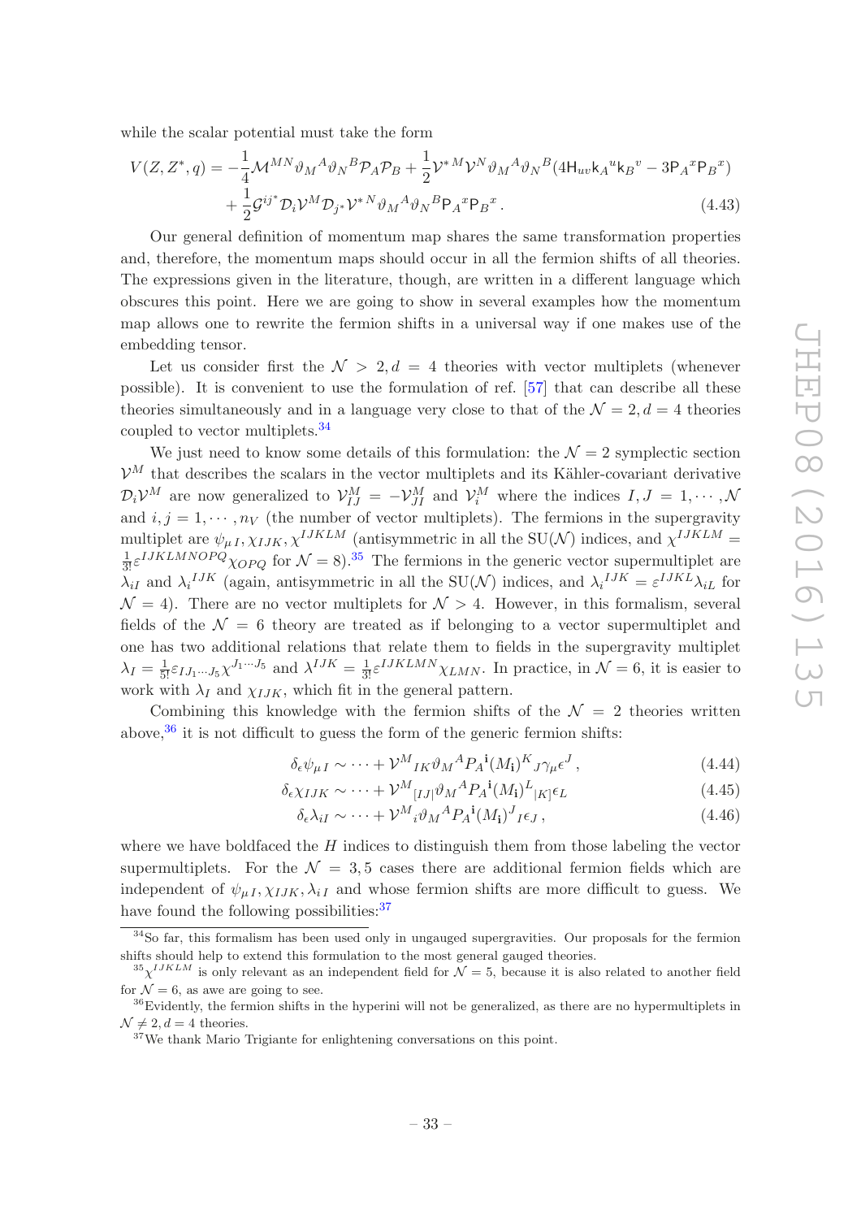while the scalar potential must take the form

$$
\begin{aligned}
V(Z,Z^*,q) = &-\frac{1}{4}\mathcal{M}^{MN}\vartheta_M{}^A\vartheta_N{}^B\mathcal{P}_A\mathcal{P}_B + \frac{1}{2}\mathcal{V}^{*M}\mathcal{V}^N\vartheta_M{}^A\vartheta_N{}^B(4\mathsf{H}_{uv}\mathsf{k}_A{}^u\mathsf{k}_B{}^v - 3\mathsf{P}_A{}^x\mathsf{P}_B{}^x) \\
&+ \frac{1}{2}\mathcal{G}^{ij^*}\mathcal{D}_i\mathcal{V}^M\mathcal{D}_{j^*}\mathcal{V}^{*N}\vartheta_M{}^A\vartheta_N{}^B\mathsf{P}_A{}^x\mathsf{P}_B{}^x\,. 
\end{aligned}
\tag{4.43}
$$

Our general definition of momentum map shares the same transformation properties and, therefore, the momentum maps should occur in all the fermion shifts of all theories. The expressions given in the literature, though, are written in a different language which obscures this point. Here we are going to show in several examples how the momentum map allows one to rewrite the fermion shifts in a universal way if one makes use of the embedding tensor.

Let us consider first the $\mathcal{N} > 2, d = 4$ theories with vector multiplets (whenever possible). It is convenient to use the formulation of ref. [57] that can describe all these theories simultaneously and in a language very close to that of the $\mathcal{N} = 2, d = 4$ theories coupled to vector multiplets.[34]

We just need to know some details of this formulation: the $\mathcal{N} = 2$ symplectic section $\mathcal{V}^M$ that describes the scalars in the vector multiplets and its Kähler-covariant derivative $\mathcal{D}_i\mathcal{V}^M$ are now generalized to $\mathcal{V}^M_{IJ} = -\mathcal{V}^M_{JI}$ and $\mathcal{V}^M_i$ where the indices $I, J = 1, \cdots, \mathcal{N}$ and $i, j = 1, \cdots, n_V$ (the number of vector multiplets). The fermions in the supergravity multiplet are $\psi_{\mu\, I}, \chi_{IJK}, \chi^{IJKLM}$ (antisymmetric in all the SU($\mathcal{N}$) indices, and $\chi^{IJKLM} = \frac{1}{3!}\varepsilon^{IJKLMNOPQ}\chi_{OPQ}$ for $\mathcal{N} = 8$).[35] The fermions in the generic vector supermultiplet are $\lambda_{iI}$ and $\lambda_i{}^{IJK}$ (again, antisymmetric in all the SU($\mathcal{N}$) indices, and $\lambda_i{}^{IJK} = \varepsilon^{IJKL}\lambda_{iL}$ for $\mathcal{N} = 4$). There are no vector multiplets for $\mathcal{N} > 4$. However, in this formalism, several fields of the $\mathcal{N} = 6$ theory are treated as if belonging to a vector supermultiplet and one has two additional relations that relate them to fields in the supergravity multiplet $\lambda_I = \frac{1}{5!}\varepsilon_{IJ_1\cdots J_5}\chi^{J_1\cdots J_5}$ and $\lambda^{IJK} = \frac{1}{3!}\varepsilon^{IJKLMN}\chi_{LMN}$. In practice, in $\mathcal{N} = 6$, it is easier to work with $\lambda_I$ and $\chi_{IJK}$, which fit in the general pattern.

Combining this knowledge with the fermion shifts of the $\mathcal{N} = 2$ theories written above,[36] it is not difficult to guess the form of the generic fermion shifts:

$$
\delta_\epsilon\psi_{\mu\, I} \sim \cdots + \mathcal{V}^M{}_{IK}\vartheta_M{}^A P_A{}^{\mathbf{i}}(M_{\mathbf{i}})^K{}_J\gamma_\mu\epsilon^J\,, \tag{4.44}
$$

$$
\delta_\epsilon\chi_{IJK} \sim \cdots + \mathcal{V}^M{}_{[IJ|}\vartheta_M{}^A P_A{}^{\mathbf{i}}(M_{\mathbf{i}})^L{}_{|K]}\epsilon_L \tag{4.45}
$$

$$
\delta_\epsilon\lambda_{iI} \sim \cdots + \mathcal{V}^M{}_i\vartheta_M{}^A P_A{}^{\mathbf{i}}(M_{\mathbf{i}})^J{}_I\epsilon_J\,, \tag{4.46}
$$

where we have boldfaced the $H$ indices to distinguish them from those labeling the vector supermultiplets. For the $\mathcal{N} = 3, 5$ cases there are additional fermion fields which are independent of $\psi_{\mu\, I}, \chi_{IJK}, \lambda_{i\, I}$ and whose fermion shifts are more difficult to guess. We have found the following possibilities:[37]

---

[34] So far, this formalism has been used only in ungauged supergravities. Our proposals for the fermion shifts should help to extend this formulation to the most general gauged theories.

[35] $\chi^{IJKLM}$ is only relevant as an independent field for $\mathcal{N} = 5$, because it is also related to another field for $\mathcal{N} = 6$, as awe are going to see.

[36] Evidently, the fermion shifts in the hyperini will not be generalized, as there are no hypermultiplets in $\mathcal{N} \neq 2, d = 4$ theories.

[37] We thank Mario Trigiante for enlightening conversations on this point.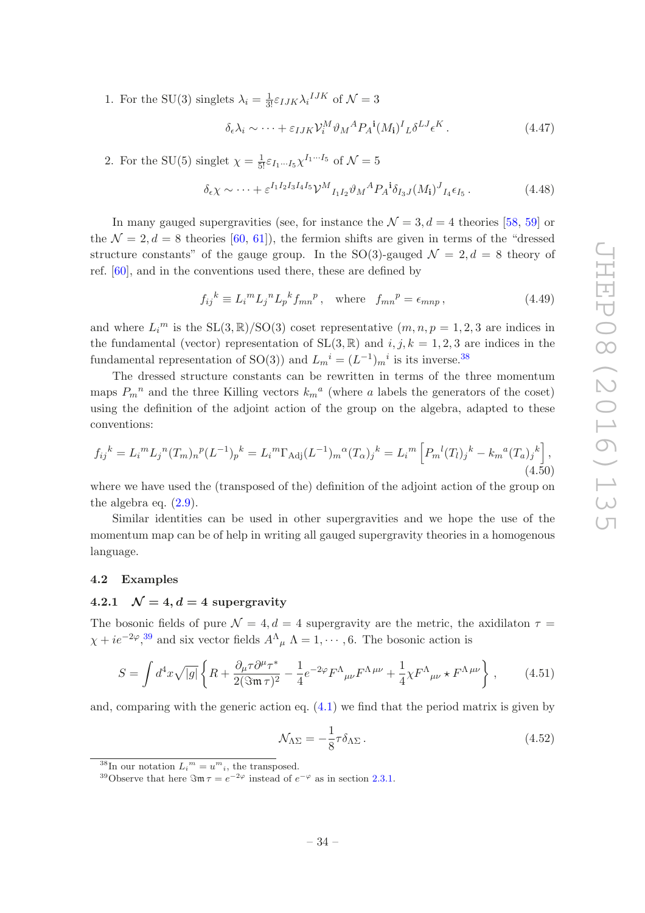1. For the SU(3) singlets $\lambda_i = \frac{1}{3!}\varepsilon_{IJK}\lambda_i{}^{IJK}$ of $\mathcal{N}=3$

$$\delta_\epsilon \lambda_i \sim \cdots + \varepsilon_{IJK}\mathcal{V}_i^M \vartheta_M{}^A P_A{}^{\mathbf{i}}(M_{\mathbf{i}})^I{}_L \delta^{LJ}\epsilon^K \,. \tag{4.47}$$

2. For the SU(5) singlet $\chi = \frac{1}{5!}\varepsilon_{I_1\cdots I_5}\chi^{I_1\cdots I_5}$ of $\mathcal{N}=5$

$$\delta_\epsilon \chi \sim \cdots + \varepsilon^{I_1 I_2 I_3 I_4 I_5}\mathcal{V}^M{}_{I_1 I_2}\vartheta_M{}^A P_A{}^{\mathbf{i}}\delta_{I_3 J}(M_{\mathbf{i}})^J{}_{I_4}\epsilon_{I_5} \,. \tag{4.48}$$

In many gauged supergravities (see, for instance the $\mathcal{N}=3, d=4$ theories [58, 59] or the $\mathcal{N}=2, d=8$ theories [60, 61]), the fermion shifts are given in terms of the "dressed structure constants" of the gauge group. In the SO(3)-gauged $\mathcal{N}=2, d=8$ theory of ref. [60], and in the conventions used there, these are defined by

$$f_{ij}{}^k \equiv L_i{}^m L_j{}^n L_p{}^k f_{mn}{}^p \,, \quad \text{where} \quad f_{mn}{}^p = \epsilon_{mnp} \,, \tag{4.49}$$

and where $L_i{}^m$ is the $\mathrm{SL}(3,\mathbb{R})/\mathrm{SO}(3)$ coset representative ($m,n,p = 1,2,3$ are indices in the fundamental (vector) representation of $\mathrm{SL}(3,\mathbb{R})$ and $i,j,k=1,2,3$ are indices in the fundamental representation of SO(3)) and $L_m{}^i = (L^{-1})_m{}^i$ is its inverse.[38]

The dressed structure constants can be rewritten in terms of the three momentum maps $P_m{}^n$ and the three Killing vectors $k_m{}^a$ (where $a$ labels the generators of the coset) using the definition of the adjoint action of the group on the algebra, adapted to these conventions:

$$f_{ij}{}^k = L_i{}^m L_j{}^n (T_m)_n{}^p (L^{-1})_p{}^k = L_i{}^m \Gamma_{\mathrm{Adj}}(L^{-1})_m{}^\alpha (T_\alpha)_j{}^k = L_i{}^m \left[ P_m{}^l (T_l)_j{}^k - k_m{}^a (T_a)_j{}^k \right], \tag{4.50}$$

where we have used the (transposed of the) definition of the adjoint action of the group on the algebra eq. (2.9).

Similar identities can be used in other supergravities and we hope the use of the momentum map can be of help in writing all gauged supergravity theories in a homogenous language.

### 4.2 Examples

#### 4.2.1 $\mathcal{N}=4, d=4$ supergravity

The bosonic fields of pure $\mathcal{N}=4, d=4$ supergravity are the metric, the axidilaton $\tau = \chi + ie^{-2\varphi}$,[39] and six vector fields $A^\Lambda{}_\mu$ $\Lambda = 1, \cdots, 6$. The bosonic action is

$$S = \int d^4x \sqrt{|g|} \left\{ R + \frac{\partial_\mu \tau \partial^\mu \tau^*}{2(\Im\mathfrak{m}\,\tau)^2} - \frac{1}{4}e^{-2\varphi} F^\Lambda{}_{\mu\nu} F^{\Lambda\,\mu\nu} + \frac{1}{4}\chi F^\Lambda{}_{\mu\nu} \star F^{\Lambda\,\mu\nu} \right\}, \tag{4.51}$$

and, comparing with the generic action eq. (4.1) we find that the period matrix is given by

$$\mathcal{N}_{\Lambda\Sigma} = -\frac{1}{8}\tau\delta_{\Lambda\Sigma} \,. \tag{4.52}$$

[38] In our notation $L_i{}^m = u^m{}_i$, the transposed.

[39] Observe that here $\Im\mathfrak{m}\,\tau = e^{-2\varphi}$ instead of $e^{-\varphi}$ as in section 2.3.1.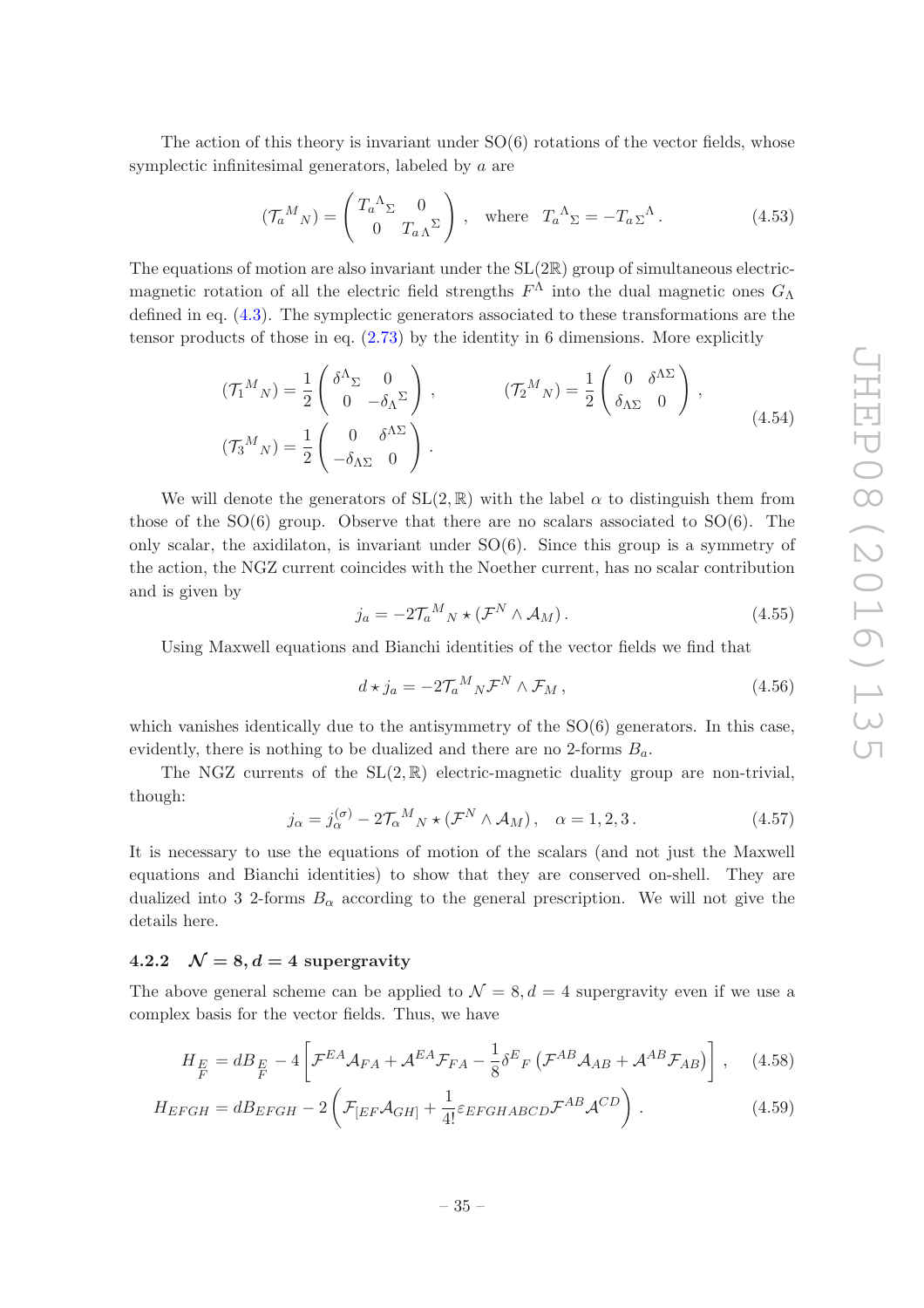The action of this theory is invariant under SO(6) rotations of the vector fields, whose symplectic infinitesimal generators, labeled by $a$ are

$$
(\mathcal{T}_a{}^M{}_N) = \begin{pmatrix} T_a{}^\Lambda{}_\Sigma & 0 \\ 0 & T_{a\,\Lambda}{}^\Sigma \end{pmatrix}, \quad \text{where} \quad T_a{}^\Lambda{}_\Sigma = -T_{a\,\Sigma}{}^\Lambda\,. \tag{4.53}
$$

The equations of motion are also invariant under the SL(2ℝ) group of simultaneous electric-magnetic rotation of all the electric field strengths $F^\Lambda$ into the dual magnetic ones $G_\Lambda$ defined in eq. (4.3). The symplectic generators associated to these transformations are the tensor products of those in eq. (2.73) by the identity in 6 dimensions. More explicitly

$$
\begin{aligned}
(\mathcal{T}_1{}^M{}_N) &= \frac{1}{2}\begin{pmatrix} \delta^\Lambda{}_\Sigma & 0 \\ 0 & -\delta_\Lambda{}^\Sigma \end{pmatrix}, \qquad\qquad (\mathcal{T}_2{}^M{}_N) = \frac{1}{2}\begin{pmatrix} 0 & \delta^{\Lambda\Sigma} \\ \delta_{\Lambda\Sigma} & 0 \end{pmatrix}, \\
(\mathcal{T}_3{}^M{}_N) &= \frac{1}{2}\begin{pmatrix} 0 & \delta^{\Lambda\Sigma} \\ -\delta_{\Lambda\Sigma} & 0 \end{pmatrix}.
\end{aligned} \tag{4.54}
$$

We will denote the generators of $\mathrm{SL}(2,\mathbb{R})$ with the label $\alpha$ to distinguish them from those of the SO(6) group. Observe that there are no scalars associated to SO(6). The only scalar, the axidilaton, is invariant under SO(6). Since this group is a symmetry of the action, the NGZ current coincides with the Noether current, has no scalar contribution and is given by

$$
j_a = -2\mathcal{T}_a{}^M{}_N \star (\mathcal{F}^N \wedge \mathcal{A}_M)\,. \tag{4.55}
$$

Using Maxwell equations and Bianchi identities of the vector fields we find that

$$
d\star j_a = -2\mathcal{T}_a{}^M{}_N \mathcal{F}^N \wedge \mathcal{F}_M\,, \tag{4.56}
$$

which vanishes identically due to the antisymmetry of the SO(6) generators. In this case, evidently, there is nothing to be dualized and there are no 2-forms $B_a$.

The NGZ currents of the $\mathrm{SL}(2,\mathbb{R})$ electric-magnetic duality group are non-trivial, though:

$$
j_\alpha = j_\alpha^{(\sigma)} - 2\mathcal{T}_\alpha{}^M{}_N \star (\mathcal{F}^N \wedge \mathcal{A}_M)\,, \quad \alpha = 1, 2, 3\,. \tag{4.57}
$$

It is necessary to use the equations of motion of the scalars (and not just the Maxwell equations and Bianchi identities) to show that they are conserved on-shell. They are dualized into 3 2-forms $B_\alpha$ according to the general prescription. We will not give the details here.

### 4.2.2 $\mathcal{N} = 8, d = 4$ supergravity

The above general scheme can be applied to $\mathcal{N} = 8, d = 4$ supergravity even if we use a complex basis for the vector fields. Thus, we have

$$
H_{\underset{F}{E}} = dB_{\underset{F}{E}} - 4\left[\mathcal{F}^{EA}\mathcal{A}_{FA} + \mathcal{A}^{EA}\mathcal{F}_{FA} - \frac{1}{8}\delta^E{}_F\left(\mathcal{F}^{AB}\mathcal{A}_{AB} + \mathcal{A}^{AB}\mathcal{F}_{AB}\right)\right], \tag{4.58}
$$

$$
H_{EFGH} = dB_{EFGH} - 2\left(\mathcal{F}_{[EF}\mathcal{A}_{GH]} + \frac{1}{4!}\varepsilon_{EFGHABCD}\mathcal{F}^{AB}\mathcal{A}^{CD}\right). \tag{4.59}
$$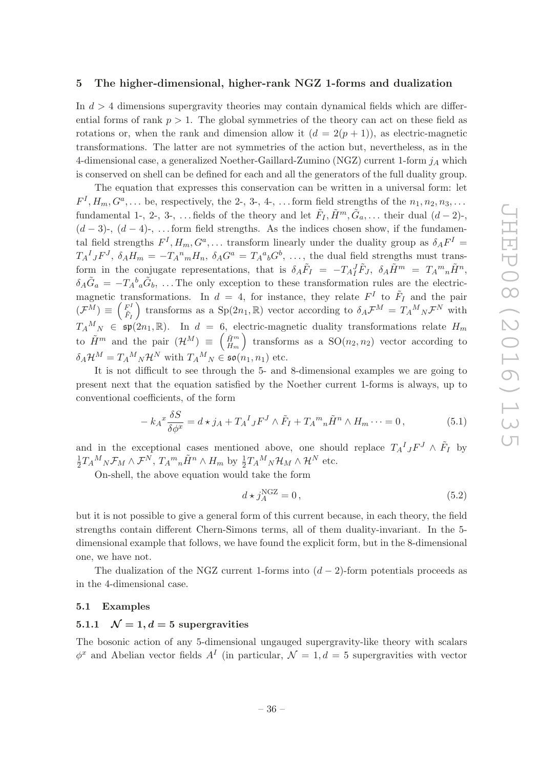## 5 The higher-dimensional, higher-rank NGZ 1-forms and dualization

In $d > 4$ dimensions supergravity theories may contain dynamical fields which are differential forms of rank $p > 1$. The global symmetries of the theory can act on these field as rotations or, when the rank and dimension allow it ($d = 2(p+1)$), as electric-magnetic transformations. The latter are not symmetries of the action but, nevertheless, as in the 4-dimensional case, a generalized Noether-Gaillard-Zumino (NGZ) current 1-form $j_A$ which is conserved on shell can be defined for each and all the generators of the full duality group.

The equation that expresses this conservation can be written in a universal form: let $F^I, H_m, G^a, \ldots$ be, respectively, the 2-, 3-, 4-, ... form field strengths of the $n_1, n_2, n_3, \ldots$ fundamental 1-, 2-, 3-, ... fields of the theory and let $\tilde{F}_I, \tilde{H}^m, \tilde{G}_a, \ldots$ their dual $(d-2)$-, $(d-3)$-, $(d-4)$-, ... form field strengths. As the indices chosen show, if the fundamental field strengths $F^I, H_m, G^a, \ldots$ transform linearly under the duality group as $\delta_A F^I = T_A{}^I{}_J F^J$, $\delta_A H_m = -T_A{}^n{}_m H_n$, $\delta_A G^a = T_A{}^a{}_b G^b$, ..., the dual field strengths must transform in the conjugate representations, that is $\delta_A \tilde{F}_I = -T_A{}^J_I \tilde{F}_J$, $\delta_A \tilde{H}^m = T_A{}^m{}_n \tilde{H}^n$, $\delta_A \tilde{G}_a = -T_A{}^b{}_a \tilde{G}_b$, ... The only exception to these transformation rules are the electric-magnetic transformations. In $d = 4$, for instance, they relate $F^I$ to $\tilde{F}_I$ and the pair $(\mathcal{F}^M) \equiv \begin{pmatrix} F^I \\ \tilde{F}_I \end{pmatrix}$ transforms as a $\mathrm{Sp}(2n_1, \mathbb{R})$ vector according to $\delta_A \mathcal{F}^M = T_A{}^M{}_N \mathcal{F}^N$ with $T_A{}^M{}_N \in \mathfrak{sp}(2n_1, \mathbb{R})$. In $d = 6$, electric-magnetic duality transformations relate $H_m$ to $\tilde{H}^m$ and the pair $(\mathcal{H}^M) \equiv \begin{pmatrix} \tilde{H}^m \\ H_m \end{pmatrix}$ transforms as a $\mathrm{SO}(n_2, n_2)$ vector according to $\delta_A \mathcal{H}^M = T_A{}^M{}_N \mathcal{H}^N$ with $T_A{}^M{}_N \in \mathfrak{so}(n_1, n_1)$ etc.

It is not difficult to see through the 5- and 8-dimensional examples we are going to present next that the equation satisfied by the Noether current 1-forms is always, up to conventional coefficients, of the form

$$-k_A{}^x \frac{\delta S}{\delta \phi^x} = d \star j_A + T_A{}^I{}_J F^J \wedge \tilde{F}_I + T_A{}^m{}_n \tilde{H}^n \wedge H_m \cdots = 0\,, \tag{5.1}$$

and in the exceptional cases mentioned above, one should replace $T_A{}^I{}_J F^J \wedge \tilde{F}_I$ by $\frac{1}{2} T_A{}^M{}_N \mathcal{F}_M \wedge \mathcal{F}^N$, $T_A{}^m{}_n \tilde{H}^n \wedge H_m$ by $\frac{1}{2} T_A{}^M{}_N \mathcal{H}_M \wedge \mathcal{H}^N$ etc.

On-shell, the above equation would take the form

$$d \star j_A^{\mathrm{NGZ}} = 0\,, \tag{5.2}$$

but it is not possible to give a general form of this current because, in each theory, the field strengths contain different Chern-Simons terms, all of them duality-invariant. In the 5-dimensional example that follows, we have found the explicit form, but in the 8-dimensional one, we have not.

The dualization of the NGZ current 1-forms into $(d-2)$-form potentials proceeds as in the 4-dimensional case.

### 5.1 Examples

#### 5.1.1 $\mathcal{N} = 1, d = 5$ supergravities

The bosonic action of any 5-dimensional ungauged supergravity-like theory with scalars $\phi^x$ and Abelian vector fields $A^I$ (in particular, $\mathcal{N} = 1, d = 5$ supergravities with vector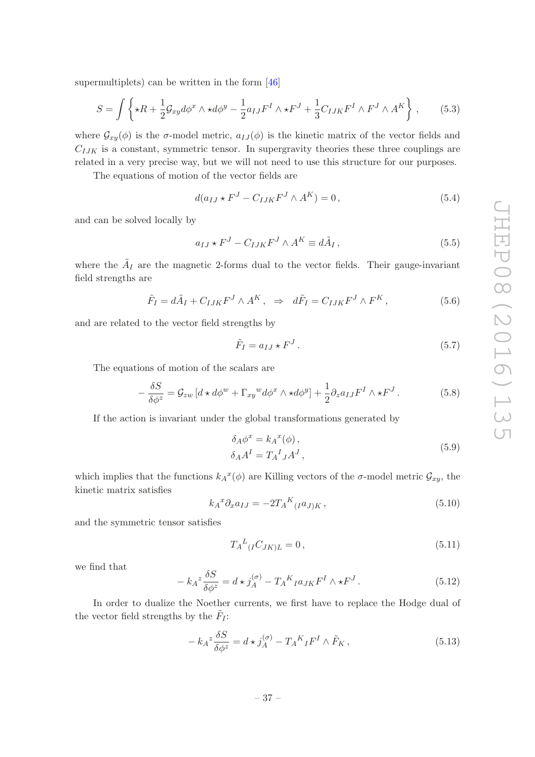supermultiplets) can be written in the form [46]

$$S = \int \left\{ \star R + \frac{1}{2}\mathcal{G}_{xy} d\phi^x \wedge \star d\phi^y - \frac{1}{2} a_{IJ} F^I \wedge \star F^J + \frac{1}{3} C_{IJK} F^I \wedge F^J \wedge A^K \right\}, \tag{5.3}$$

where $\mathcal{G}_{xy}(\phi)$ is the $\sigma$-model metric, $a_{IJ}(\phi)$ is the kinetic matrix of the vector fields and $C_{IJK}$ is a constant, symmetric tensor. In supergravity theories these three couplings are related in a very precise way, but we will not need to use this structure for our purposes.

The equations of motion of the vector fields are

$$d(a_{IJ} \star F^J - C_{IJK} F^J \wedge A^K) = 0, \tag{5.4}$$

and can be solved locally by

$$a_{IJ} \star F^J - C_{IJK} F^J \wedge A^K \equiv d\tilde{A}_I, \tag{5.5}$$

where the $\tilde{A}_I$ are the magnetic 2-forms dual to the vector fields. Their gauge-invariant field strengths are

$$\tilde{F}_I = d\tilde{A}_I + C_{IJK} F^J \wedge A^K, \quad \Rightarrow \quad d\tilde{F}_I = C_{IJK} F^J \wedge F^K, \tag{5.6}$$

and are related to the vector field strengths by

$$\tilde{F}_I = a_{IJ} \star F^J. \tag{5.7}$$

The equations of motion of the scalars are

$$-\frac{\delta S}{\delta \phi^z} = \mathcal{G}_{zw} \left[ d \star d\phi^w + \Gamma_{xy}{}^w d\phi^x \wedge \star d\phi^y \right] + \frac{1}{2} \partial_z a_{IJ} F^I \wedge \star F^J. \tag{5.8}$$

If the action is invariant under the global transformations generated by

$$\begin{aligned} \delta_A \phi^x &= k_A{}^x(\phi), \\ \delta_A A^I &= T_A{}^I{}_J A^J, \end{aligned} \tag{5.9}$$

which implies that the functions $k_A{}^x(\phi)$ are Killing vectors of the $\sigma$-model metric $\mathcal{G}_{xy}$, the kinetic matrix satisfies

$$k_A{}^x \partial_x a_{IJ} = -2 T_A{}^K{}_{(I} a_{J)K}, \tag{5.10}$$

and the symmetric tensor satisfies

$$T_A{}^L{}_{(I} C_{JK)L} = 0, \tag{5.11}$$

we find that

$$-k_A{}^z \frac{\delta S}{\delta \phi^z} = d \star j_A^{(\sigma)} - T_A{}^K{}_I a_{JK} F^I \wedge \star F^J. \tag{5.12}$$

In order to dualize the Noether currents, we first have to replace the Hodge dual of the vector field strengths by the $\tilde{F}_I$:

$$-k_A{}^z \frac{\delta S}{\delta \phi^z} = d \star j_A^{(\sigma)} - T_A{}^K{}_I F^I \wedge \tilde{F}_K, \tag{5.13}$$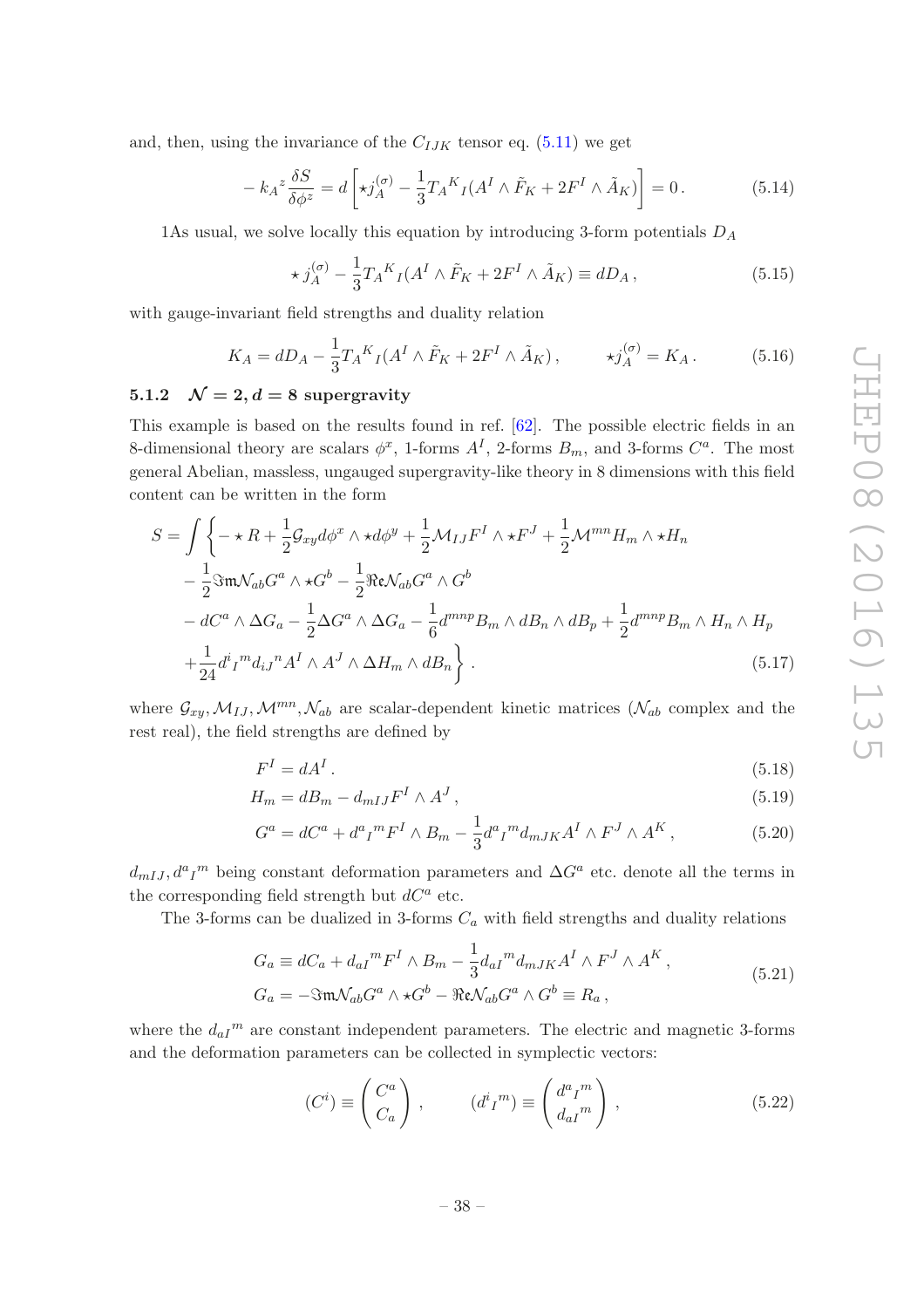and, then, using the invariance of the $C_{IJK}$ tensor eq. (5.11) we get

$$-k_A{}^z \frac{\delta S}{\delta \phi^z} = d\left[\star j_A^{(\sigma)} - \frac{1}{3} T_A{}^K{}_I (A^I \wedge \tilde{F}_K + 2F^I \wedge \tilde{A}_K)\right] = 0\,. \tag{5.14}$$

1As usual, we solve locally this equation by introducing 3-form potentials $D_A$

$$\star\, j_A^{(\sigma)} - \frac{1}{3} T_A{}^K{}_I (A^I \wedge \tilde{F}_K + 2F^I \wedge \tilde{A}_K) \equiv dD_A\,, \tag{5.15}$$

with gauge-invariant field strengths and duality relation

$$K_A = dD_A - \frac{1}{3} T_A{}^K{}_I (A^I \wedge \tilde{F}_K + 2F^I \wedge \tilde{A}_K)\,, \qquad \star j_A^{(\sigma)} = K_A\,. \tag{5.16}$$

### 5.1.2 $\mathcal{N} = 2, d = 8$ supergravity

This example is based on the results found in ref. [62]. The possible electric fields in an 8-dimensional theory are scalars $\phi^x$, 1-forms $A^I$, 2-forms $B_m$, and 3-forms $C^a$. The most general Abelian, massless, ungauged supergravity-like theory in 8 dimensions with this field content can be written in the form

$$\begin{aligned}
S = \int \Big\{ &- \star R + \frac{1}{2}\mathcal{G}_{xy} d\phi^x \wedge \star d\phi^y + \frac{1}{2}\mathcal{M}_{IJ} F^I \wedge \star F^J + \frac{1}{2}\mathcal{M}^{mn} H_m \wedge \star H_n \\
&- \frac{1}{2}\Im\mathfrak{m}\mathcal{N}_{ab} G^a \wedge \star G^b - \frac{1}{2}\Re\mathfrak{e}\mathcal{N}_{ab} G^a \wedge G^b \\
&- dC^a \wedge \Delta G_a - \frac{1}{2}\Delta G^a \wedge \Delta G_a - \frac{1}{6} d^{mnp} B_m \wedge dB_n \wedge dB_p + \frac{1}{2} d^{mnp} B_m \wedge H_n \wedge H_p \\
&+ \frac{1}{24} d^i{}_I{}^m d_{iJ}{}^n A^I \wedge A^J \wedge \Delta H_m \wedge dB_n \Big\}\,.
\end{aligned} \tag{5.17}$$

where $\mathcal{G}_{xy}, \mathcal{M}_{IJ}, \mathcal{M}^{mn}, \mathcal{N}_{ab}$ are scalar-dependent kinetic matrices ($\mathcal{N}_{ab}$ complex and the rest real), the field strengths are defined by

$$F^I = dA^I\,. \tag{5.18}$$

$$H_m = dB_m - d_{mIJ} F^I \wedge A^J\,, \tag{5.19}$$

$$G^a = dC^a + d^a{}_I{}^m F^I \wedge B_m - \frac{1}{3} d^a{}_I{}^m d_{mJK} A^I \wedge F^J \wedge A^K\,, \tag{5.20}$$

$d_{mIJ}, d^a{}_I{}^m$ being constant deformation parameters and $\Delta G^a$ etc. denote all the terms in the corresponding field strength but $dC^a$ etc.

The 3-forms can be dualized in 3-forms $C_a$ with field strengths and duality relations

$$\begin{aligned}
G_a &\equiv dC_a + d_{aI}{}^m F^I \wedge B_m - \frac{1}{3} d_{aI}{}^m d_{mJK} A^I \wedge F^J \wedge A^K\,, \\
G_a &= -\Im\mathfrak{m}\mathcal{N}_{ab} G^a \wedge \star G^b - \Re\mathfrak{e}\mathcal{N}_{ab} G^a \wedge G^b \equiv R_a\,,
\end{aligned} \tag{5.21}$$

where the $d_{aI}{}^m$ are constant independent parameters. The electric and magnetic 3-forms and the deformation parameters can be collected in symplectic vectors:

$$(C^i) \equiv \begin{pmatrix} C^a \\ C_a \end{pmatrix}, \qquad (d^i{}_I{}^m) \equiv \begin{pmatrix} d^a{}_I{}^m \\ d_{aI}{}^m \end{pmatrix}, \tag{5.22}$$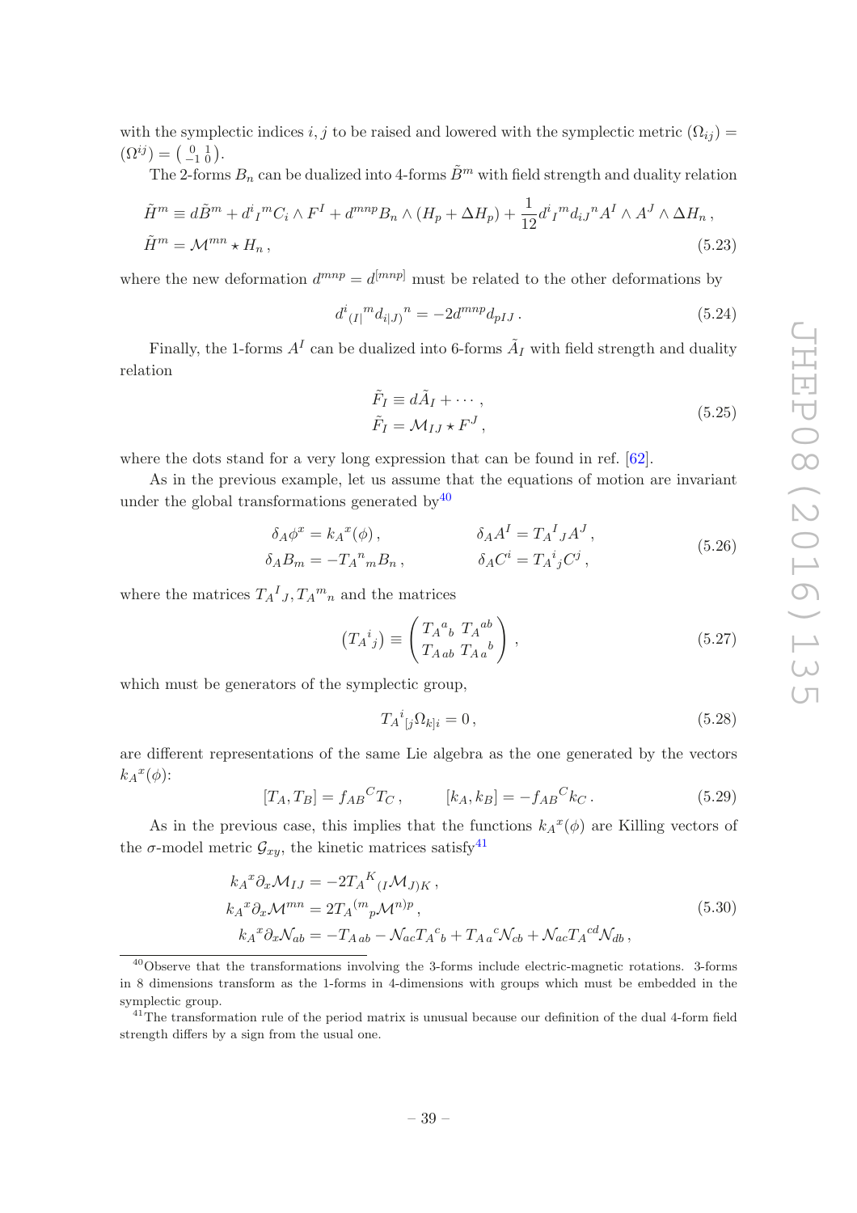with the symplectic indices $i, j$ to be raised and lowered with the symplectic metric $(\Omega_{ij}) = (\Omega^{ij}) = \left(\begin{smallmatrix} 0 & 1 \\ -1 & 0 \end{smallmatrix}\right)$.

The 2-forms $B_n$ can be dualized into 4-forms $\tilde{B}^m$ with field strength and duality relation

$$
\begin{aligned}
\tilde{H}^m &\equiv d\tilde{B}^m + d^i{}_I{}^m C_i \wedge F^I + d^{mnp} B_n \wedge (H_p + \Delta H_p) + \frac{1}{12} d^i{}_I{}^m d_{iJ}{}^n A^I \wedge A^J \wedge \Delta H_n \,, \\
\tilde{H}^m &= \mathcal{M}^{mn} \star H_n \,,
\end{aligned}
\tag{5.23}
$$

where the new deformation $d^{mnp} = d^{[mnp]}$ must be related to the other deformations by

$$
d^i{}_{(I|}{}^m d_{i|J)}{}^n = -2 d^{mnp} d_{pIJ} \,. \tag{5.24}
$$

Finally, the 1-forms $A^I$ can be dualized into 6-forms $\tilde{A}_I$ with field strength and duality relation

$$
\begin{aligned}
\tilde{F}_I &\equiv d\tilde{A}_I + \cdots \,, \\
\tilde{F}_I &= \mathcal{M}_{IJ} \star F^J \,,
\end{aligned}
\tag{5.25}
$$

where the dots stand for a very long expression that can be found in ref. [62].

As in the previous example, let us assume that the equations of motion are invariant under the global transformations generated by[40]

$$
\begin{aligned}
\delta_A \phi^x &= k_A{}^x(\phi) \,, & \delta_A A^I &= T_A{}^I{}_J A^J \,, \\
\delta_A B_m &= -T_A{}^n{}_m B_n \,, & \delta_A C^i &= T_A{}^i{}_j C^j \,,
\end{aligned}
\tag{5.26}
$$

where the matrices $T_A{}^I{}_J, T_A{}^m{}_n$ and the matrices

$$
\left(T_A{}^i{}_j\right) \equiv \begin{pmatrix} T_A{}^a{}_b & T_A{}^{ab} \\ T_{A\,ab} & T_{A\,a}{}^b \end{pmatrix} , \tag{5.27}
$$

which must be generators of the symplectic group,

$$
T_A{}^i{}_{[j} \Omega_{k]i} = 0 \,, \tag{5.28}
$$

are different representations of the same Lie algebra as the one generated by the vectors $k_A{}^x(\phi)$:

$$
[T_A, T_B] = f_{AB}{}^C T_C \,, \qquad [k_A, k_B] = -f_{AB}{}^C k_C \,. \tag{5.29}
$$

As in the previous case, this implies that the functions $k_A{}^x(\phi)$ are Killing vectors of the $\sigma$-model metric $\mathcal{G}_{xy}$, the kinetic matrices satisfy[41]

$$
\begin{aligned}
k_A{}^x \partial_x \mathcal{M}_{IJ} &= -2 T_A{}^K{}_{(I} \mathcal{M}_{J)K} \,, \\
k_A{}^x \partial_x \mathcal{M}^{mn} &= 2 T_A{}^{(m}{}_p \mathcal{M}^{n)p} \,, \\
k_A{}^x \partial_x \mathcal{N}_{ab} &= -T_{A\,ab} - \mathcal{N}_{ac} T_A{}^c{}_b + T_{A\,a}{}^c \mathcal{N}_{cb} + \mathcal{N}_{ac} T_A{}^{cd} \mathcal{N}_{db} \,,
\end{aligned}
\tag{5.30}
$$

---

[40] Observe that the transformations involving the 3-forms include electric-magnetic rotations. 3-forms in 8 dimensions transform as the 1-forms in 4-dimensions with groups which must be embedded in the symplectic group.

[41] The transformation rule of the period matrix is unusual because our definition of the dual 4-form field strength differs by a sign from the usual one.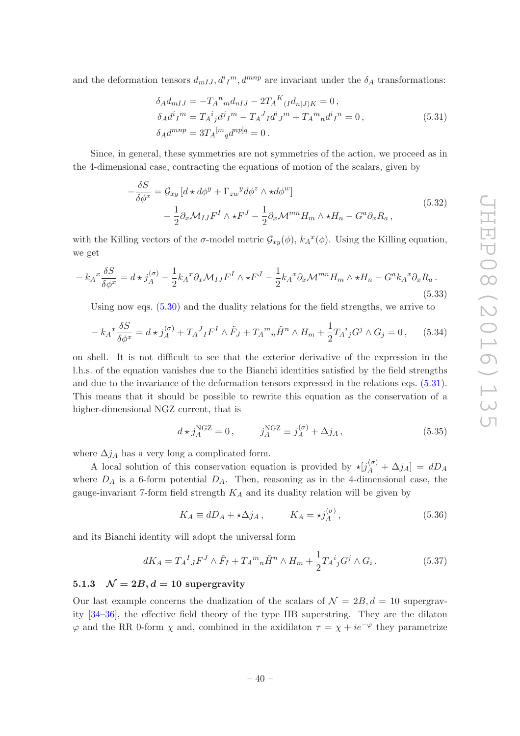and the deformation tensors $d_{mIJ}, d^{i}{}_{I}{}^{m}, d^{mnp}$ are invariant under the $\delta_A$ transformations:

$$
\begin{aligned}
\delta_A d_{mIJ} &= -T_A{}^{n}{}_{m} d_{nIJ} - 2T_A{}^{K}{}_{(I} d_{n|J)K} = 0\,,\\
\delta_A d^{i}{}_{I}{}^{m} &= T_A{}^{i}{}_{j} d^{j}{}_{I}{}^{m} - T_A{}^{J}{}_{I} d^{i}{}_{J}{}^{m} + T_A{}^{m}{}_{n} d^{i}{}_{I}{}^{n} = 0\,,\\
\delta_A d^{mnp} &= 3T_A{}^{[m}{}_{q} d^{np]q} = 0\,.
\end{aligned}
\tag{5.31}
$$

Since, in general, these symmetries are not symmetries of the action, we proceed as in the 4-dimensional case, contracting the equations of motion of the scalars, given by

$$
\begin{aligned}
-\frac{\delta S}{\delta \phi^x} &= \mathcal{G}_{xy}\left[d\star d\phi^y + \Gamma_{zw}{}^{y} d\phi^z \wedge \star d\phi^w\right]\\
&\quad - \frac{1}{2}\partial_x \mathcal{M}_{IJ} F^I \wedge \star F^J - \frac{1}{2}\partial_x \mathcal{M}^{mn} H_m \wedge \star H_n - G^a \partial_x R_a\,,
\end{aligned}
\tag{5.32}
$$

with the Killing vectors of the $\sigma$-model metric $\mathcal{G}_{xy}(\phi)$, $k_A{}^{x}(\phi)$. Using the Killing equation, we get

$$
-k_A{}^{x}\frac{\delta S}{\delta \phi^x} = d\star j_A^{(\sigma)} - \frac{1}{2}k_A{}^{x}\partial_x \mathcal{M}_{IJ} F^I \wedge \star F^J - \frac{1}{2}k_A{}^{x}\partial_x \mathcal{M}^{mn} H_m \wedge \star H_n - G^a k_A{}^{x}\partial_x R_a\,.
\tag{5.33}
$$

Using now eqs. (5.30) and the duality relations for the field strengths, we arrive to

$$
-k_A{}^{x}\frac{\delta S}{\delta \phi^x} = d\star j_A^{(\sigma)} + T_A{}^{J}{}_{I} F^I \wedge \tilde{F}_J + T_A{}^{m}{}_{n} \tilde{H}^n \wedge H_m + \frac{1}{2}T_A{}^{i}{}_{j} G^j \wedge G_j = 0\,,
\tag{5.34}
$$

on shell. It is not difficult to see that the exterior derivative of the expression in the l.h.s. of the equation vanishes due to the Bianchi identities satisfied by the field strengths and due to the invariance of the deformation tensors expressed in the relations eqs. (5.31). This means that it should be possible to rewrite this equation as the conservation of a higher-dimensional NGZ current, that is

$$
d\star j_A^{\rm NGZ} = 0\,, \qquad j_A^{\rm NGZ} \equiv j_A^{(\sigma)} + \Delta j_A\,,
\tag{5.35}
$$

where $\Delta j_A$ has a very long a complicated form.

A local solution of this conservation equation is provided by $\star[j_A^{(\sigma)} + \Delta j_A] = dD_A$ where $D_A$ is a 6-form potential $D_A$. Then, reasoning as in the 4-dimensional case, the gauge-invariant 7-form field strength $K_A$ and its duality relation will be given by

$$
K_A \equiv dD_A + \star\Delta j_A\,, \qquad K_A = \star j_A^{(\sigma)}\,,
\tag{5.36}
$$

and its Bianchi identity will adopt the universal form

$$
dK_A = T_A{}^{I}{}_{J} F^J \wedge \tilde{F}_I + T_A{}^{m}{}_{n} \tilde{H}^n \wedge H_m + \frac{1}{2}T_A{}^{i}{}_{j} G^j \wedge G_i\,.
\tag{5.37}
$$

### 5.1.3 $\mathcal{N} = 2B, d = 10$ supergravity

Our last example concerns the dualization of the scalars of $\mathcal{N} = 2B, d = 10$ supergravity [34–36], the effective field theory of the type IIB superstring. They are the dilaton $\varphi$ and the RR 0-form $\chi$ and, combined in the axidilaton $\tau = \chi + ie^{-\varphi}$ they parametrize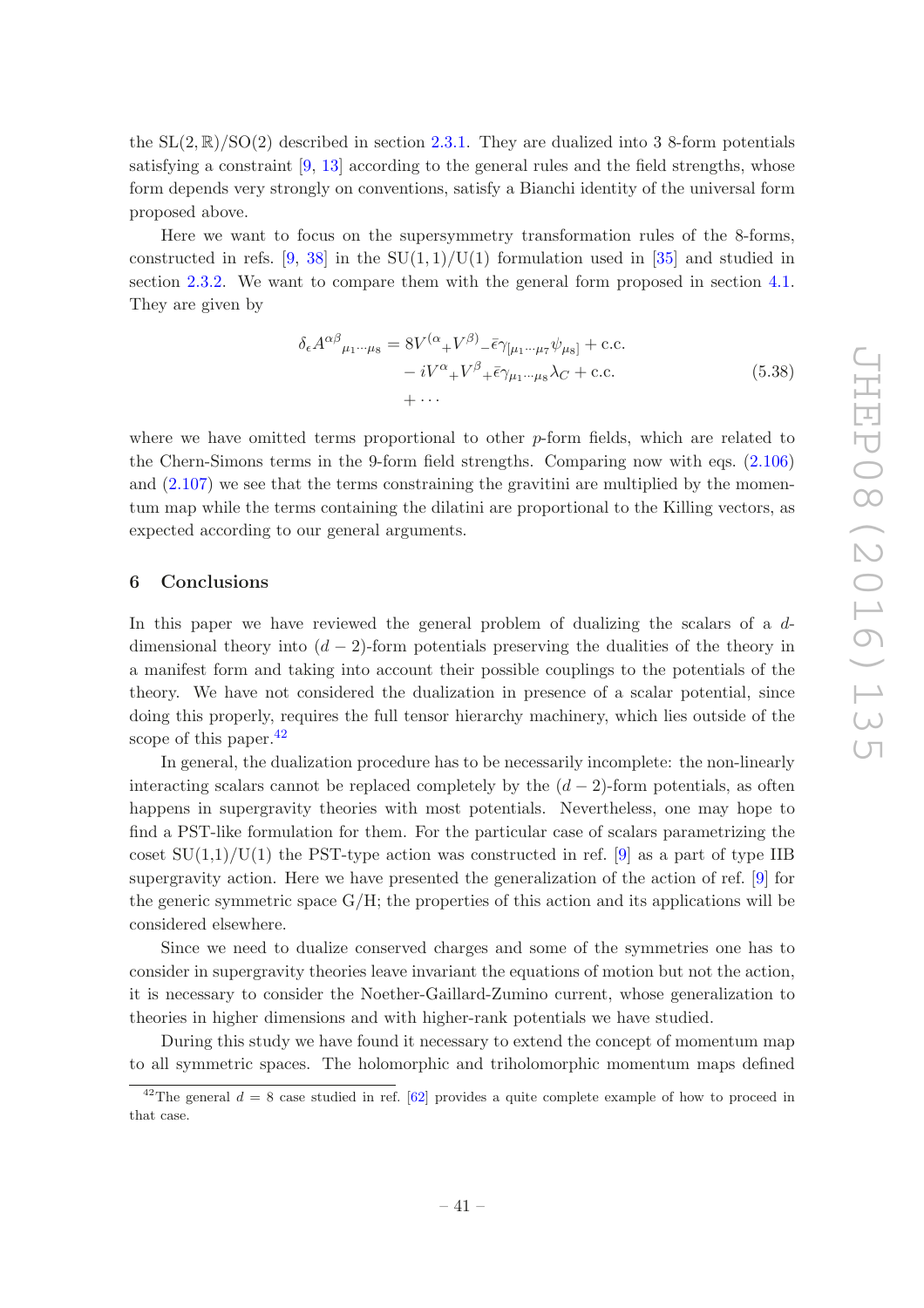the $\mathrm{SL}(2,\mathbb{R})/\mathrm{SO}(2)$ described in section 2.3.1. They are dualized into 3 8-form potentials satisfying a constraint [9, 13] according to the general rules and the field strengths, whose form depends very strongly on conventions, satisfy a Bianchi identity of the universal form proposed above.

Here we want to focus on the supersymmetry transformation rules of the 8-forms, constructed in refs. [9, 38] in the SU(1, 1)/U(1) formulation used in [35] and studied in section 2.3.2. We want to compare them with the general form proposed in section 4.1. They are given by

$$
\begin{aligned}
\delta_\epsilon A^{\alpha\beta}{}_{\mu_1\cdots\mu_8} = {} & 8V^{(\alpha}{}_{+}V^{\beta)}{}_{-}\bar{\epsilon}\gamma_{[\mu_1\cdots\mu_7}\psi_{\mu_8]} + \text{c.c.} \\
& - iV^{\alpha}{}_{+}V^{\beta}{}_{+}\bar{\epsilon}\gamma_{\mu_1\cdots\mu_8}\lambda_C + \text{c.c.} \\
& + \cdots
\end{aligned}
\tag{5.38}
$$

where we have omitted terms proportional to other $p$-form fields, which are related to the Chern-Simons terms in the 9-form field strengths. Comparing now with eqs. (2.106) and (2.107) we see that the terms constraining the gravitini are multiplied by the momentum map while the terms containing the dilatini are proportional to the Killing vectors, as expected according to our general arguments.

## 6 Conclusions

In this paper we have reviewed the general problem of dualizing the scalars of a $d$-dimensional theory into $(d-2)$-form potentials preserving the dualities of the theory in a manifest form and taking into account their possible couplings to the potentials of the theory. We have not considered the dualization in presence of a scalar potential, since doing this properly, requires the full tensor hierarchy machinery, which lies outside of the scope of this paper.[42]

In general, the dualization procedure has to be necessarily incomplete: the non-linearly interacting scalars cannot be replaced completely by the $(d-2)$-form potentials, as often happens in supergravity theories with most potentials. Nevertheless, one may hope to find a PST-like formulation for them. For the particular case of scalars parametrizing the coset SU(1,1)/U(1) the PST-type action was constructed in ref. [9] as a part of type IIB supergravity action. Here we have presented the generalization of the action of ref. [9] for the generic symmetric space G/H; the properties of this action and its applications will be considered elsewhere.

Since we need to dualize conserved charges and some of the symmetries one has to consider in supergravity theories leave invariant the equations of motion but not the action, it is necessary to consider the Noether-Gaillard-Zumino current, whose generalization to theories in higher dimensions and with higher-rank potentials we have studied.

During this study we have found it necessary to extend the concept of momentum map to all symmetric spaces. The holomorphic and triholomorphic momentum maps defined

[42] The general $d = 8$ case studied in ref. [62] provides a quite complete example of how to proceed in that case.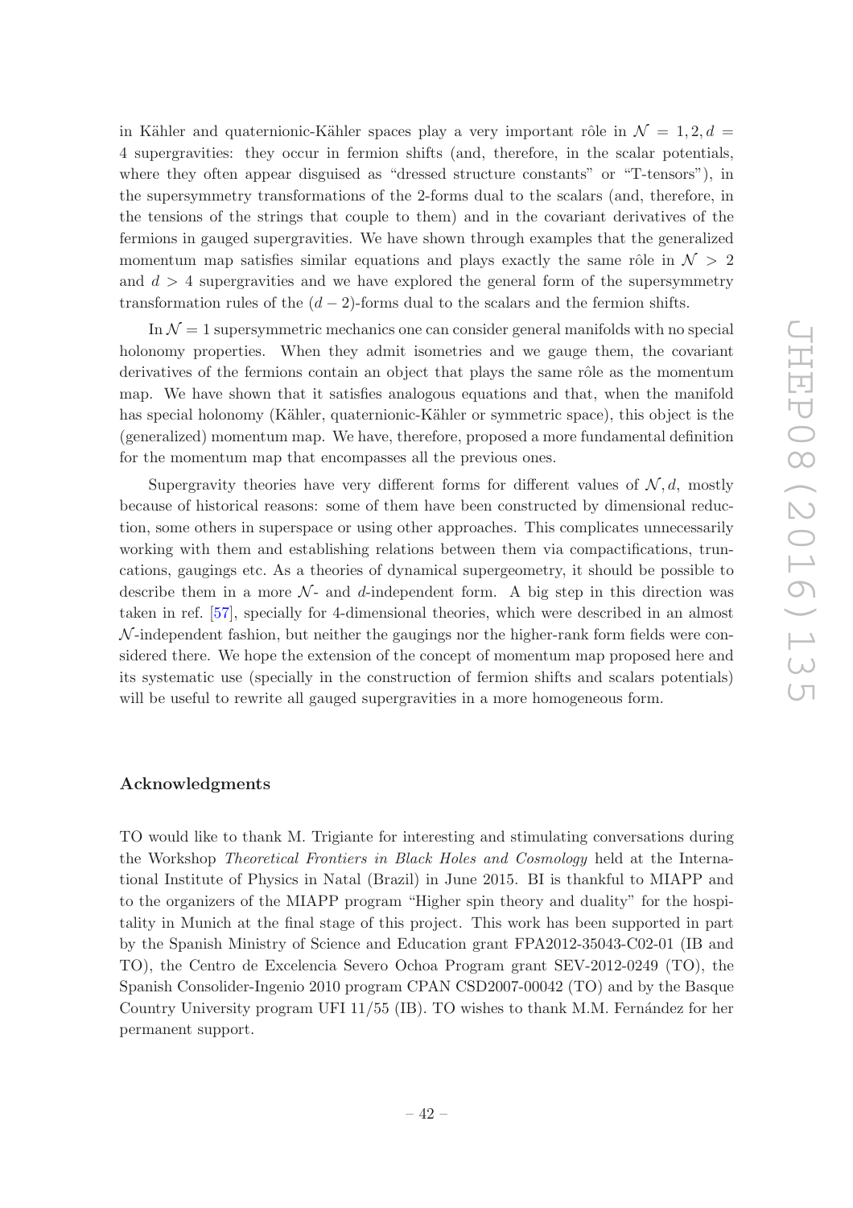in Kähler and quaternionic-Kähler spaces play a very important rôle in $\mathcal{N} = 1, 2, d = 4$ supergravities: they occur in fermion shifts (and, therefore, in the scalar potentials, where they often appear disguised as "dressed structure constants" or "T-tensors"), in the supersymmetry transformations of the 2-forms dual to the scalars (and, therefore, in the tensions of the strings that couple to them) and in the covariant derivatives of the fermions in gauged supergravities. We have shown through examples that the generalized momentum map satisfies similar equations and plays exactly the same rôle in $\mathcal{N} > 2$ and $d > 4$ supergravities and we have explored the general form of the supersymmetry transformation rules of the $(d-2)$-forms dual to the scalars and the fermion shifts.

In $\mathcal{N} = 1$ supersymmetric mechanics one can consider general manifolds with no special holonomy properties. When they admit isometries and we gauge them, the covariant derivatives of the fermions contain an object that plays the same rôle as the momentum map. We have shown that it satisfies analogous equations and that, when the manifold has special holonomy (Kähler, quaternionic-Kähler or symmetric space), this object is the (generalized) momentum map. We have, therefore, proposed a more fundamental definition for the momentum map that encompasses all the previous ones.

Supergravity theories have very different forms for different values of $\mathcal{N}, d$, mostly because of historical reasons: some of them have been constructed by dimensional reduction, some others in superspace or using other approaches. This complicates unnecessarily working with them and establishing relations between them via compactifications, truncations, gaugings etc. As a theories of dynamical supergeometry, it should be possible to describe them in a more $\mathcal{N}$- and $d$-independent form. A big step in this direction was taken in ref. [57], specially for 4-dimensional theories, which were described in an almost $\mathcal{N}$-independent fashion, but neither the gaugings nor the higher-rank form fields were considered there. We hope the extension of the concept of momentum map proposed here and its systematic use (specially in the construction of fermion shifts and scalars potentials) will be useful to rewrite all gauged supergravities in a more homogeneous form.

## Acknowledgments

TO would like to thank M. Trigiante for interesting and stimulating conversations during the Workshop *Theoretical Frontiers in Black Holes and Cosmology* held at the International Institute of Physics in Natal (Brazil) in June 2015. BI is thankful to MIAPP and to the organizers of the MIAPP program "Higher spin theory and duality" for the hospitality in Munich at the final stage of this project. This work has been supported in part by the Spanish Ministry of Science and Education grant FPA2012-35043-C02-01 (IB and TO), the Centro de Excelencia Severo Ochoa Program grant SEV-2012-0249 (TO), the Spanish Consolider-Ingenio 2010 program CPAN CSD2007-00042 (TO) and by the Basque Country University program UFI 11/55 (IB). TO wishes to thank M.M. Fernández for her permanent support.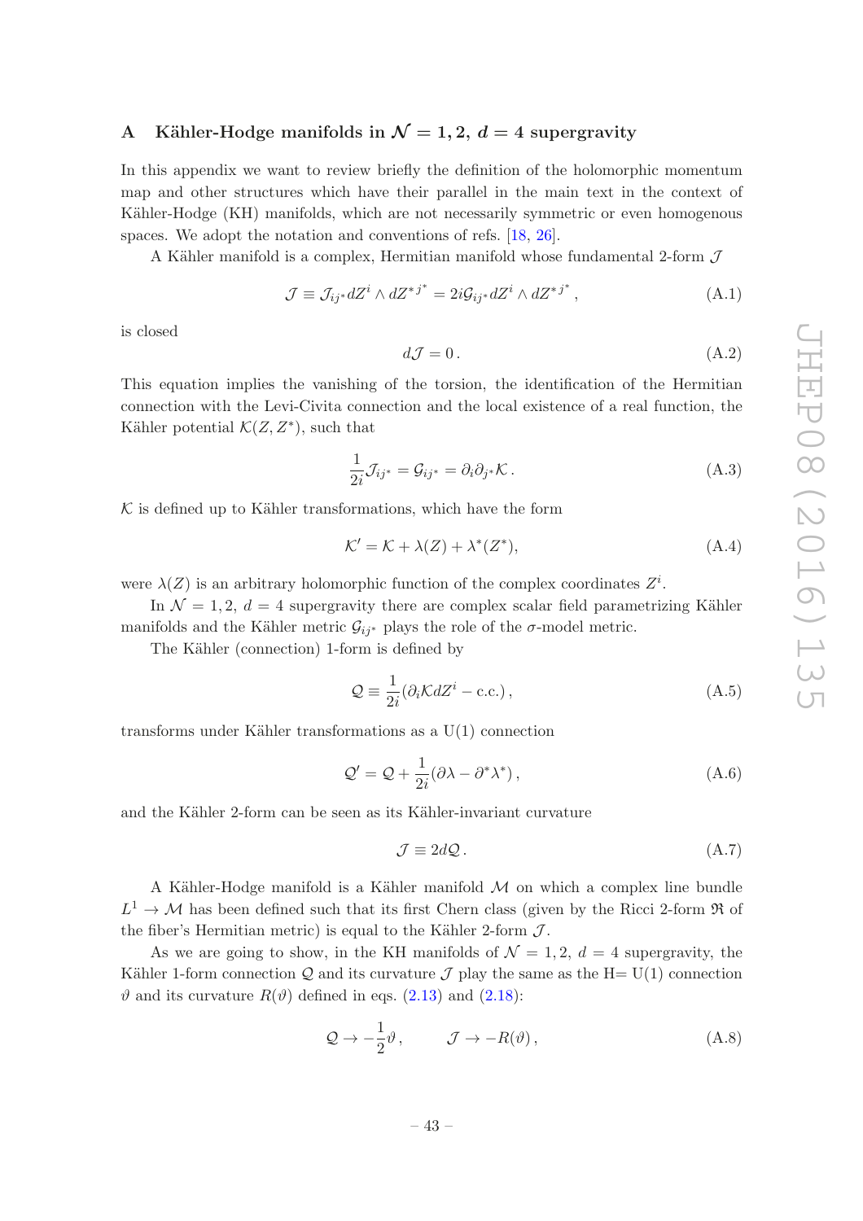## A Kähler-Hodge manifolds in $\mathcal{N} = 1, 2,\ d = 4$ supergravity

In this appendix we want to review briefly the definition of the holomorphic momentum map and other structures which have their parallel in the main text in the context of Kähler-Hodge (KH) manifolds, which are not necessarily symmetric or even homogenous spaces. We adopt the notation and conventions of refs. [18, 26].

A Kähler manifold is a complex, Hermitian manifold whose fundamental 2-form $\mathcal{J}$

$$\mathcal{J} \equiv \mathcal{J}_{ij^*} dZ^i \wedge dZ^{*\,j^*} = 2i\mathcal{G}_{ij^*} dZ^i \wedge dZ^{*\,j^*}\,, \tag{A.1}$$

is closed

$$d\mathcal{J} = 0\,. \tag{A.2}$$

This equation implies the vanishing of the torsion, the identification of the Hermitian connection with the Levi-Civita connection and the local existence of a real function, the Kähler potential $\mathcal{K}(Z, Z^*)$, such that

$$\frac{1}{2i}\mathcal{J}_{ij^*} = \mathcal{G}_{ij^*} = \partial_i \partial_{j^*} \mathcal{K}\,. \tag{A.3}$$

$\mathcal{K}$ is defined up to Kähler transformations, which have the form

$$\mathcal{K}' = \mathcal{K} + \lambda(Z) + \lambda^*(Z^*), \tag{A.4}$$

were $\lambda(Z)$ is an arbitrary holomorphic function of the complex coordinates $Z^i$.

In $\mathcal{N} = 1, 2$, $d = 4$ supergravity there are complex scalar field parametrizing Kähler manifolds and the Kähler metric $\mathcal{G}_{ij^*}$ plays the role of the $\sigma$-model metric.

The Kähler (connection) 1-form is defined by

$$\mathcal{Q} \equiv \frac{1}{2i}(\partial_i \mathcal{K} dZ^i - \text{c.c.})\,, \tag{A.5}$$

transforms under Kähler transformations as a U(1) connection

$$\mathcal{Q}' = \mathcal{Q} + \frac{1}{2i}(\partial\lambda - \partial^*\lambda^*)\,, \tag{A.6}$$

and the Kähler 2-form can be seen as its Kähler-invariant curvature

$$\mathcal{J} \equiv 2d\mathcal{Q}\,. \tag{A.7}$$

A Kähler-Hodge manifold is a Kähler manifold $\mathcal{M}$ on which a complex line bundle $L^1 \to \mathcal{M}$ has been defined such that its first Chern class (given by the Ricci 2-form $\mathfrak{R}$ of the fiber's Hermitian metric) is equal to the Kähler 2-form $\mathcal{J}$.

As we are going to show, in the KH manifolds of $\mathcal{N} = 1, 2$, $d = 4$ supergravity, the Kähler 1-form connection $\mathcal{Q}$ and its curvature $\mathcal{J}$ play the same as the H= U(1) connection $\vartheta$ and its curvature $R(\vartheta)$ defined in eqs. (2.13) and (2.18):

$$\mathcal{Q} \to -\frac{1}{2}\vartheta\,, \qquad \mathcal{J} \to -R(\vartheta)\,, \tag{A.8}$$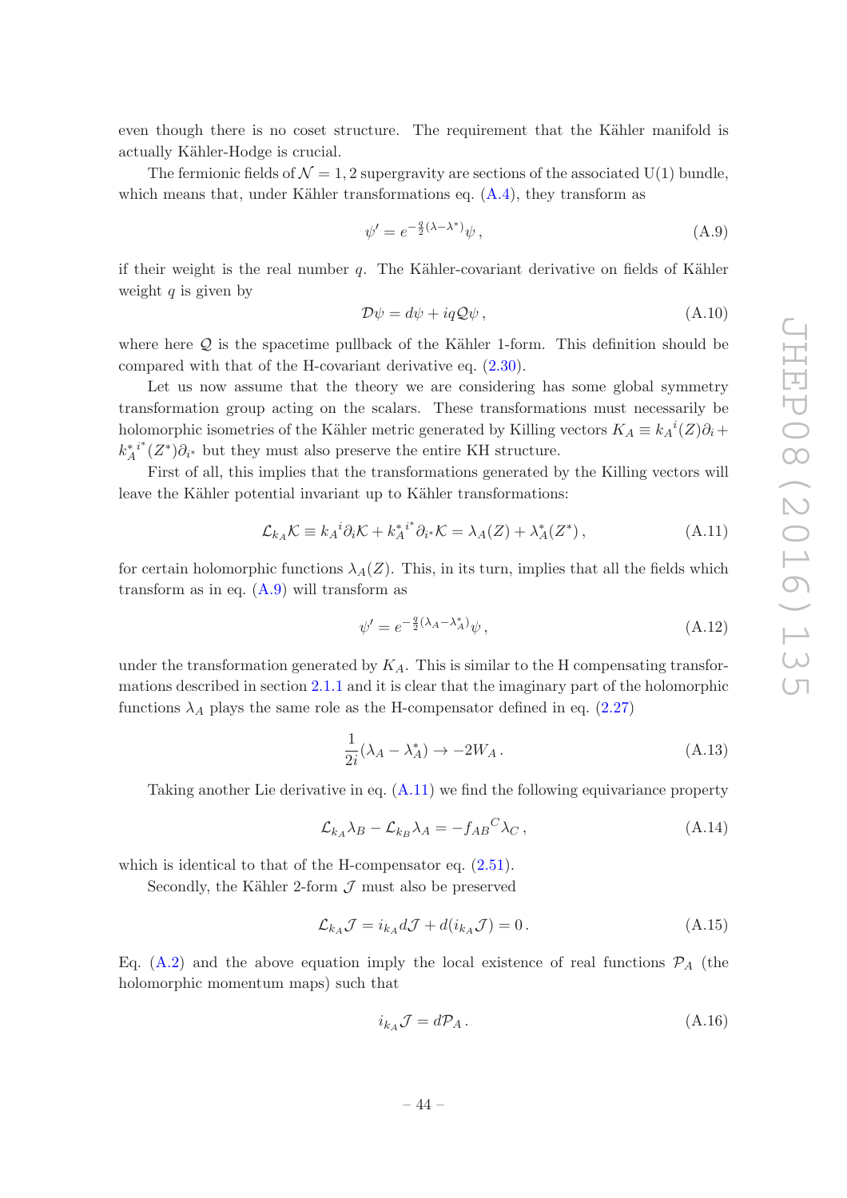even though there is no coset structure. The requirement that the Kähler manifold is actually Kähler-Hodge is crucial.

The fermionic fields of $\mathcal{N}=1,2$ supergravity are sections of the associated U(1) bundle, which means that, under Kähler transformations eq. (A.4), they transform as

$$\psi' = e^{-\frac{q}{2}(\lambda-\lambda^*)}\psi\,, \tag{A.9}$$

if their weight is the real number $q$. The Kähler-covariant derivative on fields of Kähler weight $q$ is given by

$$\mathcal{D}\psi = d\psi + iq\mathcal{Q}\psi\,, \tag{A.10}$$

where here $\mathcal{Q}$ is the spacetime pullback of the Kähler 1-form. This definition should be compared with that of the H-covariant derivative eq. (2.30).

Let us now assume that the theory we are considering has some global symmetry transformation group acting on the scalars. These transformations must necessarily be holomorphic isometries of the Kähler metric generated by Killing vectors $K_A \equiv k_A{}^i(Z)\partial_i + k^*_A{}^{i^*}(Z^*)\partial_{i^*}$ but they must also preserve the entire KH structure.

First of all, this implies that the transformations generated by the Killing vectors will leave the Kähler potential invariant up to Kähler transformations:

$$\mathcal{L}_{k_A}\mathcal{K} \equiv k_A{}^i\partial_i\mathcal{K} + k^*_A{}^{i^*}\partial_{i^*}\mathcal{K} = \lambda_A(Z) + \lambda^*_A(Z^*)\,, \tag{A.11}$$

for certain holomorphic functions $\lambda_A(Z)$. This, in its turn, implies that all the fields which transform as in eq. (A.9) will transform as

$$\psi' = e^{-\frac{q}{2}(\lambda_A-\lambda^*_A)}\psi\,, \tag{A.12}$$

under the transformation generated by $K_A$. This is similar to the H compensating transformations described in section 2.1.1 and it is clear that the imaginary part of the holomorphic functions $\lambda_A$ plays the same role as the H-compensator defined in eq. (2.27)

$$\frac{1}{2i}(\lambda_A - \lambda^*_A) \to -2W_A\,. \tag{A.13}$$

Taking another Lie derivative in eq. (A.11) we find the following equivariance property

$$\mathcal{L}_{k_A}\lambda_B - \mathcal{L}_{k_B}\lambda_A = -f_{AB}{}^C\lambda_C\,, \tag{A.14}$$

which is identical to that of the H-compensator eq. (2.51).

Secondly, the Kähler 2-form $\mathcal{J}$ must also be preserved

$$\mathcal{L}_{k_A}\mathcal{J} = i_{k_A}d\mathcal{J} + d(i_{k_A}\mathcal{J}) = 0\,. \tag{A.15}$$

Eq. (A.2) and the above equation imply the local existence of real functions $\mathcal{P}_A$ (the holomorphic momentum maps) such that

$$i_{k_A}\mathcal{J} = d\mathcal{P}_A\,. \tag{A.16}$$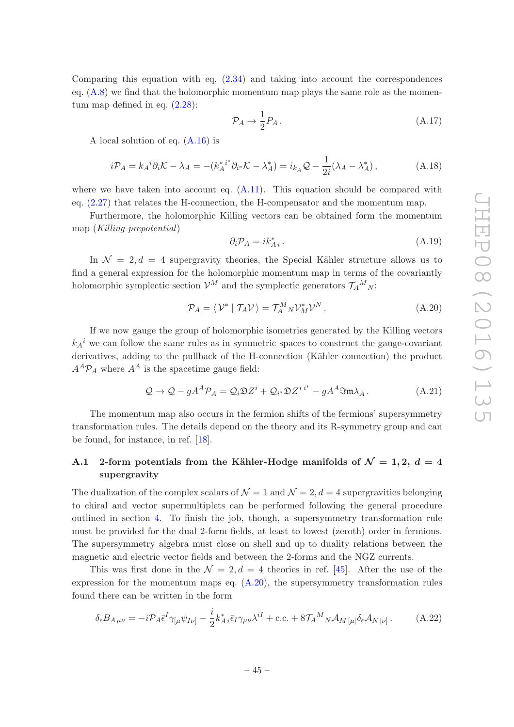Comparing this equation with eq. (2.34) and taking into account the correspondences eq. (A.8) we find that the holomorphic momentum map plays the same role as the momentum map defined in eq. (2.28):

$$\mathcal{P}_A \to \frac{1}{2} P_A \,. \tag{A.17}$$

A local solution of eq. (A.16) is

$$i\mathcal{P}_A = k_A{}^i \partial_i \mathcal{K} - \lambda_A = -(k_A^*{}^{i^*} \partial_{i^*} \mathcal{K} - \lambda_A^*) = i_{k_A} \mathcal{Q} - \frac{1}{2i}(\lambda_A - \lambda_A^*) \,, \tag{A.18}$$

where we have taken into account eq. (A.11). This equation should be compared with eq. (2.27) that relates the H-connection, the H-compensator and the momentum map.

Furthermore, the holomorphic Killing vectors can be obtained form the momentum map (*Killing prepotential*)

$$\partial_i \mathcal{P}_A = i k^*_{A\,i} \,. \tag{A.19}$$

In $\mathcal{N} = 2, d = 4$ supergravity theories, the Special Kähler structure allows us to find a general expression for the holomorphic momentum map in terms of the covariantly holomorphic symplectic section $\mathcal{V}^M$ and the symplectic generators $\mathcal{T}_A{}^M{}_N$:

$$\mathcal{P}_A = \langle \mathcal{V}^* \mid \mathcal{T}_A \mathcal{V} \rangle = \mathcal{T}_A^M{}_N \mathcal{V}^*_M \mathcal{V}^N \,. \tag{A.20}$$

If we now gauge the group of holomorphic isometries generated by the Killing vectors $k_A{}^i$ we can follow the same rules as in symmetric spaces to construct the gauge-covariant derivatives, adding to the pullback of the H-connection (Kähler connection) the product $A^A \mathcal{P}_A$ where $A^A$ is the spacetime gauge field:

$$\mathcal{Q} \to \mathcal{Q} - gA^A \mathcal{P}_A = \mathcal{Q}_i \mathfrak{D} Z^i + \mathcal{Q}_{i^*} \mathfrak{D} Z^{*\,i^*} - gA^A \Im\mathfrak{m} \lambda_A \,. \tag{A.21}$$

The momentum map also occurs in the fermion shifts of the fermions' supersymmetry transformation rules. The details depend on the theory and its R-symmetry group and can be found, for instance, in ref. [18].

### A.1 2-form potentials from the Kähler-Hodge manifolds of $\mathcal{N} = 1, 2$, $d = 4$ supergravity

The dualization of the complex scalars of $\mathcal{N} = 1$ and $\mathcal{N} = 2, d = 4$ supergravities belonging to chiral and vector supermultiplets can be performed following the general procedure outlined in section 4. To finish the job, though, a supersymmetry transformation rule must be provided for the dual 2-form fields, at least to lowest (zeroth) order in fermions. The supersymmetry algebra must close on shell and up to duality relations between the magnetic and electric vector fields and between the 2-forms and the NGZ currents.

This was first done in the $\mathcal{N} = 2, d = 4$ theories in ref. [45]. After the use of the expression for the momentum maps eq. (A.20), the supersymmetry transformation rules found there can be written in the form

$$\delta_\epsilon B_{A\,\mu\nu} = -i\mathcal{P}_A \bar{\epsilon}^I \gamma_{[\mu} \psi_{I\nu]} - \frac{i}{2} k^*_{A\,i} \bar{\epsilon}_I \gamma_{\mu\nu} \lambda^{iI} + \text{c.c.} + 8\mathcal{T}_A{}^M{}_N \mathcal{A}_{M\,[\mu|} \delta_\epsilon \mathcal{A}_{N\,|\nu]} \,. \tag{A.22}$$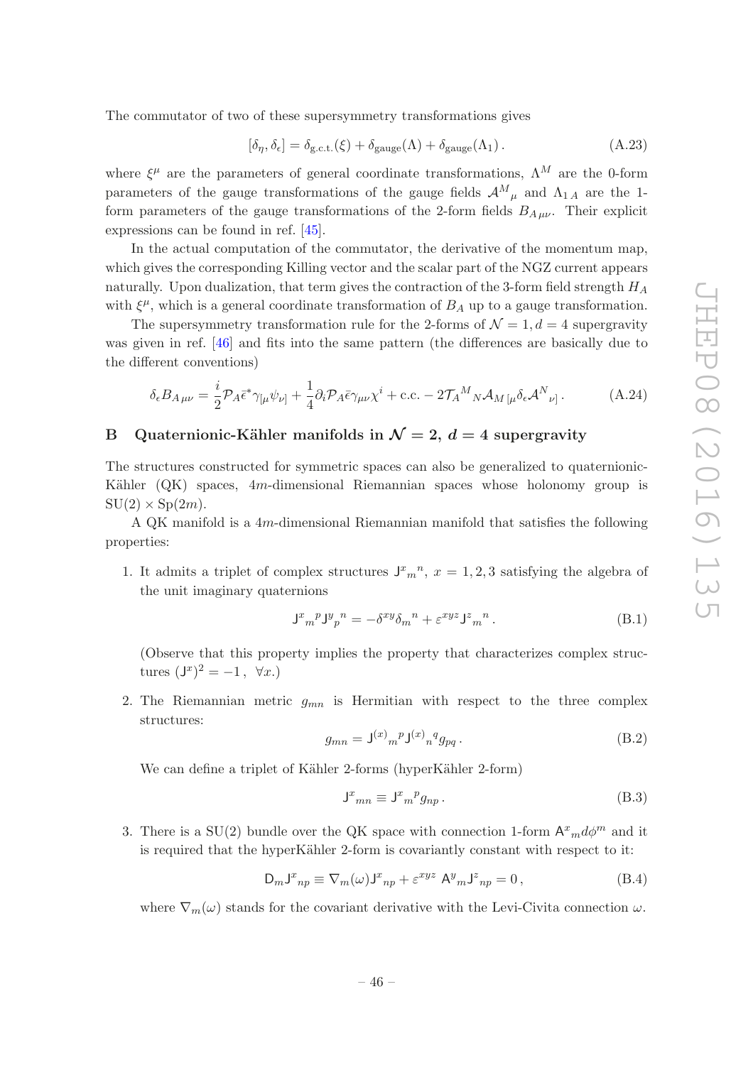The commutator of two of these supersymmetry transformations gives

$$[\delta_\eta, \delta_\epsilon] = \delta_{\text{g.c.t.}}(\xi) + \delta_{\text{gauge}}(\Lambda) + \delta_{\text{gauge}}(\Lambda_1)\,. \tag{A.23}$$

where $\xi^\mu$ are the parameters of general coordinate transformations, $\Lambda^M$ are the 0-form parameters of the gauge transformations of the gauge fields $\mathcal{A}^M{}_\mu$ and $\Lambda_{1\,A}$ are the 1-form parameters of the gauge transformations of the 2-form fields $B_{A\,\mu\nu}$. Their explicit expressions can be found in ref. [45].

In the actual computation of the commutator, the derivative of the momentum map, which gives the corresponding Killing vector and the scalar part of the NGZ current appears naturally. Upon dualization, that term gives the contraction of the 3-form field strength $H_A$ with $\xi^\mu$, which is a general coordinate transformation of $B_A$ up to a gauge transformation.

The supersymmetry transformation rule for the 2-forms of $\mathcal{N}=1, d=4$ supergravity was given in ref. [46] and fits into the same pattern (the differences are basically due to the different conventions)

$$\delta_\epsilon B_{A\,\mu\nu} = \frac{i}{2}\mathcal{P}_A \bar{\epsilon}^* \gamma_{[\mu}\psi_{\nu]} + \frac{1}{4}\partial_i \mathcal{P}_A \bar{\epsilon}\gamma_{\mu\nu}\chi^i + \text{c.c.} - 2\mathcal{T}_A{}^M{}_N \mathcal{A}_{M\,[\mu}\delta_\epsilon \mathcal{A}^N{}_{\nu]}\,. \tag{A.24}$$

# B Quaternionic-Kähler manifolds in $\mathcal{N}=2$, $d=4$ supergravity

The structures constructed for symmetric spaces can also be generalized to quaternionic-Kähler (QK) spaces, $4m$-dimensional Riemannian spaces whose holonomy group is $\mathrm{SU}(2)\times\mathrm{Sp}(2m)$.

A QK manifold is a $4m$-dimensional Riemannian manifold that satisfies the following properties:

1. It admits a triplet of complex structures $\mathsf{J}^x{}_m{}^n$, $x=1,2,3$ satisfying the algebra of the unit imaginary quaternions

$$\mathsf{J}^x{}_m{}^p \mathsf{J}^y{}_p{}^n = -\delta^{xy}\delta_m{}^n + \varepsilon^{xyz}\mathsf{J}^z{}_m{}^n\,. \tag{B.1}$$

(Observe that this property implies the property that characterizes complex structures $(\mathsf{J}^x)^2 = -1\,,\ \forall x$.)

2. The Riemannian metric $g_{mn}$ is Hermitian with respect to the three complex structures:

$$g_{mn} = \mathsf{J}^{(x)}{}_m{}^p \mathsf{J}^{(x)}{}_n{}^q g_{pq}\,. \tag{B.2}$$

We can define a triplet of Kähler 2-forms (hyperKähler 2-form)

$$\mathsf{J}^x{}_{mn} \equiv \mathsf{J}^x{}_m{}^p g_{np}\,. \tag{B.3}$$

3. There is a SU(2) bundle over the QK space with connection 1-form $\mathsf{A}^x{}_m d\phi^m$ and it is required that the hyperKähler 2-form is covariantly constant with respect to it:

$$\mathsf{D}_m \mathsf{J}^x{}_{np} \equiv \nabla_m(\omega)\mathsf{J}^x{}_{np} + \varepsilon^{xyz}\,\mathsf{A}^y{}_m \mathsf{J}^z{}_{np} = 0\,, \tag{B.4}$$

where $\nabla_m(\omega)$ stands for the covariant derivative with the Levi-Civita connection $\omega$.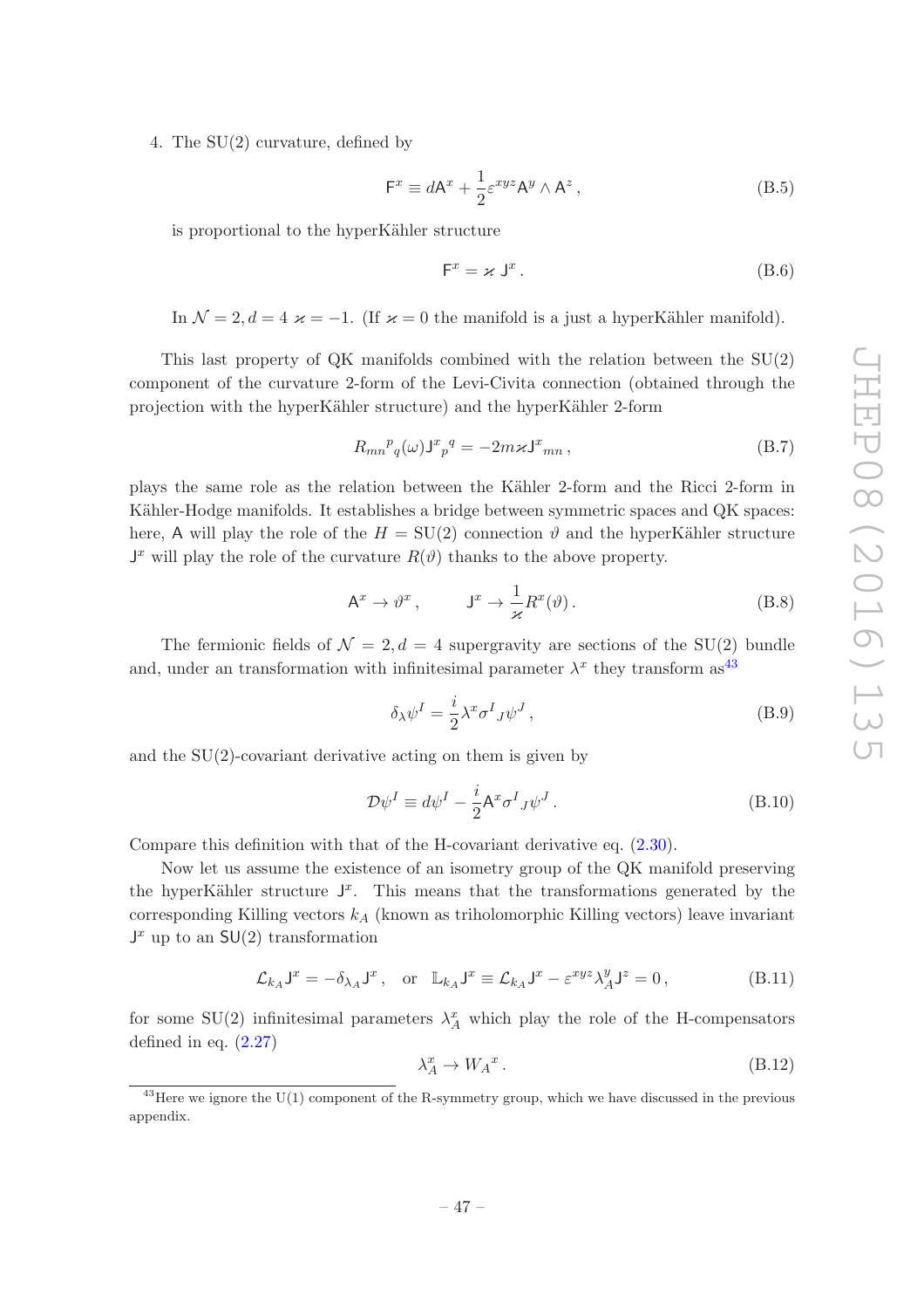4. The SU(2) curvature, defined by

$$
\mathsf{F}^x \equiv d\mathsf{A}^x + \frac{1}{2}\varepsilon^{xyz}\mathsf{A}^y \wedge \mathsf{A}^z \,, \tag{B.5}
$$

is proportional to the hyperKähler structure

$$
\mathsf{F}^x = \varkappa \, \mathsf{J}^x \,. \tag{B.6}
$$

In $\mathcal{N}=2, d=4$ $\varkappa=-1$. (If $\varkappa=0$ the manifold is a just a hyperKähler manifold).

This last property of QK manifolds combined with the relation between the SU(2) component of the curvature 2-form of the Levi-Civita connection (obtained through the projection with the hyperKähler structure) and the hyperKähler 2-form

$$
R_{mn}{}^{p}{}_{q}(\omega)\mathsf{J}^x{}_p{}^q = -2m\varkappa\mathsf{J}^x{}_{mn} \,, \tag{B.7}
$$

plays the same role as the relation between the Kähler 2-form and the Ricci 2-form in Kähler-Hodge manifolds. It establishes a bridge between symmetric spaces and QK spaces: here, $\mathsf{A}$ will play the role of the $H = \mathrm{SU}(2)$ connection $\vartheta$ and the hyperKähler structure $\mathsf{J}^x$ will play the role of the curvature $R(\vartheta)$ thanks to the above property.

$$
\mathsf{A}^x \to \vartheta^x \,, \qquad \mathsf{J}^x \to \frac{1}{\varkappa}R^x(\vartheta) \,. \tag{B.8}
$$

The fermionic fields of $\mathcal{N}=2, d=4$ supergravity are sections of the SU(2) bundle and, under an transformation with infinitesimal parameter $\lambda^x$ they transform as[43]

$$
\delta_\lambda \psi^I = \frac{i}{2}\lambda^x \sigma^I{}_J \psi^J \,, \tag{B.9}
$$

and the SU(2)-covariant derivative acting on them is given by

$$
\mathcal{D}\psi^I \equiv d\psi^I - \frac{i}{2}\mathsf{A}^x \sigma^I{}_J \psi^J \,. \tag{B.10}
$$

Compare this definition with that of the H-covariant derivative eq. (2.30).

Now let us assume the existence of an isometry group of the QK manifold preserving the hyperKähler structure $\mathsf{J}^x$. This means that the transformations generated by the corresponding Killing vectors $k_A$ (known as triholomorphic Killing vectors) leave invariant $\mathsf{J}^x$ up to an $\mathsf{SU}(2)$ transformation

$$
\mathcal{L}_{k_A}\mathsf{J}^x = -\delta_{\lambda_A}\mathsf{J}^x \,, \quad \text{or} \quad \mathbb{L}_{k_A}\mathsf{J}^x \equiv \mathcal{L}_{k_A}\mathsf{J}^x - \varepsilon^{xyz}\lambda^y_A \mathsf{J}^z = 0 \,, \tag{B.11}
$$

for some SU(2) infinitesimal parameters $\lambda^x_A$ which play the role of the H-compensators defined in eq. (2.27)

$$
\lambda^x_A \to W_A{}^x \,. \tag{B.12}
$$

[43] Here we ignore the U(1) component of the R-symmetry group, which we have discussed in the previous appendix.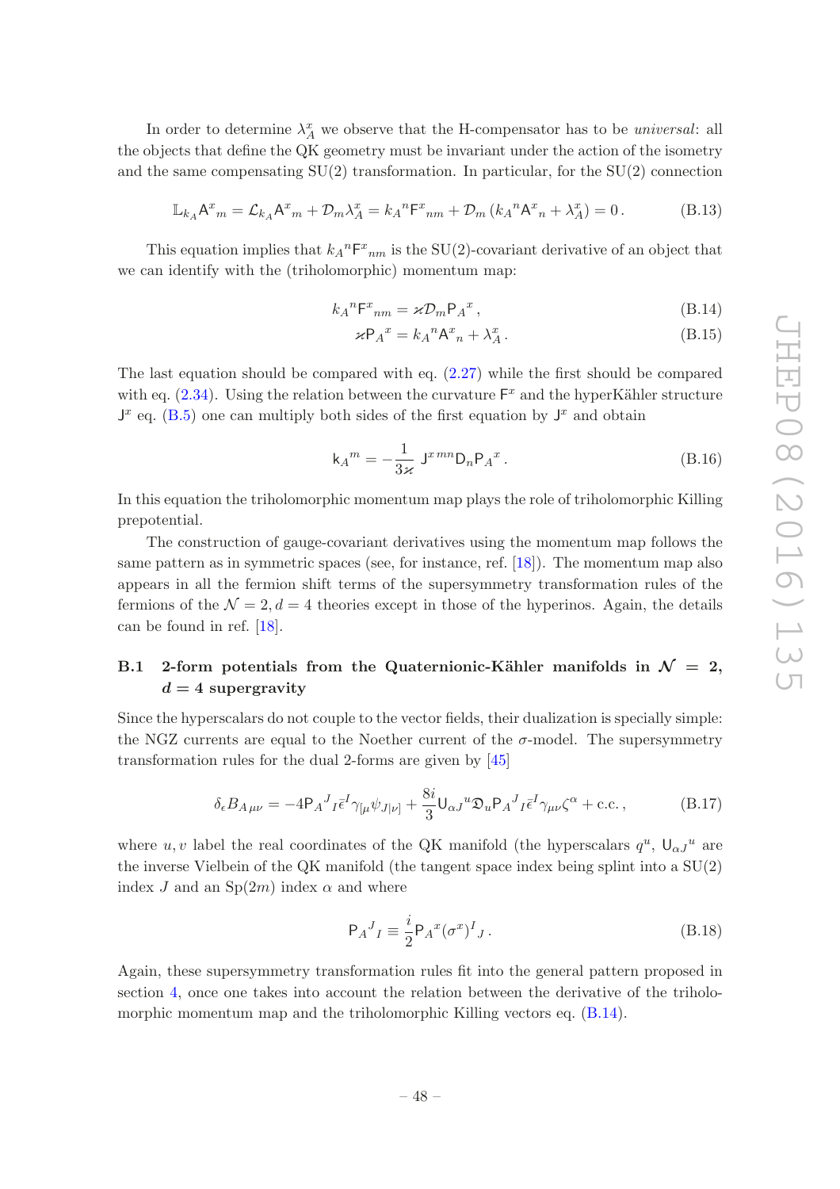In order to determine $\lambda^x_A$ we observe that the H-compensator has to be *universal*: all the objects that define the QK geometry must be invariant under the action of the isometry and the same compensating SU(2) transformation. In particular, for the SU(2) connection

$$\mathbb{L}_{k_A}\mathsf{A}^x{}_m = \mathcal{L}_{k_A}\mathsf{A}^x{}_m + \mathcal{D}_m\lambda^x_A = k_A{}^n\mathsf{F}^x{}_{nm} + \mathcal{D}_m\left(k_A{}^n\mathsf{A}^x{}_n + \lambda^x_A\right) = 0\,. \tag{B.13}$$

This equation implies that $k_A{}^n\mathsf{F}^x{}_{nm}$ is the SU(2)-covariant derivative of an object that we can identify with the (triholomorphic) momentum map:

$$k_A{}^n\mathsf{F}^x{}_{nm} = \varkappa\mathcal{D}_m\mathsf{P}_A{}^x\,, \tag{B.14}$$

$$\varkappa\mathsf{P}_A{}^x = k_A{}^n\mathsf{A}^x{}_n + \lambda^x_A\,. \tag{B.15}$$

The last equation should be compared with eq. (2.27) while the first should be compared with eq. (2.34). Using the relation between the curvature $\mathsf{F}^x$ and the hyperKähler structure $\mathsf{J}^x$ eq. (B.5) one can multiply both sides of the first equation by $\mathsf{J}^x$ and obtain

$$\mathsf{k}_A{}^m = -\frac{1}{3\varkappa}\,\mathsf{J}^{x\,mn}\mathsf{D}_n\mathsf{P}_A{}^x\,. \tag{B.16}$$

In this equation the triholomorphic momentum map plays the role of triholomorphic Killing prepotential.

The construction of gauge-covariant derivatives using the momentum map follows the same pattern as in symmetric spaces (see, for instance, ref. [18]). The momentum map also appears in all the fermion shift terms of the supersymmetry transformation rules of the fermions of the $\mathcal{N}=2, d=4$ theories except in those of the hyperinos. Again, the details can be found in ref. [18].

## B.1 2-form potentials from the Quaternionic-Kähler manifolds in $\mathcal{N}=2$, $d=4$ supergravity

Since the hyperscalars do not couple to the vector fields, their dualization is specially simple: the NGZ currents are equal to the Noether current of the $\sigma$-model. The supersymmetry transformation rules for the dual 2-forms are given by [45]

$$\delta_\epsilon B_{A\,\mu\nu} = -4\mathsf{P}_A{}^J{}_I\bar{\epsilon}^I\gamma_{[\mu}\psi_{J|\nu]} + \frac{8i}{3}\mathsf{U}_{\alpha J}{}^u\mathfrak{D}_u\mathsf{P}_A{}^J{}_I\bar{\epsilon}^I\gamma_{\mu\nu}\zeta^\alpha + \text{c.c.}\,, \tag{B.17}$$

where $u,v$ label the real coordinates of the QK manifold (the hyperscalars $q^u$, $\mathsf{U}_{\alpha J}{}^u$ are the inverse Vielbein of the QK manifold (the tangent space index being splint into a SU(2) index $J$ and an Sp($2m$) index $\alpha$ and where

$$\mathsf{P}_A{}^J{}_I \equiv \frac{i}{2}\mathsf{P}_A{}^x(\sigma^x)^I{}_J\,. \tag{B.18}$$

Again, these supersymmetry transformation rules fit into the general pattern proposed in section 4, once one takes into account the relation between the derivative of the triholomorphic momentum map and the triholomorphic Killing vectors eq. (B.14).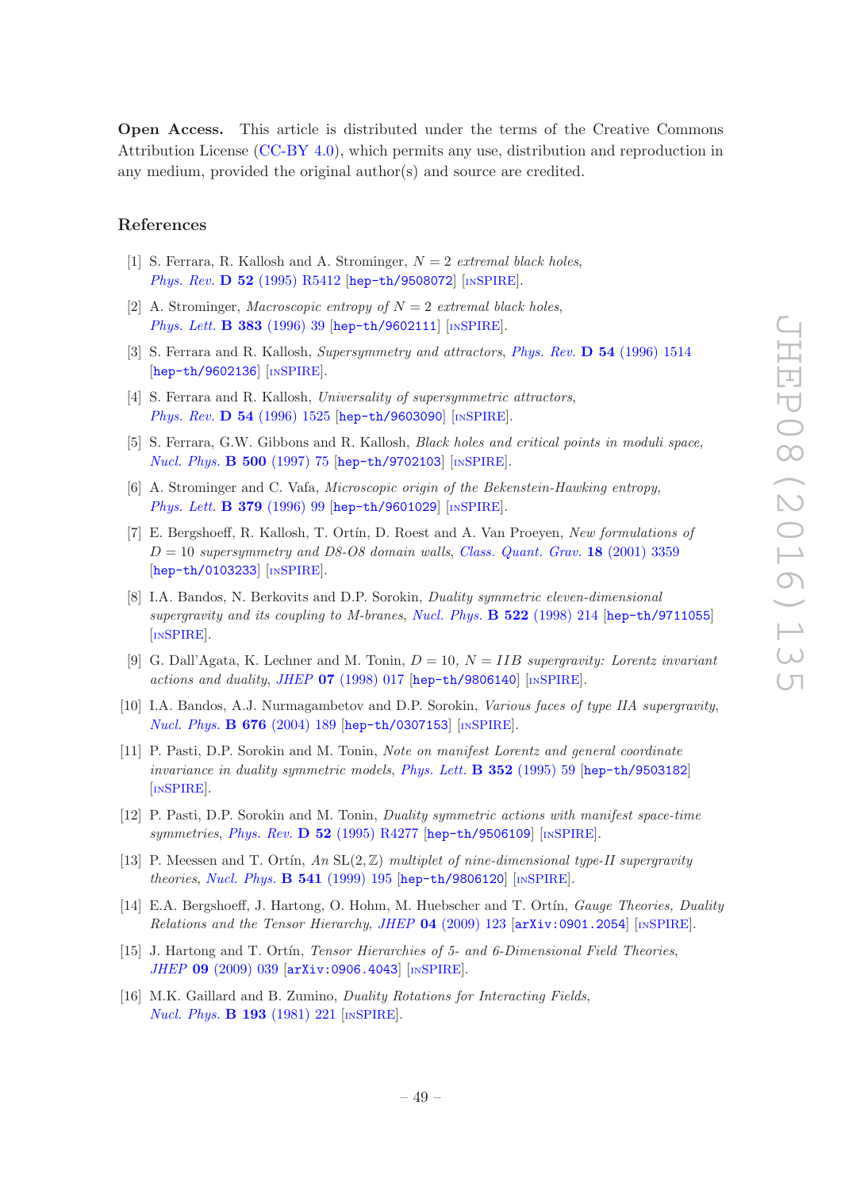**Open Access.** This article is distributed under the terms of the Creative Commons Attribution License (CC-BY 4.0), which permits any use, distribution and reproduction in any medium, provided the original author(s) and source are credited.

## References

[1] S. Ferrara, R. Kallosh and A. Strominger, *$N = 2$ extremal black holes*, *Phys. Rev.* **D 52** (1995) R5412 [hep-th/9508072] [INSPIRE].

[2] A. Strominger, *Macroscopic entropy of $N = 2$ extremal black holes*, *Phys. Lett.* **B 383** (1996) 39 [hep-th/9602111] [INSPIRE].

[3] S. Ferrara and R. Kallosh, *Supersymmetry and attractors*, *Phys. Rev.* **D 54** (1996) 1514 [hep-th/9602136] [INSPIRE].

[4] S. Ferrara and R. Kallosh, *Universality of supersymmetric attractors*, *Phys. Rev.* **D 54** (1996) 1525 [hep-th/9603090] [INSPIRE].

[5] S. Ferrara, G.W. Gibbons and R. Kallosh, *Black holes and critical points in moduli space*, *Nucl. Phys.* **B 500** (1997) 75 [hep-th/9702103] [INSPIRE].

[6] A. Strominger and C. Vafa, *Microscopic origin of the Bekenstein-Hawking entropy*, *Phys. Lett.* **B 379** (1996) 99 [hep-th/9601029] [INSPIRE].

[7] E. Bergshoeff, R. Kallosh, T. Ortín, D. Roest and A. Van Proeyen, *New formulations of $D = 10$ supersymmetry and D8-O8 domain walls*, *Class. Quant. Grav.* **18** (2001) 3359 [hep-th/0103233] [INSPIRE].

[8] I.A. Bandos, N. Berkovits and D.P. Sorokin, *Duality symmetric eleven-dimensional supergravity and its coupling to M-branes*, *Nucl. Phys.* **B 522** (1998) 214 [hep-th/9711055] [INSPIRE].

[9] G. Dall'Agata, K. Lechner and M. Tonin, *$D = 10$, $N = IIB$ supergravity: Lorentz invariant actions and duality*, *JHEP* **07** (1998) 017 [hep-th/9806140] [INSPIRE].

[10] I.A. Bandos, A.J. Nurmagambetov and D.P. Sorokin, *Various faces of type IIA supergravity*, *Nucl. Phys.* **B 676** (2004) 189 [hep-th/0307153] [INSPIRE].

[11] P. Pasti, D.P. Sorokin and M. Tonin, *Note on manifest Lorentz and general coordinate invariance in duality symmetric models*, *Phys. Lett.* **B 352** (1995) 59 [hep-th/9503182] [INSPIRE].

[12] P. Pasti, D.P. Sorokin and M. Tonin, *Duality symmetric actions with manifest space-time symmetries*, *Phys. Rev.* **D 52** (1995) R4277 [hep-th/9506109] [INSPIRE].

[13] P. Meessen and T. Ortín, *An $SL(2,\mathbb{Z})$ multiplet of nine-dimensional type-II supergravity theories*, *Nucl. Phys.* **B 541** (1999) 195 [hep-th/9806120] [INSPIRE].

[14] E.A. Bergshoeff, J. Hartong, O. Hohm, M. Huebscher and T. Ortín, *Gauge Theories, Duality Relations and the Tensor Hierarchy*, *JHEP* **04** (2009) 123 [arXiv:0901.2054] [INSPIRE].

[15] J. Hartong and T. Ortín, *Tensor Hierarchies of 5- and 6-Dimensional Field Theories*, *JHEP* **09** (2009) 039 [arXiv:0906.4043] [INSPIRE].

[16] M.K. Gaillard and B. Zumino, *Duality Rotations for Interacting Fields*, *Nucl. Phys.* **B 193** (1981) 221 [INSPIRE].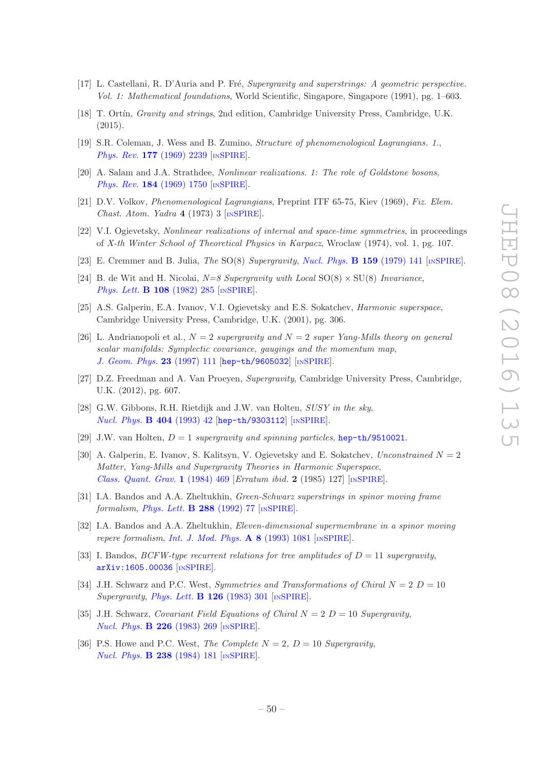[17] L. Castellani, R. D'Auria and P. Fré, *Supergravity and superstrings: A geometric perspective. Vol. 1: Mathematical foundations*, World Scientific, Singapore, Singapore (1991), pg. 1–603.

[18] T. Ortín, *Gravity and strings*, 2nd edition, Cambridge University Press, Cambridge, U.K. (2015).

[19] S.R. Coleman, J. Wess and B. Zumino, *Structure of phenomenological Lagrangians. 1.*, Phys. Rev. **177** (1969) 2239 [INSPIRE].

[20] A. Salam and J.A. Strathdee, *Nonlinear realizations. 1: The role of Goldstone bosons*, Phys. Rev. **184** (1969) 1750 [INSPIRE].

[21] D.V. Volkov, *Phenomenological Lagrangians*, Preprint ITF 65-75, Kiev (1969), *Fiz. Elem. Chast. Atom. Yadra* **4** (1973) 3 [INSPIRE].

[22] V.I. Ogievetsky, *Nonlinear realizations of internal and space-time symmetries*, in proceedings of *X-th Winter School of Theoretical Physics in Karpacz*, Wroclaw (1974), vol. 1, pg. 107.

[23] E. Cremmer and B. Julia, *The* SO(8) *Supergravity*, Nucl. Phys. **B 159** (1979) 141 [INSPIRE].

[24] B. de Wit and H. Nicolai, *N=8 Supergravity with Local* SO(8) × SU(8) *Invariance*, Phys. Lett. **B 108** (1982) 285 [INSPIRE].

[25] A.S. Galperin, E.A. Ivanov, V.I. Ogievetsky and E.S. Sokatchev, *Harmonic superspace*, Cambridge University Press, Cambridge, U.K. (2001), pg. 306.

[26] L. Andrianopoli et al., *$N = 2$ supergravity and $N = 2$ super Yang-Mills theory on general scalar manifolds: Symplectic covariance, gaugings and the momentum map*, J. Geom. Phys. **23** (1997) 111 [hep-th/9605032] [INSPIRE].

[27] D.Z. Freedman and A. Van Proeyen, *Supergravity*, Cambridge University Press, Cambridge, U.K. (2012), pg. 607.

[28] G.W. Gibbons, R.H. Rietdijk and J.W. van Holten, *SUSY in the sky*, Nucl. Phys. **B 404** (1993) 42 [hep-th/9303112] [INSPIRE].

[29] J.W. van Holten, *$D = 1$ supergravity and spinning particles*, hep-th/9510021.

[30] A. Galperin, E. Ivanov, S. Kalitsyn, V. Ogievetsky and E. Sokatchev, *Unconstrained $N = 2$ Matter, Yang-Mills and Supergravity Theories in Harmonic Superspace*, Class. Quant. Grav. **1** (1984) 469 [*Erratum ibid.* **2** (1985) 127] [INSPIRE].

[31] I.A. Bandos and A.A. Zheltukhin, *Green-Schwarz superstrings in spinor moving frame formalism*, Phys. Lett. **B 288** (1992) 77 [INSPIRE].

[32] I.A. Bandos and A.A. Zheltukhin, *Eleven-dimensional supermembrane in a spinor moving repere formalism*, Int. J. Mod. Phys. **A 8** (1993) 1081 [INSPIRE].

[33] I. Bandos, *BCFW-type recurrent relations for tree amplitudes of $D = 11$ supergravity*, arXiv:1605.00036 [INSPIRE].

[34] J.H. Schwarz and P.C. West, *Symmetries and Transformations of Chiral $N = 2$ $D = 10$ Supergravity*, Phys. Lett. **B 126** (1983) 301 [INSPIRE].

[35] J.H. Schwarz, *Covariant Field Equations of Chiral $N = 2$ $D = 10$ Supergravity*, Nucl. Phys. **B 226** (1983) 269 [INSPIRE].

[36] P.S. Howe and P.C. West, *The Complete $N = 2$, $D = 10$ Supergravity*, Nucl. Phys. **B 238** (1984) 181 [INSPIRE].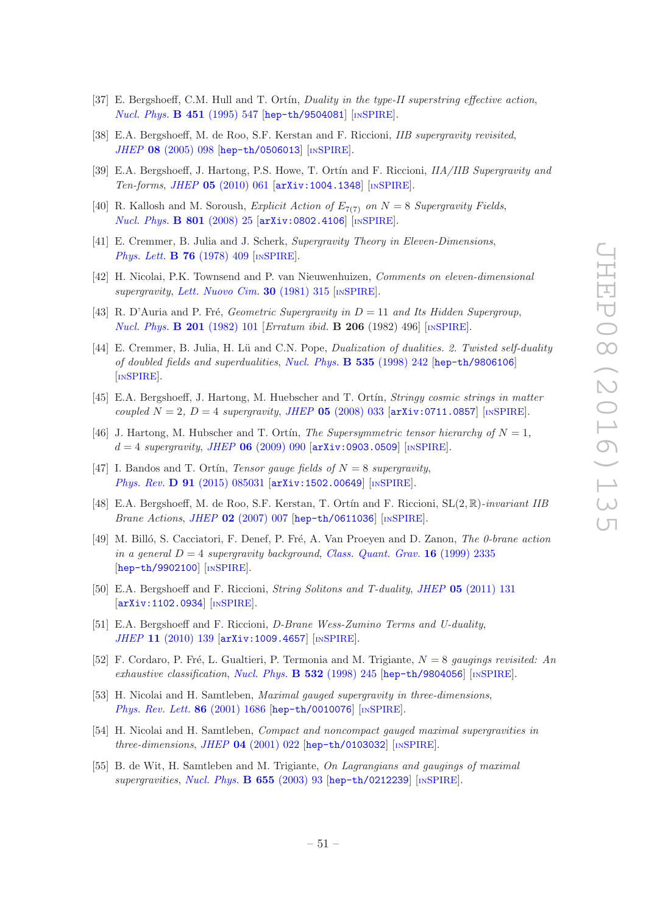[37] E. Bergshoeff, C.M. Hull and T. Ortín, *Duality in the type-II superstring effective action*, *Nucl. Phys.* **B 451** (1995) 547 [hep-th/9504081] [INSPIRE].

[38] E.A. Bergshoeff, M. de Roo, S.F. Kerstan and F. Riccioni, *IIB supergravity revisited*, *JHEP* **08** (2005) 098 [hep-th/0506013] [INSPIRE].

[39] E.A. Bergshoeff, J. Hartong, P.S. Howe, T. Ortín and F. Riccioni, *IIA/IIB Supergravity and Ten-forms*, *JHEP* **05** (2010) 061 [arXiv:1004.1348] [INSPIRE].

[40] R. Kallosh and M. Soroush, *Explicit Action of $E_{7(7)}$ on $N = 8$ Supergravity Fields*, *Nucl. Phys.* **B 801** (2008) 25 [arXiv:0802.4106] [INSPIRE].

[41] E. Cremmer, B. Julia and J. Scherk, *Supergravity Theory in Eleven-Dimensions*, *Phys. Lett.* **B 76** (1978) 409 [INSPIRE].

[42] H. Nicolai, P.K. Townsend and P. van Nieuwenhuizen, *Comments on eleven-dimensional supergravity*, *Lett. Nuovo Cim.* **30** (1981) 315 [INSPIRE].

[43] R. D'Auria and P. Fré, *Geometric Supergravity in $D = 11$ and Its Hidden Supergroup*, *Nucl. Phys.* **B 201** (1982) 101 [*Erratum ibid.* **B 206** (1982) 496] [INSPIRE].

[44] E. Cremmer, B. Julia, H. Lü and C.N. Pope, *Dualization of dualities. 2. Twisted self-duality of doubled fields and superdualities*, *Nucl. Phys.* **B 535** (1998) 242 [hep-th/9806106] [INSPIRE].

[45] E.A. Bergshoeff, J. Hartong, M. Huebscher and T. Ortín, *Stringy cosmic strings in matter coupled $N = 2$, $D = 4$ supergravity*, *JHEP* **05** (2008) 033 [arXiv:0711.0857] [INSPIRE].

[46] J. Hartong, M. Hubscher and T. Ortín, *The Supersymmetric tensor hierarchy of $N = 1$, $d = 4$ supergravity*, *JHEP* **06** (2009) 090 [arXiv:0903.0509] [INSPIRE].

[47] I. Bandos and T. Ortín, *Tensor gauge fields of $N = 8$ supergravity*, *Phys. Rev.* **D 91** (2015) 085031 [arXiv:1502.00649] [INSPIRE].

[48] E.A. Bergshoeff, M. de Roo, S.F. Kerstan, T. Ortín and F. Riccioni, *$SL(2,\mathbb{R})$-invariant IIB Brane Actions*, *JHEP* **02** (2007) 007 [hep-th/0611036] [INSPIRE].

[49] M. Billó, S. Cacciatori, F. Denef, P. Fré, A. Van Proeyen and D. Zanon, *The 0-brane action in a general $D = 4$ supergravity background*, *Class. Quant. Grav.* **16** (1999) 2335 [hep-th/9902100] [INSPIRE].

[50] E.A. Bergshoeff and F. Riccioni, *String Solitons and T-duality*, *JHEP* **05** (2011) 131 [arXiv:1102.0934] [INSPIRE].

[51] E.A. Bergshoeff and F. Riccioni, *D-Brane Wess-Zumino Terms and U-duality*, *JHEP* **11** (2010) 139 [arXiv:1009.4657] [INSPIRE].

[52] F. Cordaro, P. Fré, L. Gualtieri, P. Termonia and M. Trigiante, *$N = 8$ gaugings revisited: An exhaustive classification*, *Nucl. Phys.* **B 532** (1998) 245 [hep-th/9804056] [INSPIRE].

[53] H. Nicolai and H. Samtleben, *Maximal gauged supergravity in three-dimensions*, *Phys. Rev. Lett.* **86** (2001) 1686 [hep-th/0010076] [INSPIRE].

[54] H. Nicolai and H. Samtleben, *Compact and noncompact gauged maximal supergravities in three-dimensions*, *JHEP* **04** (2001) 022 [hep-th/0103032] [INSPIRE].

[55] B. de Wit, H. Samtleben and M. Trigiante, *On Lagrangians and gaugings of maximal supergravities*, *Nucl. Phys.* **B 655** (2003) 93 [hep-th/0212239] [INSPIRE].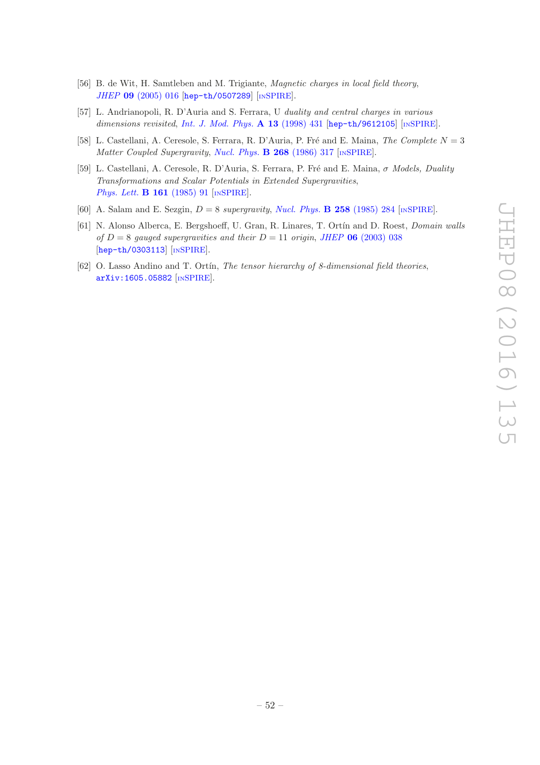[56] B. de Wit, H. Samtleben and M. Trigiante, *Magnetic charges in local field theory*, JHEP **09** (2005) 016 [hep-th/0507289] [INSPIRE].

[57] L. Andrianopoli, R. D'Auria and S. Ferrara, U *duality and central charges in various dimensions revisited*, Int. J. Mod. Phys. **A 13** (1998) 431 [hep-th/9612105] [INSPIRE].

[58] L. Castellani, A. Ceresole, S. Ferrara, R. D'Auria, P. Fré and E. Maina, *The Complete $N = 3$ Matter Coupled Supergravity*, Nucl. Phys. **B 268** (1986) 317 [INSPIRE].

[59] L. Castellani, A. Ceresole, R. D'Auria, S. Ferrara, P. Fré and E. Maina, *$\sigma$ Models, Duality Transformations and Scalar Potentials in Extended Supergravities*, Phys. Lett. **B 161** (1985) 91 [INSPIRE].

[60] A. Salam and E. Sezgin, *$D = 8$ supergravity*, Nucl. Phys. **B 258** (1985) 284 [INSPIRE].

[61] N. Alonso Alberca, E. Bergshoeff, U. Gran, R. Linares, T. Ortín and D. Roest, *Domain walls of $D = 8$ gauged supergravities and their $D = 11$ origin*, JHEP **06** (2003) 038 [hep-th/0303113] [INSPIRE].

[62] O. Lasso Andino and T. Ortín, *The tensor hierarchy of 8-dimensional field theories*, arXiv:1605.05882 [INSPIRE].